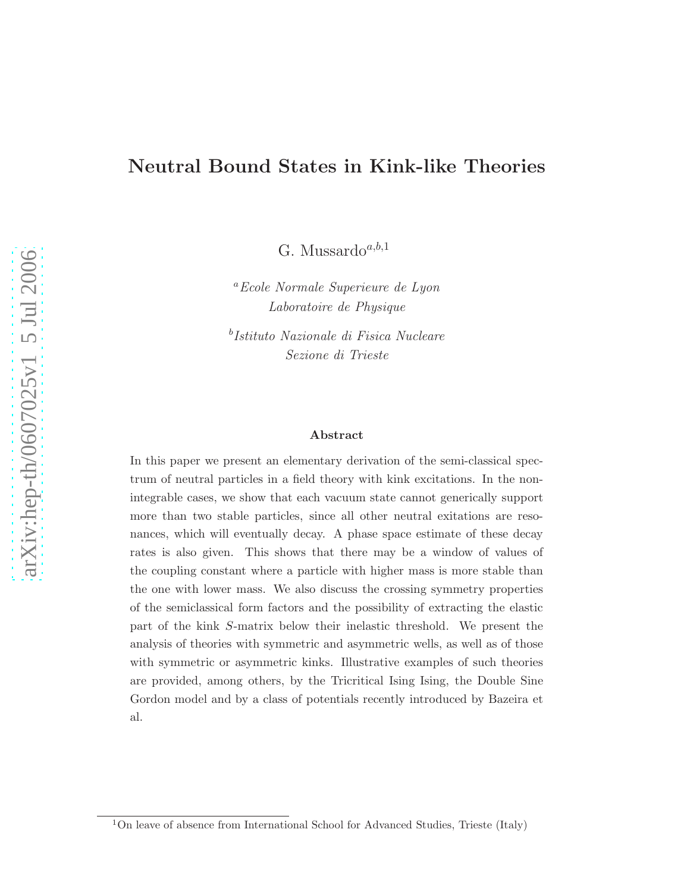# Neutral Bound States in Kink-like Theories

G. Mussardo[a,b,1]

[a] *Ecole Normale Superieure de Lyon*
*Laboratoire de Physique*

[b] *Istituto Nazionale di Fisica Nucleare*
*Sezione di Trieste*

### Abstract

In this paper we present an elementary derivation of the semi-classical spectrum of neutral particles in a field theory with kink excitations. In the non-integrable cases, we show that each vacuum state cannot generically support more than two stable particles, since all other neutral exitations are resonances, which will eventually decay. A phase space estimate of these decay rates is also given. This shows that there may be a window of values of the coupling constant where a particle with higher mass is more stable than the one with lower mass. We also discuss the crossing symmetry properties of the semiclassical form factors and the possibility of extracting the elastic part of the kink $S$-matrix below their inelastic threshold. We present the analysis of theories with symmetric and asymmetric wells, as well as of those with symmetric or asymmetric kinks. Illustrative examples of such theories are provided, among others, by the Tricritical Ising Ising, the Double Sine Gordon model and by a class of potentials recently introduced by Bazeira et al.

[1] On leave of absence from International School for Advanced Studies, Trieste (Italy)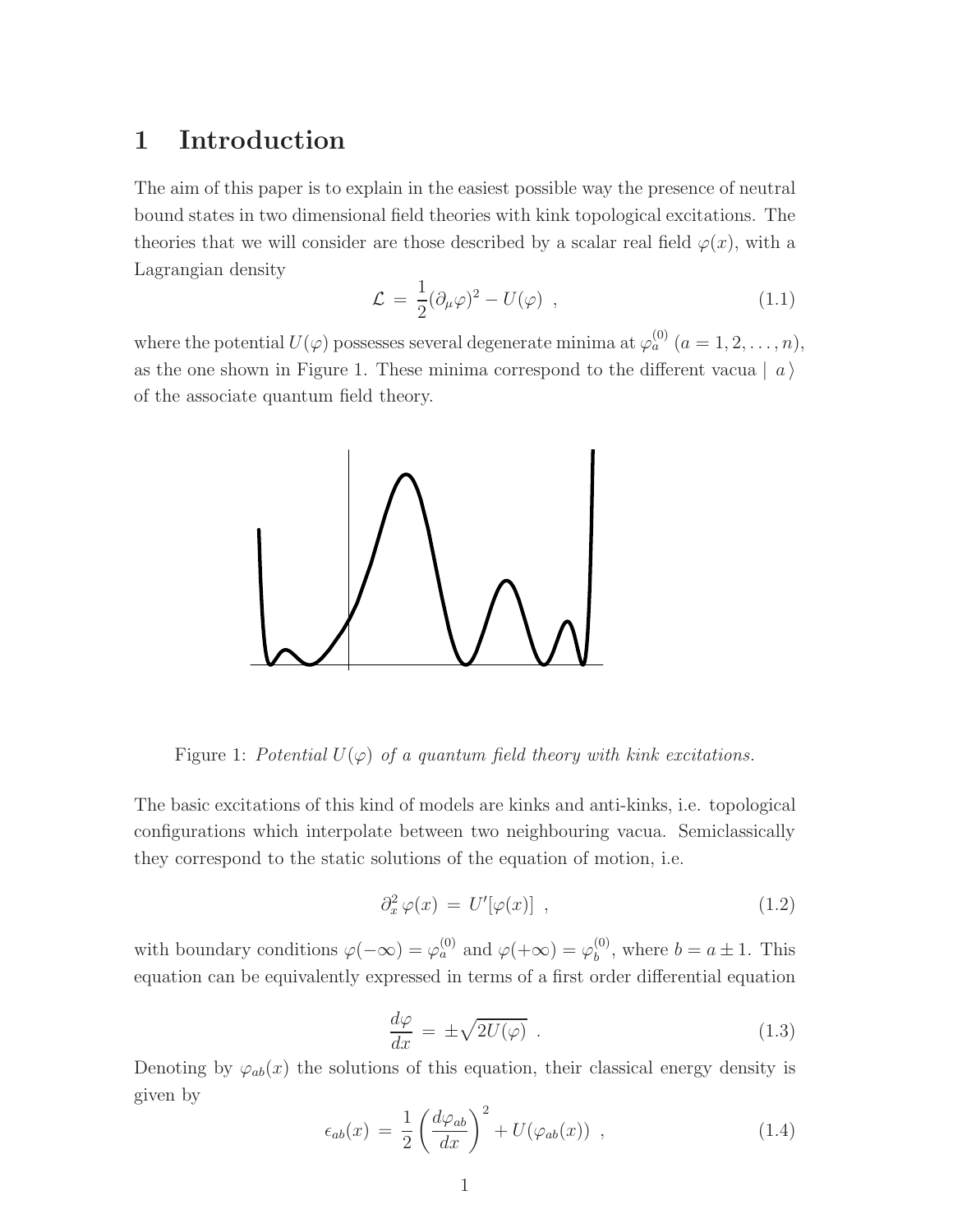# 1 Introduction

The aim of this paper is to explain in the easiest possible way the presence of neutral bound states in two dimensional field theories with kink topological excitations. The theories that we will consider are those described by a scalar real field $\varphi(x)$, with a Lagrangian density

$$\mathcal{L} \,=\, \frac{1}{2}(\partial_\mu \varphi)^2 - U(\varphi) \ \ , \tag{1.1}$$

where the potential $U(\varphi)$ possesses several degenerate minima at $\varphi_a^{(0)}$ $(a = 1, 2, \ldots, n)$, as the one shown in Figure 1. These minima correspond to the different vacua $\mid a \,\rangle$ of the associate quantum field theory.

Figure 1: *Potential $U(\varphi)$ of a quantum field theory with kink excitations.*

The basic excitations of this kind of models are kinks and anti-kinks, i.e. topological configurations which interpolate between two neighbouring vacua. Semiclassically they correspond to the static solutions of the equation of motion, i.e.

$$\partial_x^2 \, \varphi(x) \,=\, U'[\varphi(x)] \ \ , \tag{1.2}$$

with boundary conditions $\varphi(-\infty) = \varphi_a^{(0)}$ and $\varphi(+\infty) = \varphi_b^{(0)}$, where $b = a \pm 1$. This equation can be equivalently expressed in terms of a first order differential equation

$$\frac{d\varphi}{dx} \,=\, \pm\sqrt{2U(\varphi)} \ \ . \tag{1.3}$$

Denoting by $\varphi_{ab}(x)$ the solutions of this equation, their classical energy density is given by

$$\epsilon_{ab}(x) \,=\, \frac{1}{2}\left(\frac{d\varphi_{ab}}{dx}\right)^2 + U(\varphi_{ab}(x)) \ \ , \tag{1.4}$$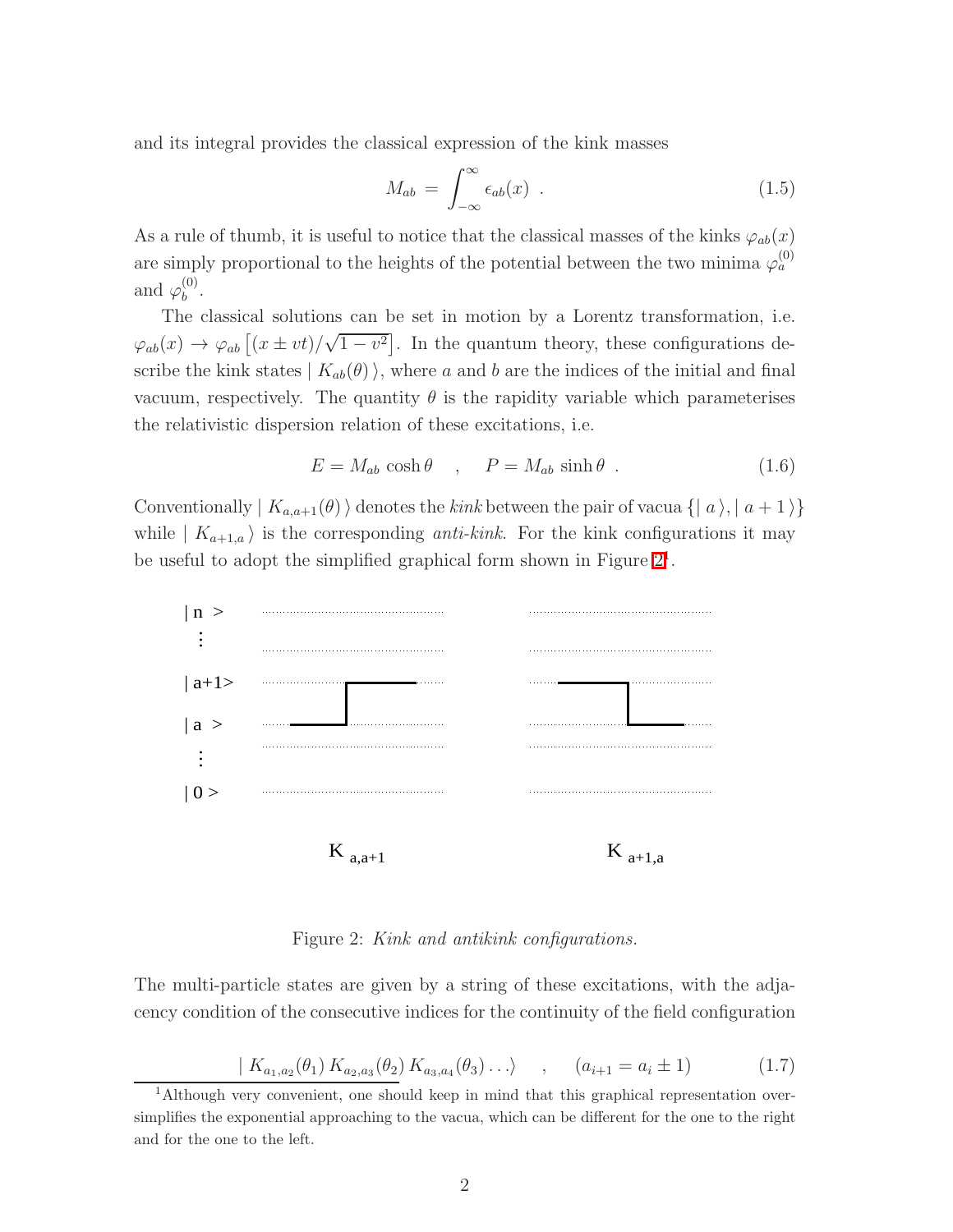and its integral provides the classical expression of the kink masses

$$M_{ab} = \int_{-\infty}^{\infty} \epsilon_{ab}(x) \ . \tag{1.5}$$

As a rule of thumb, it is useful to notice that the classical masses of the kinks $\varphi_{ab}(x)$ are simply proportional to the heights of the potential between the two minima $\varphi_a^{(0)}$ and $\varphi_b^{(0)}$.

The classical solutions can be set in motion by a Lorentz transformation, i.e. $\varphi_{ab}(x) \to \varphi_{ab}\left[(x \pm vt)/\sqrt{1-v^2}\right]$. In the quantum theory, these configurations describe the kink states $\mid K_{ab}(\theta)\,\rangle$, where $a$ and $b$ are the indices of the initial and final vacuum, respectively. The quantity $\theta$ is the rapidity variable which parameterises the relativistic dispersion relation of these excitations, i.e.

$$E = M_{ab}\cosh\theta \quad , \quad P = M_{ab}\sinh\theta \ . \tag{1.6}$$

Conventionally $\mid K_{a,a+1}(\theta)\,\rangle$ denotes the *kink* between the pair of vacua $\{\mid a\,\rangle, \mid a+1\,\rangle\}$ while $\mid K_{a+1,a}\,\rangle$ is the corresponding *anti-kink*. For the kink configurations it may be useful to adopt the simplified graphical form shown in Figure 2[1].

Figure 2: *Kink and antikink configurations.*

The multi-particle states are given by a string of these excitations, with the adjacency condition of the consecutive indices for the continuity of the field configuration

$$\mid K_{a_1,a_2}(\theta_1)\, K_{a_2,a_3}(\theta_2)\, K_{a_3,a_4}(\theta_3)\ldots\rangle \quad , \quad (a_{i+1} = a_i \pm 1) \tag{1.7}$$

[1] Although very convenient, one should keep in mind that this graphical representation oversimplifies the exponential approaching to the vacua, which can be different for the one to the right and for the one to the left.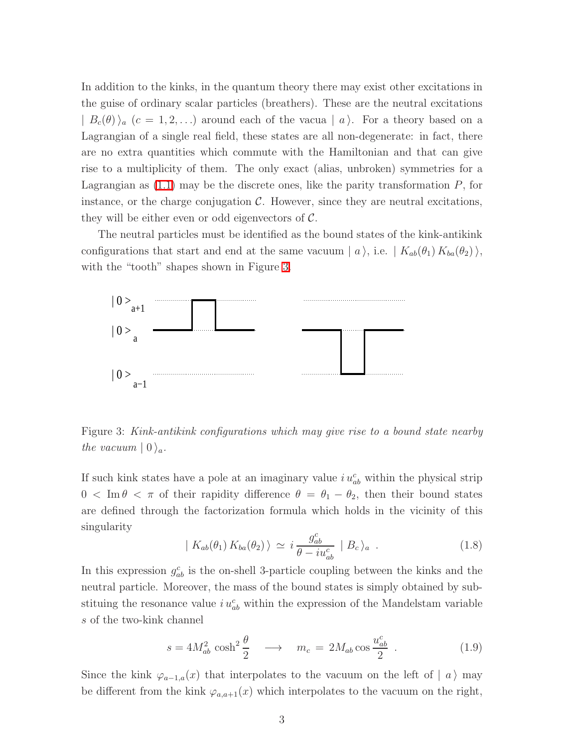In addition to the kinks, in the quantum theory there may exist other excitations in the guise of ordinary scalar particles (breathers). These are the neutral excitations $| \, B_c(\theta) \, \rangle_a$ ($c = 1, 2, \ldots$) around each of the vacua $| \, a \, \rangle$. For a theory based on a Lagrangian of a single real field, these states are all non-degenerate: in fact, there are no extra quantities which commute with the Hamiltonian and that can give rise to a multiplicity of them. The only exact (alias, unbroken) symmetries for a Lagrangian as (1.1) may be the discrete ones, like the parity transformation $P$, for instance, or the charge conjugation $\mathcal{C}$. However, since they are neutral excitations, they will be either even or odd eigenvectors of $\mathcal{C}$.

The neutral particles must be identified as the bound states of the kink-antikink configurations that start and end at the same vacuum $| \, a \, \rangle$, i.e. $| \, K_{ab}(\theta_1) \, K_{ba}(\theta_2) \, \rangle$, with the "tooth" shapes shown in Figure 3.

Figure 3: *Kink-antikink configurations which may give rise to a bound state nearby the vacuum* $| \, 0 \, \rangle_a$.

If such kink states have a pole at an imaginary value $i \, u_{ab}^c$ within the physical strip $0 < \text{Im} \, \theta < \pi$ of their rapidity difference $\theta = \theta_1 - \theta_2$, then their bound states are defined through the factorization formula which holds in the vicinity of this singularity

$$
| \, K_{ab}(\theta_1) \, K_{ba}(\theta_2) \, \rangle \simeq i \, \frac{g_{ab}^c}{\theta - i u_{ab}^c} \; | \, B_c \, \rangle_a \; . \tag{1.8}
$$

In this expression $g_{ab}^c$ is the on-shell 3-particle coupling between the kinks and the neutral particle. Moreover, the mass of the bound states is simply obtained by substituing the resonance value $i \, u_{ab}^c$ within the expression of the Mandelstam variable $s$ of the two-kink channel

$$
s = 4 M_{ab}^2 \cosh^2 \frac{\theta}{2} \quad \longrightarrow \quad m_c \, = \, 2 M_{ab} \cos \frac{u_{ab}^c}{2} \; . \tag{1.9}
$$

Since the kink $\varphi_{a-1,a}(x)$ that interpolates to the vacuum on the left of $| \, a \, \rangle$ may be different from the kink $\varphi_{a,a+1}(x)$ which interpolates to the vacuum on the right,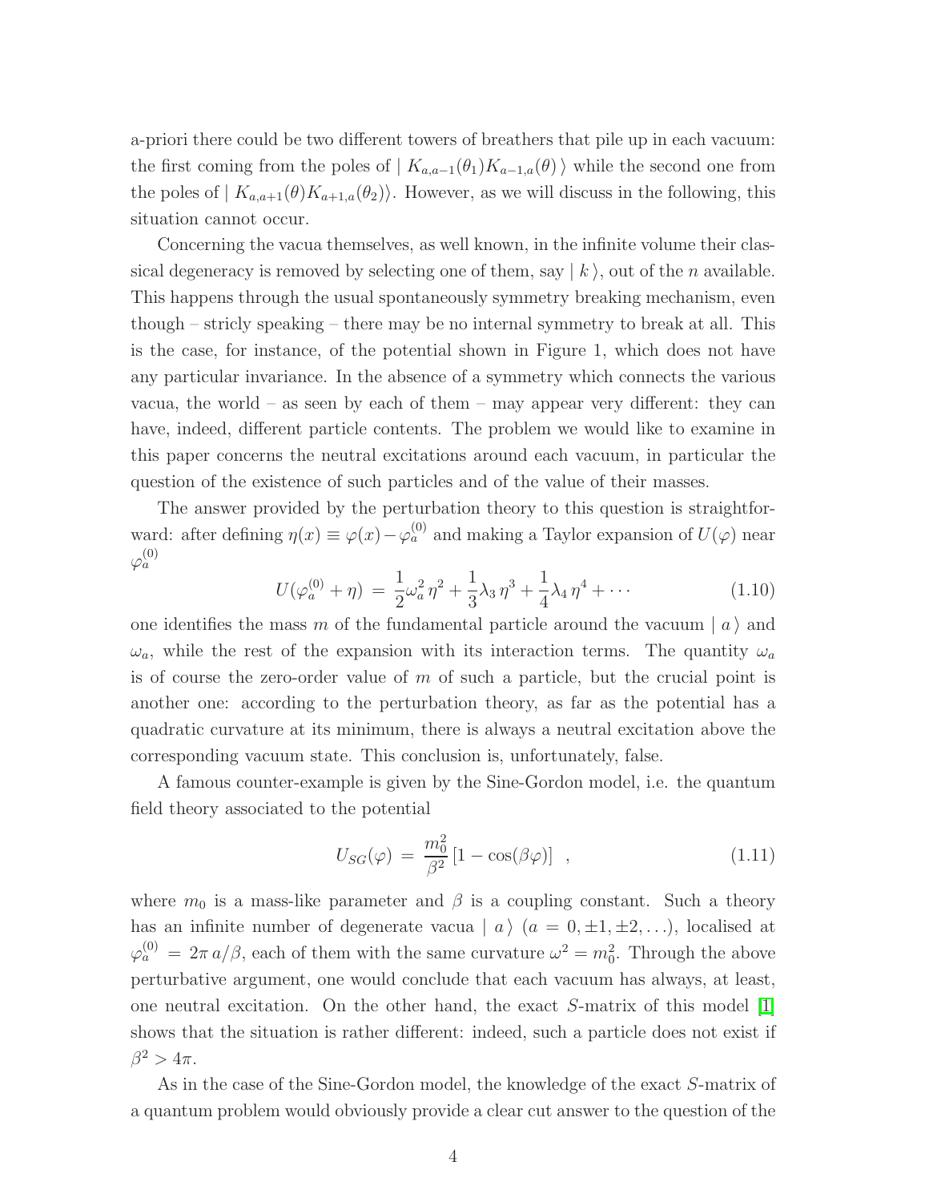a-priori there could be two different towers of breathers that pile up in each vacuum: the first coming from the poles of $| \, K_{a,a-1}(\theta_1) K_{a-1,a}(\theta) \, \rangle$ while the second one from the poles of $| \, K_{a,a+1}(\theta) K_{a+1,a}(\theta_2) \rangle$. However, as we will discuss in the following, this situation cannot occur.

Concerning the vacua themselves, as well known, in the infinite volume their classical degeneracy is removed by selecting one of them, say $| \, k \, \rangle$, out of the $n$ available. This happens through the usual spontaneously symmetry breaking mechanism, even though – stricly speaking – there may be no internal symmetry to break at all. This is the case, for instance, of the potential shown in Figure 1, which does not have any particular invariance. In the absence of a symmetry which connects the various vacua, the world – as seen by each of them – may appear very different: they can have, indeed, different particle contents. The problem we would like to examine in this paper concerns the neutral excitations around each vacuum, in particular the question of the existence of such particles and of the value of their masses.

The answer provided by the perturbation theory to this question is straightforward: after defining $\eta(x) \equiv \varphi(x) - \varphi_a^{(0)}$ and making a Taylor expansion of $U(\varphi)$ near $\varphi_a^{(0)}$

$$U(\varphi_a^{(0)} + \eta) \,=\, \frac{1}{2}\omega_a^2 \, \eta^2 + \frac{1}{3}\lambda_3 \, \eta^3 + \frac{1}{4}\lambda_4 \, \eta^4 + \cdots \tag{1.10}$$

one identifies the mass $m$ of the fundamental particle around the vacuum $| \, a \, \rangle$ and $\omega_a$, while the rest of the expansion with its interaction terms. The quantity $\omega_a$ is of course the zero-order value of $m$ of such a particle, but the crucial point is another one: according to the perturbation theory, as far as the potential has a quadratic curvature at its minimum, there is always a neutral excitation above the corresponding vacuum state. This conclusion is, unfortunately, false.

A famous counter-example is given by the Sine-Gordon model, i.e. the quantum field theory associated to the potential

$$U_{SG}(\varphi) \,=\, \frac{m_0^2}{\beta^2} \left[1 - \cos(\beta\varphi)\right] \quad , \tag{1.11}$$

where $m_0$ is a mass-like parameter and $\beta$ is a coupling constant. Such a theory has an infinite number of degenerate vacua $| \, a \, \rangle$ ($a = 0, \pm 1, \pm 2, \ldots$), localised at $\varphi_a^{(0)} = 2\pi \, a/\beta$, each of them with the same curvature $\omega^2 = m_0^2$. Through the above perturbative argument, one would conclude that each vacuum has always, at least, one neutral excitation. On the other hand, the exact $S$-matrix of this model [1] shows that the situation is rather different: indeed, such a particle does not exist if $\beta^2 > 4\pi$.

As in the case of the Sine-Gordon model, the knowledge of the exact $S$-matrix of a quantum problem would obviously provide a clear cut answer to the question of the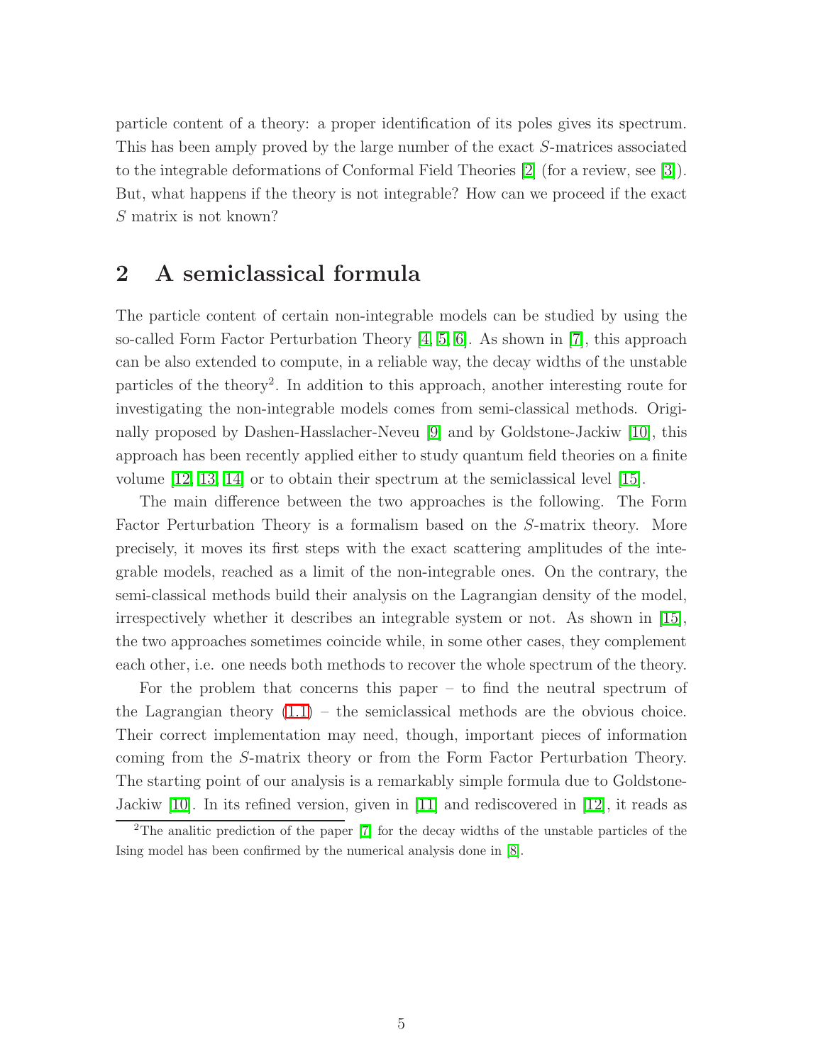particle content of a theory: a proper identification of its poles gives its spectrum. This has been amply proved by the large number of the exact $S$-matrices associated to the integrable deformations of Conformal Field Theories [2] (for a review, see [3]). But, what happens if the theory is not integrable? How can we proceed if the exact $S$ matrix is not known?

## 2 A semiclassical formula

The particle content of certain non-integrable models can be studied by using the so-called Form Factor Perturbation Theory [4, 5, 6]. As shown in [7], this approach can be also extended to compute, in a reliable way, the decay widths of the unstable particles of the theory[2]. In addition to this approach, another interesting route for investigating the non-integrable models comes from semi-classical methods. Originally proposed by Dashen-Hasslacher-Neveu [9] and by Goldstone-Jackiw [10], this approach has been recently applied either to study quantum field theories on a finite volume [12, 13, 14] or to obtain their spectrum at the semiclassical level [15].

The main difference between the two approaches is the following. The Form Factor Perturbation Theory is a formalism based on the $S$-matrix theory. More precisely, it moves its first steps with the exact scattering amplitudes of the integrable models, reached as a limit of the non-integrable ones. On the contrary, the semi-classical methods build their analysis on the Lagrangian density of the model, irrespectively whether it describes an integrable system or not. As shown in [15], the two approaches sometimes coincide while, in some other cases, they complement each other, i.e. one needs both methods to recover the whole spectrum of the theory.

For the problem that concerns this paper – to find the neutral spectrum of the Lagrangian theory (1.1) – the semiclassical methods are the obvious choice. Their correct implementation may need, though, important pieces of information coming from the $S$-matrix theory or from the Form Factor Perturbation Theory. The starting point of our analysis is a remarkably simple formula due to Goldstone-Jackiw [10]. In its refined version, given in [11] and rediscovered in [12], it reads as

[2] The analitic prediction of the paper [7] for the decay widths of the unstable particles of the Ising model has been confirmed by the numerical analysis done in [8].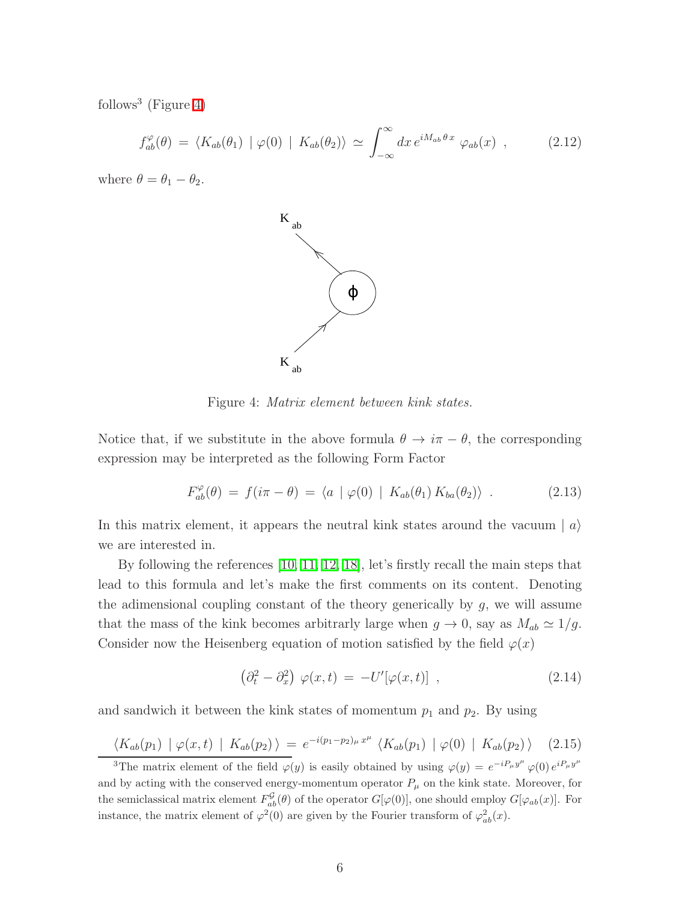follows[3] (Figure 4)

$$f^{\varphi}_{ab}(\theta) \,=\, \langle K_{ab}(\theta_1) \mid \varphi(0) \mid K_{ab}(\theta_2)\rangle \,\simeq\, \int_{-\infty}^{\infty} dx\, e^{iM_{ab}\,\theta\, x}\; \varphi_{ab}(x) \;\;, \tag{2.12}$$

where $\theta = \theta_1 - \theta_2$.

Figure 4: *Matrix element between kink states.*

Notice that, if we substitute in the above formula $\theta \to i\pi - \theta$, the corresponding expression may be interpreted as the following Form Factor

$$F^{\varphi}_{ab}(\theta) \,=\, f(i\pi - \theta) \,=\, \langle a \mid \varphi(0) \mid K_{ab}(\theta_1)\, K_{ba}(\theta_2)\rangle \;\;. \tag{2.13}$$

In this matrix element, it appears the neutral kink states around the vacuum $\mid a\rangle$ we are interested in.

By following the references [10, 11, 12, 18], let's firstly recall the main steps that lead to this formula and let's make the first comments on its content. Denoting the adimensional coupling constant of the theory generically by $g$, we will assume that the mass of the kink becomes arbitrarly large when $g \to 0$, say as $M_{ab} \simeq 1/g$. Consider now the Heisenberg equation of motion satisfied by the field $\varphi(x)$

$$\left(\partial_t^2 - \partial_x^2\right)\, \varphi(x,t) \,=\, -U'[\varphi(x,t)] \;\;, \tag{2.14}$$

and sandwich it between the kink states of momentum $p_1$ and $p_2$. By using

$$\langle K_{ab}(p_1) \mid \varphi(x,t) \mid K_{ab}(p_2)\,\rangle \,=\, e^{-i(p_1-p_2)_\mu\, x^\mu}\; \langle K_{ab}(p_1) \mid \varphi(0) \mid K_{ab}(p_2)\,\rangle \tag{2.15}$$

[3] The matrix element of the field $\varphi(y)$ is easily obtained by using $\varphi(y) = e^{-iP_\mu y^\mu}\, \varphi(0)\, e^{iP_\mu y^\mu}$ and by acting with the conserved energy-momentum operator $P_\mu$ on the kink state. Moreover, for the semiclassical matrix element $F^{\mathcal{G}}_{ab}(\theta)$ of the operator $G[\varphi(0)]$, one should employ $G[\varphi_{ab}(x)]$. For instance, the matrix element of $\varphi^2(0)$ are given by the Fourier transform of $\varphi^2_{ab}(x)$.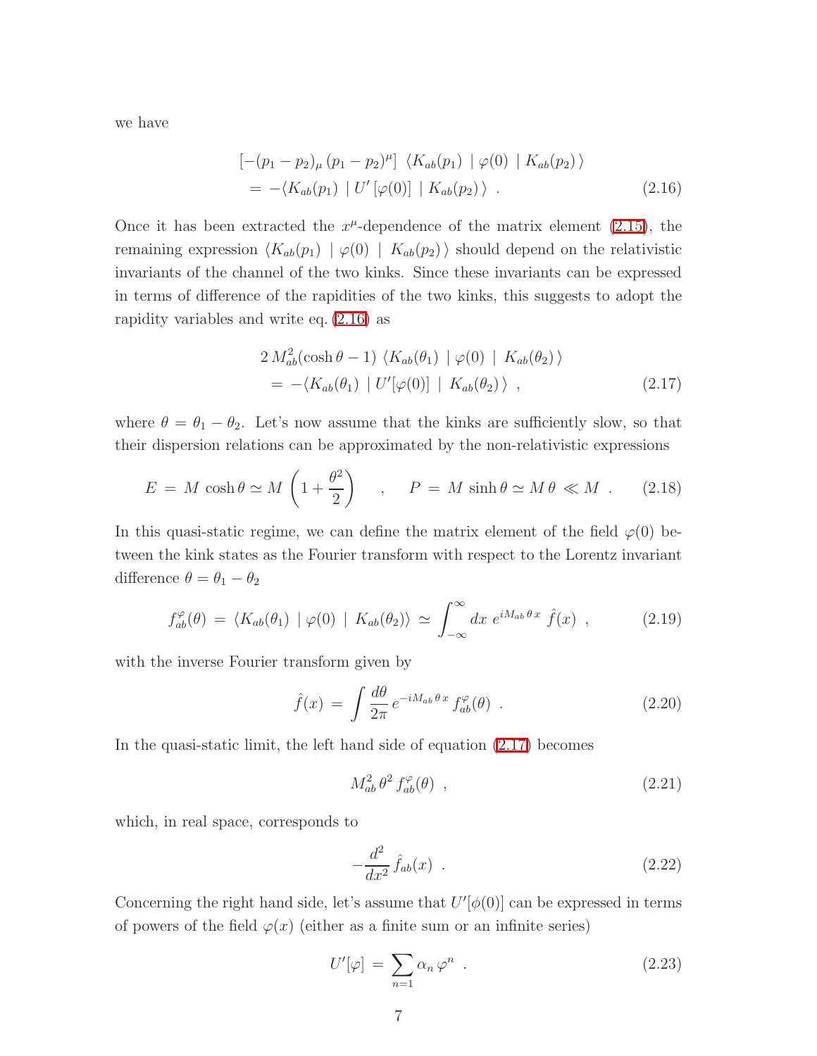we have

$$
\begin{aligned}
&[-(p_1 - p_2)_\mu \, (p_1 - p_2)^\mu] \; \langle K_{ab}(p_1) \mid \varphi(0) \mid K_{ab}(p_2) \rangle \\
&\quad = \; -\langle K_{ab}(p_1) \mid U'\left[\varphi(0)\right] \mid K_{ab}(p_2) \rangle \ . 
\end{aligned}
\tag{2.16}
$$

Once it has been extracted the $x^\mu$-dependence of the matrix element (2.15), the remaining expression $\langle K_{ab}(p_1) \mid \varphi(0) \mid K_{ab}(p_2) \rangle$ should depend on the relativistic invariants of the channel of the two kinks. Since these invariants can be expressed in terms of difference of the rapidities of the two kinks, this suggests to adopt the rapidity variables and write eq. (2.16) as

$$
\begin{aligned}
&2\, M_{ab}^2 (\cosh\theta - 1) \; \langle K_{ab}(\theta_1) \mid \varphi(0) \mid K_{ab}(\theta_2) \rangle \\
&\quad = \; -\langle K_{ab}(\theta_1) \mid U'[\varphi(0)] \mid K_{ab}(\theta_2) \rangle \ ,
\end{aligned}
\tag{2.17}
$$

where $\theta = \theta_1 - \theta_2$. Let's now assume that the kinks are sufficiently slow, so that their dispersion relations can be approximated by the non-relativistic expressions

$$
E \, = \, M \, \cosh\theta \simeq M \left(1 + \frac{\theta^2}{2}\right) \quad , \quad P \, = \, M \, \sinh\theta \simeq M \, \theta \ll M \ . \tag{2.18}
$$

In this quasi-static regime, we can define the matrix element of the field $\varphi(0)$ between the kink states as the Fourier transform with respect to the Lorentz invariant difference $\theta = \theta_1 - \theta_2$

$$
f_{ab}^{\varphi}(\theta) \, = \, \langle K_{ab}(\theta_1) \mid \varphi(0) \mid K_{ab}(\theta_2) \rangle \, \simeq \, \int_{-\infty}^{\infty} dx \; e^{i M_{ab}\, \theta\, x} \; \hat{f}(x) \ , \tag{2.19}
$$

with the inverse Fourier transform given by

$$
\hat{f}(x) \, = \, \int \frac{d\theta}{2\pi} \, e^{-i M_{ab}\, \theta\, x} \, f_{ab}^{\varphi}(\theta) \ . \tag{2.20}
$$

In the quasi-static limit, the left hand side of equation (2.17) becomes

$$
M_{ab}^2 \, \theta^2 \, f_{ab}^{\varphi}(\theta) \ , \tag{2.21}
$$

which, in real space, corresponds to

$$
-\frac{d^2}{dx^2} \, \hat{f}_{ab}(x) \ . \tag{2.22}
$$

Concerning the right hand side, let's assume that $U'[\phi(0)]$ can be expressed in terms of powers of the field $\varphi(x)$ (either as a finite sum or an infinite series)

$$
U'[\varphi] \, = \, \sum_{n=1} \alpha_n \, \varphi^n \ . \tag{2.23}
$$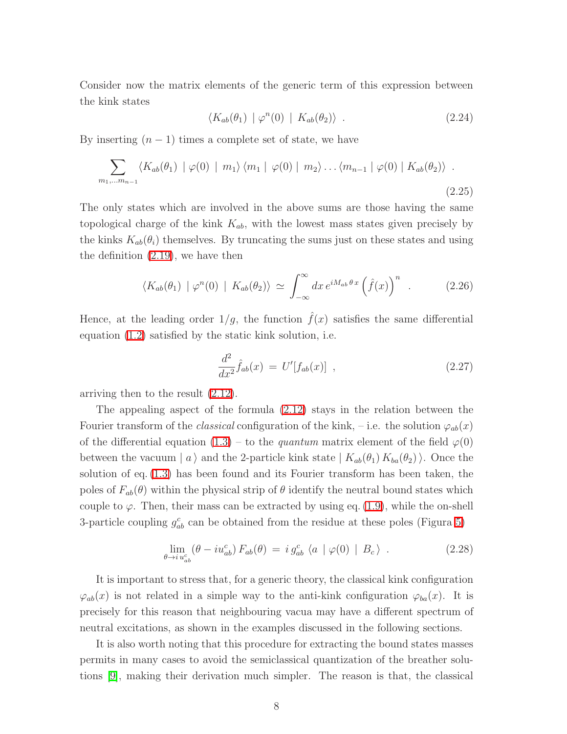Consider now the matrix elements of the generic term of this expression between the kink states

$$\langle K_{ab}(\theta_1) \mid \varphi^n(0) \mid K_{ab}(\theta_2)\rangle \ . \tag{2.24}$$

By inserting $(n-1)$ times a complete set of state, we have

$$\sum_{m_1,\ldots m_{n-1}} \langle K_{ab}(\theta_1) \mid \varphi(0) \mid m_1\rangle \langle m_1 \mid \varphi(0) \mid m_2\rangle \ldots \langle m_{n-1} \mid \varphi(0) \mid K_{ab}(\theta_2)\rangle \ . \tag{2.25}$$

The only states which are involved in the above sums are those having the same topological charge of the kink $K_{ab}$, with the lowest mass states given precisely by the kinks $K_{ab}(\theta_i)$ themselves. By truncating the sums just on these states and using the definition (2.19), we have then

$$\langle K_{ab}(\theta_1) \mid \varphi^n(0) \mid K_{ab}(\theta_2)\rangle \simeq \int_{-\infty}^{\infty} dx\, e^{iM_{ab}\,\theta\, x} \left(\hat{f}(x)\right)^n \ . \tag{2.26}$$

Hence, at the leading order $1/g$, the function $\hat{f}(x)$ satisfies the same differential equation (1.2) satisfied by the static kink solution, i.e.

$$\frac{d^2}{dx^2}\hat{f}_{ab}(x) = U'[f_{ab}(x)] \ , \tag{2.27}$$

arriving then to the result (2.12).

The appealing aspect of the formula (2.12) stays in the relation between the Fourier transform of the *classical* configuration of the kink, – i.e. the solution $\varphi_{ab}(x)$ of the differential equation (1.3) – to the *quantum* matrix element of the field $\varphi(0)$ between the vacuum $\mid a\,\rangle$ and the 2-particle kink state $\mid K_{ab}(\theta_1)\, K_{ba}(\theta_2)\,\rangle$. Once the solution of eq. (1.3) has been found and its Fourier transform has been taken, the poles of $F_{ab}(\theta)$ within the physical strip of $\theta$ identify the neutral bound states which couple to $\varphi$. Then, their mass can be extracted by using eq. (1.9), while the on-shell 3-particle coupling $g_{ab}^c$ can be obtained from the residue at these poles (Figura 5)

$$\lim_{\theta \to i\, u_{ab}^c} (\theta - iu_{ab}^c)\, F_{ab}(\theta) = i\, g_{ab}^c \,\langle a \mid \varphi(0) \mid B_c\,\rangle \ . \tag{2.28}$$

It is important to stress that, for a generic theory, the classical kink configuration $\varphi_{ab}(x)$ is not related in a simple way to the anti-kink configuration $\varphi_{ba}(x)$. It is precisely for this reason that neighbouring vacua may have a different spectrum of neutral excitations, as shown in the examples discussed in the following sections.

It is also worth noting that this procedure for extracting the bound states masses permits in many cases to avoid the semiclassical quantization of the breather solutions [9], making their derivation much simpler. The reason is that, the classical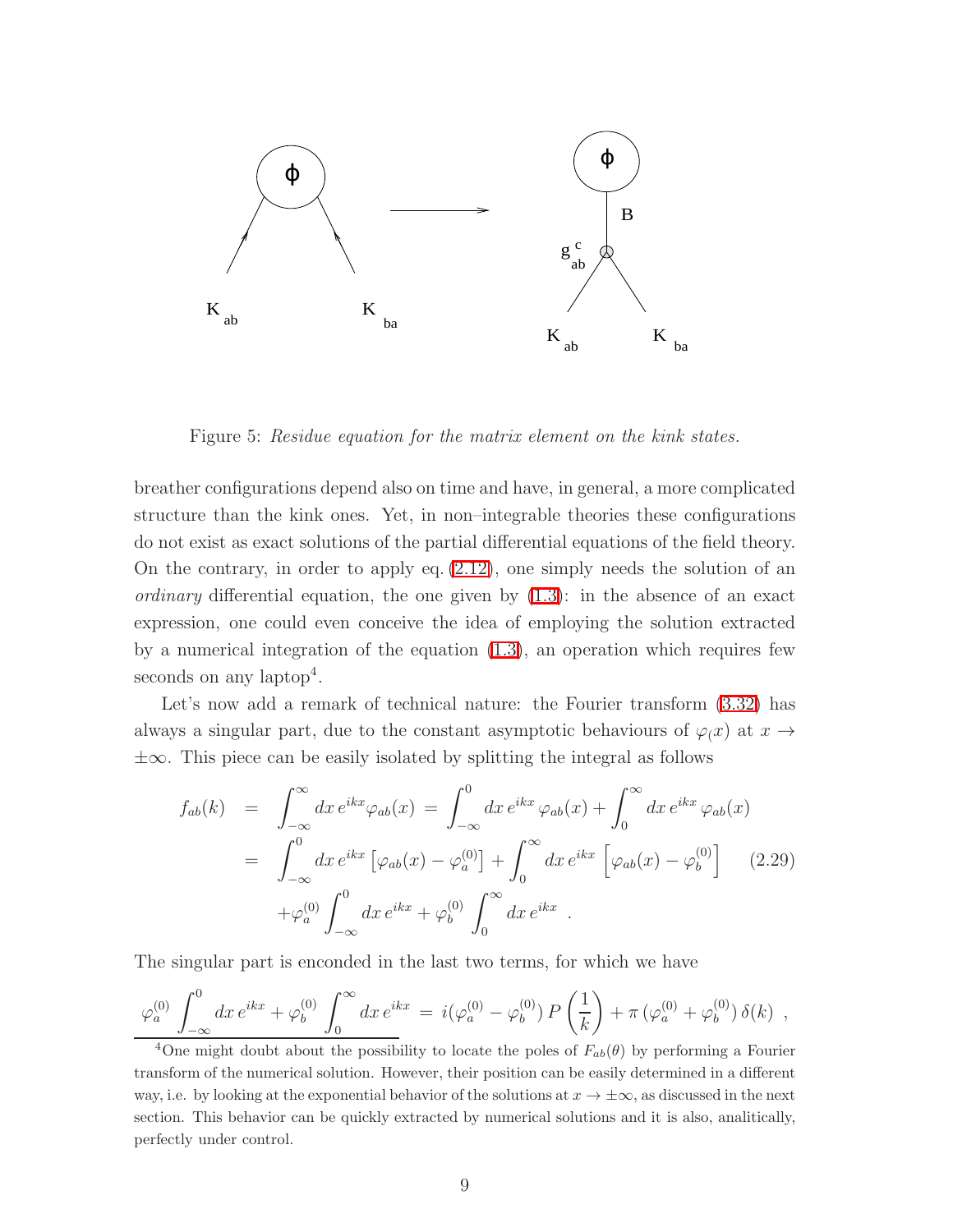Figure 5: *Residue equation for the matrix element on the kink states.*

breather configurations depend also on time and have, in general, a more complicated structure than the kink ones. Yet, in non–integrable theories these configurations do not exist as exact solutions of the partial differential equations of the field theory. On the contrary, in order to apply eq. (2.12), one simply needs the solution of an *ordinary* differential equation, the one given by (1.3): in the absence of an exact expression, one could even conceive the idea of employing the solution extracted by a numerical integration of the equation (1.3), an operation which requires few seconds on any laptop[4].

Let's now add a remark of technical nature: the Fourier transform (3.32) has always a singular part, due to the constant asymptotic behaviours of $\varphi_(x)$ at $x \to \pm\infty$. This piece can be easily isolated by splitting the integral as follows

$$
\begin{aligned}
f_{ab}(k) &= \int_{-\infty}^{\infty} dx\, e^{ikx} \varphi_{ab}(x) = \int_{-\infty}^{0} dx\, e^{ikx}\, \varphi_{ab}(x) + \int_{0}^{\infty} dx\, e^{ikx}\, \varphi_{ab}(x) \\
&= \int_{-\infty}^{0} dx\, e^{ikx} \left[\varphi_{ab}(x) - \varphi_a^{(0)}\right] + \int_{0}^{\infty} dx\, e^{ikx} \left[\varphi_{ab}(x) - \varphi_b^{(0)}\right] \\
&\quad + \varphi_a^{(0)} \int_{-\infty}^{0} dx\, e^{ikx} + \varphi_b^{(0)} \int_{0}^{\infty} dx\, e^{ikx} \ .
\end{aligned}
\tag{2.29}
$$

The singular part is enconded in the last two terms, for which we have

$$
\varphi_a^{(0)} \int_{-\infty}^{0} dx\, e^{ikx} + \varphi_b^{(0)} \int_{0}^{\infty} dx\, e^{ikx} = i(\varphi_a^{(0)} - \varphi_b^{(0)})\, P\left(\frac{1}{k}\right) + \pi\, (\varphi_a^{(0)} + \varphi_b^{(0)})\, \delta(k) \ ,
$$

[4] One might doubt about the possibility to locate the poles of $F_{ab}(\theta)$ by performing a Fourier transform of the numerical solution. However, their position can be easily determined in a different way, i.e. by looking at the exponential behavior of the solutions at $x \to \pm\infty$, as discussed in the next section. This behavior can be quickly extracted by numerical solutions and it is also, analitically, perfectly under control.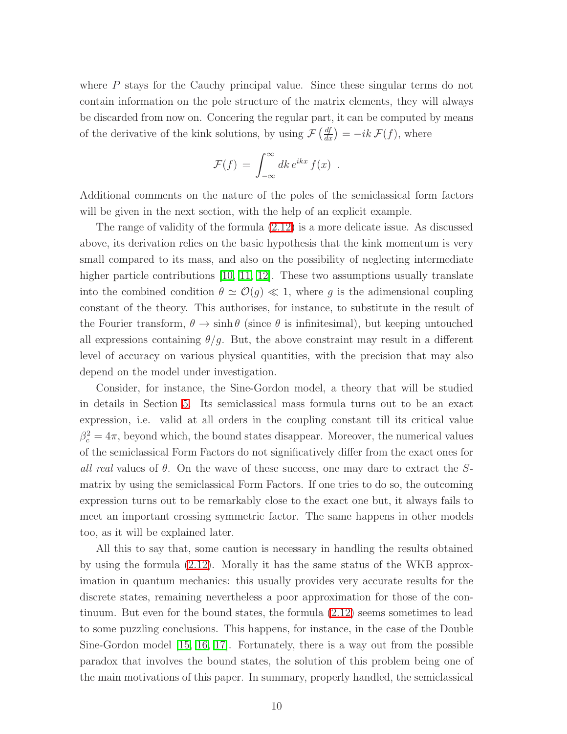where $P$ stays for the Cauchy principal value. Since these singular terms do not contain information on the pole structure of the matrix elements, they will always be discarded from now on. Concering the regular part, it can be computed by means of the derivative of the kink solutions, by using $\mathcal{F}\left(\frac{df}{dx}\right) = -ik\,\mathcal{F}(f)$, where

$$\mathcal{F}(f) \,=\, \int_{-\infty}^{\infty} dk\, e^{ikx}\, f(x) \ \ .$$

Additional comments on the nature of the poles of the semiclassical form factors will be given in the next section, with the help of an explicit example.

The range of validity of the formula (2.12) is a more delicate issue. As discussed above, its derivation relies on the basic hypothesis that the kink momentum is very small compared to its mass, and also on the possibility of neglecting intermediate higher particle contributions [10, 11, 12]. These two assumptions usually translate into the combined condition $\theta \simeq \mathcal{O}(g) \ll 1$, where $g$ is the adimensional coupling constant of the theory. This authorises, for instance, to substitute in the result of the Fourier transform, $\theta \to \sinh\theta$ (since $\theta$ is infinitesimal), but keeping untouched all expressions containing $\theta/g$. But, the above constraint may result in a different level of accuracy on various physical quantities, with the precision that may also depend on the model under investigation.

Consider, for instance, the Sine-Gordon model, a theory that will be studied in details in Section 5. Its semiclassical mass formula turns out to be an exact expression, i.e. valid at all orders in the coupling constant till its critical value $\beta_c^2 = 4\pi$, beyond which, the bound states disappear. Moreover, the numerical values of the semiclassical Form Factors do not significatively differ from the exact ones for *all real* values of $\theta$. On the wave of these success, one may dare to extract the $S$-matrix by using the semiclassical Form Factors. If one tries to do so, the outcoming expression turns out to be remarkably close to the exact one but, it always fails to meet an important crossing symmetric factor. The same happens in other models too, as it will be explained later.

All this to say that, some caution is necessary in handling the results obtained by using the formula (2.12). Morally it has the same status of the WKB approximation in quantum mechanics: this usually provides very accurate results for the discrete states, remaining nevertheless a poor approximation for those of the continuum. But even for the bound states, the formula (2.12) seems sometimes to lead to some puzzling conclusions. This happens, for instance, in the case of the Double Sine-Gordon model [15, 16, 17]. Fortunately, there is a way out from the possible paradox that involves the bound states, the solution of this problem being one of the main motivations of this paper. In summary, properly handled, the semiclassical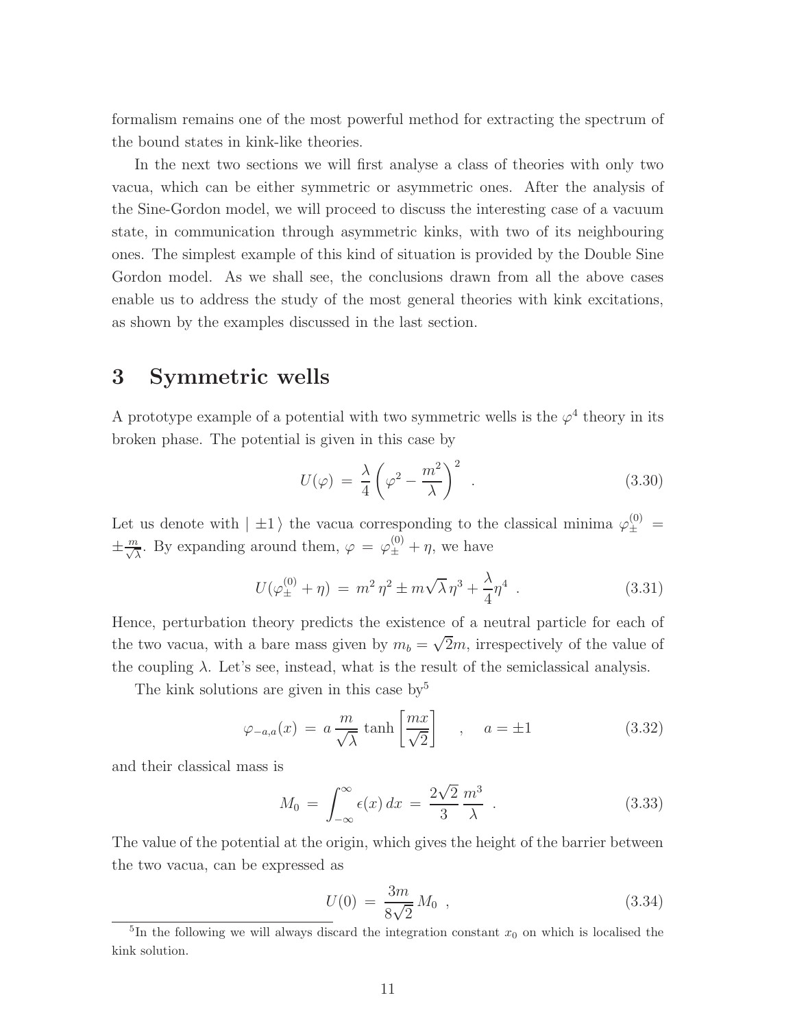formalism remains one of the most powerful method for extracting the spectrum of the bound states in kink-like theories.

In the next two sections we will first analyse a class of theories with only two vacua, which can be either symmetric or asymmetric ones. After the analysis of the Sine-Gordon model, we will proceed to discuss the interesting case of a vacuum state, in communication through asymmetric kinks, with two of its neighbouring ones. The simplest example of this kind of situation is provided by the Double Sine Gordon model. As we shall see, the conclusions drawn from all the above cases enable us to address the study of the most general theories with kink excitations, as shown by the examples discussed in the last section.

# 3 Symmetric wells

A prototype example of a potential with two symmetric wells is the $\varphi^4$ theory in its broken phase. The potential is given in this case by

$$U(\varphi) \,=\, \frac{\lambda}{4}\left(\varphi^2 - \frac{m^2}{\lambda}\right)^2 \quad . \tag{3.30}$$

Let us denote with $|\pm 1\,\rangle$ the vacua corresponding to the classical minima $\varphi_{\pm}^{(0)} = \pm\frac{m}{\sqrt{\lambda}}$. By expanding around them, $\varphi = \varphi_{\pm}^{(0)} + \eta$, we have

$$U(\varphi_{\pm}^{(0)} + \eta) \,=\, m^2\,\eta^2 \pm m\sqrt{\lambda}\,\eta^3 + \frac{\lambda}{4}\eta^4 \quad . \tag{3.31}$$

Hence, perturbation theory predicts the existence of a neutral particle for each of the two vacua, with a bare mass given by $m_b = \sqrt{2}m$, irrespectively of the value of the coupling $\lambda$. Let's see, instead, what is the result of the semiclassical analysis.

The kink solutions are given in this case by[5]

$$\varphi_{-a,a}(x) \,=\, a\,\frac{m}{\sqrt{\lambda}}\,\tanh\left[\frac{mx}{\sqrt{2}}\right] \quad , \quad a = \pm 1 \tag{3.32}$$

and their classical mass is

$$M_0 \,=\, \int_{-\infty}^{\infty} \epsilon(x)\,dx \,=\, \frac{2\sqrt{2}}{3}\,\frac{m^3}{\lambda} \quad . \tag{3.33}$$

The value of the potential at the origin, which gives the height of the barrier between the two vacua, can be expressed as

$$U(0) \,=\, \frac{3m}{8\sqrt{2}}\,M_0 \quad , \tag{3.34}$$

[5] In the following we will always discard the integration constant $x_0$ on which is localised the kink solution.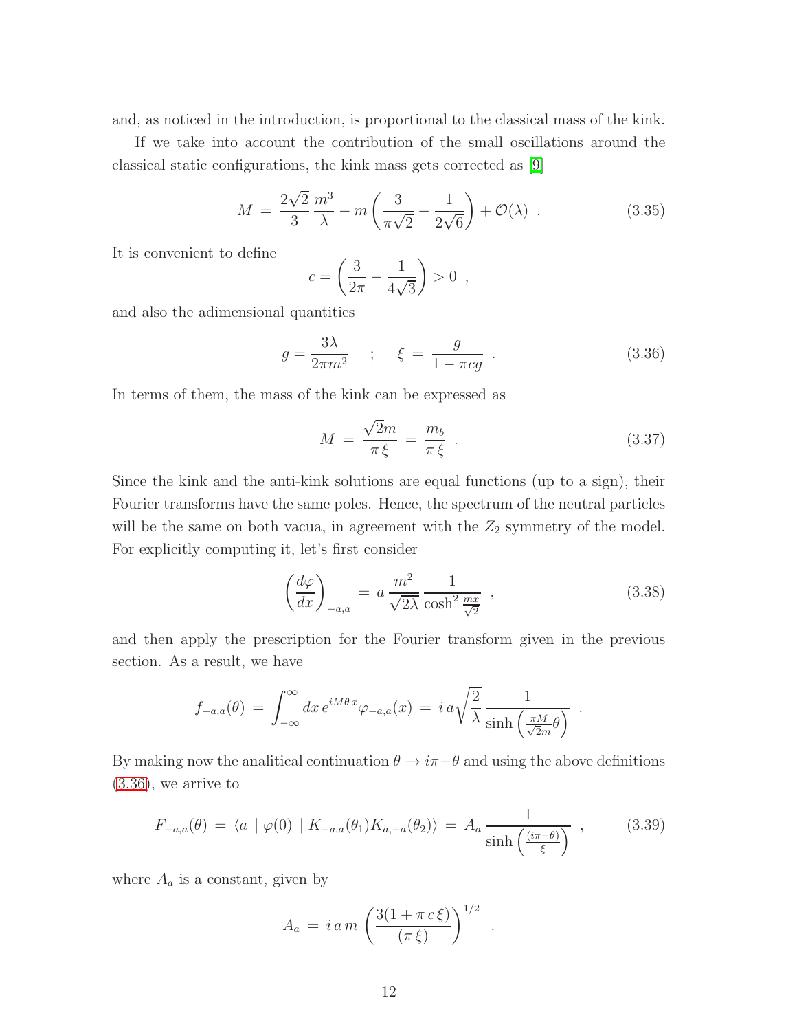and, as noticed in the introduction, is proportional to the classical mass of the kink.

If we take into account the contribution of the small oscillations around the classical static configurations, the kink mass gets corrected as [9]

$$M \,=\, \frac{2\sqrt{2}}{3}\,\frac{m^3}{\lambda} - m\left(\frac{3}{\pi\sqrt{2}} - \frac{1}{2\sqrt{6}}\right) + \mathcal{O}(\lambda) \;\;. \tag{3.35}$$

It is convenient to define

$$c = \left(\frac{3}{2\pi} - \frac{1}{4\sqrt{3}}\right) > 0 \;\;,$$

and also the adimensional quantities

$$g = \frac{3\lambda}{2\pi m^2} \quad ; \quad \xi \,=\, \frac{g}{1-\pi c g} \;\;. \tag{3.36}$$

In terms of them, the mass of the kink can be expressed as

$$M \,=\, \frac{\sqrt{2}m}{\pi\,\xi} \,=\, \frac{m_b}{\pi\,\xi} \;\;. \tag{3.37}$$

Since the kink and the anti-kink solutions are equal functions (up to a sign), their Fourier transforms have the same poles. Hence, the spectrum of the neutral particles will be the same on both vacua, in agreement with the $Z_2$ symmetry of the model. For explicitly computing it, let's first consider

$$\left(\frac{d\varphi}{dx}\right)_{-a,a} \,=\, a\,\frac{m^2}{\sqrt{2\lambda}}\,\frac{1}{\cosh^2\frac{mx}{\sqrt{2}}} \;\;, \tag{3.38}$$

and then apply the prescription for the Fourier transform given in the previous section. As a result, we have

$$f_{-a,a}(\theta) \,=\, \int_{-\infty}^{\infty} dx\, e^{iM\theta\, x}\varphi_{-a,a}(x) \,=\, i\,a\sqrt{\frac{2}{\lambda}}\,\frac{1}{\sinh\left(\frac{\pi M}{\sqrt{2}m}\theta\right)} \;\;.$$

By making now the analitical continuation $\theta \to i\pi - \theta$ and using the above definitions (3.36), we arrive to

$$F_{-a,a}(\theta) \,=\, \langle a \mid \varphi(0) \mid K_{-a,a}(\theta_1)K_{a,-a}(\theta_2)\rangle \,=\, A_a\,\frac{1}{\sinh\left(\frac{(i\pi-\theta)}{\xi}\right)} \;\;, \tag{3.39}$$

where $A_a$ is a constant, given by

$$A_a \,=\, i\,a\,m\,\left(\frac{3(1+\pi\,c\,\xi)}{(\pi\,\xi)}\right)^{1/2} \;\;.$$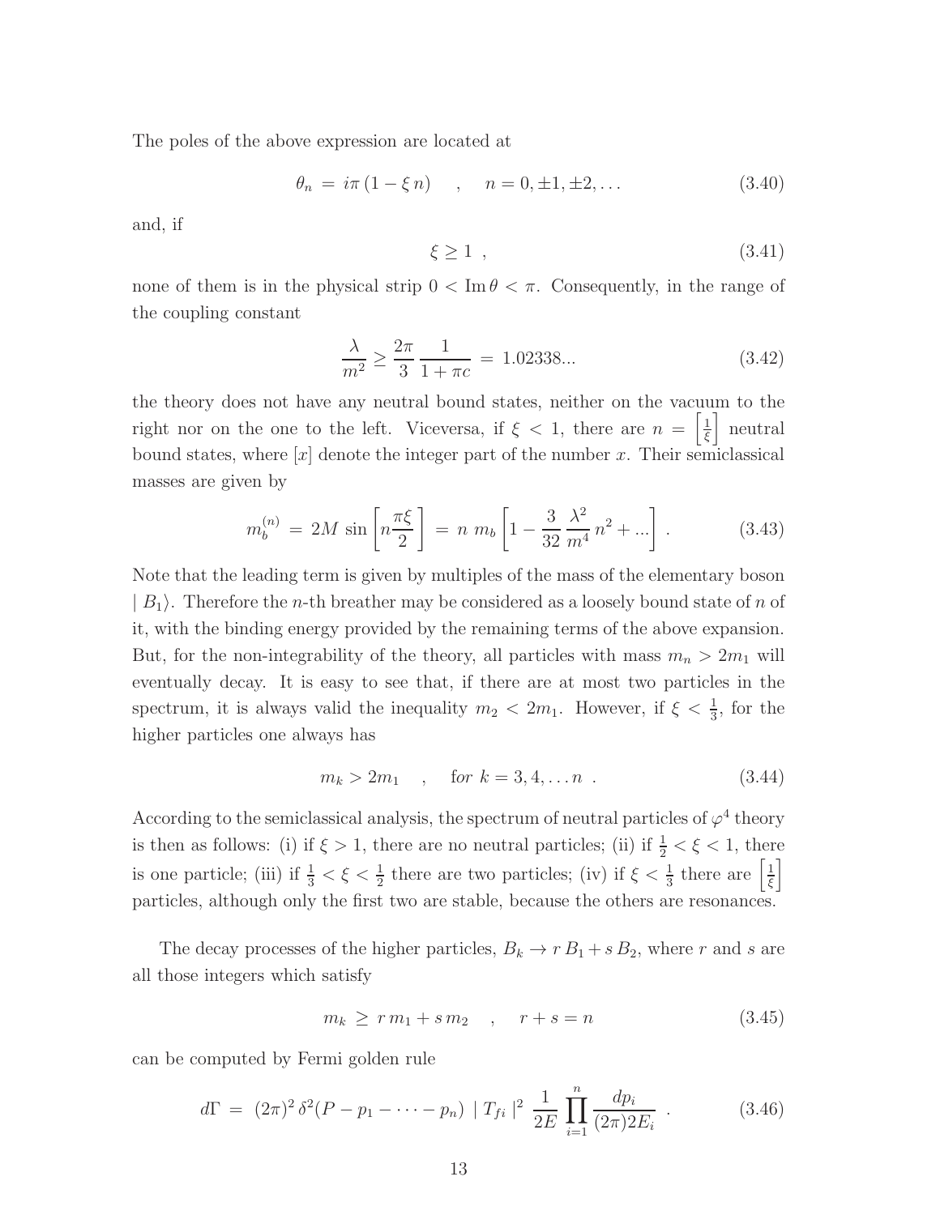The poles of the above expression are located at

$$\theta_n = i\pi(1 - \xi n) \quad , \quad n = 0, \pm 1, \pm 2, \ldots \tag{3.40}$$

and, if

$$\xi \geq 1 \ , \tag{3.41}$$

none of them is in the physical strip $0 < \text{Im}\,\theta < \pi$. Consequently, in the range of the coupling constant

$$\frac{\lambda}{m^2} \geq \frac{2\pi}{3}\frac{1}{1 + \pi c} = 1.02338... \tag{3.42}$$

the theory does not have any neutral bound states, neither on the vacuum to the right nor on the one to the left. Viceversa, if $\xi < 1$, there are $n = \left[\frac{1}{\xi}\right]$ neutral bound states, where $[x]$ denote the integer part of the number $x$. Their semiclassical masses are given by

$$m_b^{(n)} = 2M \sin\left[n\frac{\pi\xi}{2}\right] = n\, m_b \left[1 - \frac{3}{32}\frac{\lambda^2}{m^4}n^2 + ...\right] . \tag{3.43}$$

Note that the leading term is given by multiples of the mass of the elementary boson $\mid B_1\rangle$. Therefore the $n$-th breather may be considered as a loosely bound state of $n$ of it, with the binding energy provided by the remaining terms of the above expansion. But, for the non-integrability of the theory, all particles with mass $m_n > 2m_1$ will eventually decay. It is easy to see that, if there are at most two particles in the spectrum, it is always valid the inequality $m_2 < 2m_1$. However, if $\xi < \frac{1}{3}$, for the higher particles one always has

$$m_k > 2m_1 \quad , \quad \text{for } k = 3, 4, \ldots n \ . \tag{3.44}$$

According to the semiclassical analysis, the spectrum of neutral particles of $\varphi^4$ theory is then as follows: (i) if $\xi > 1$, there are no neutral particles; (ii) if $\frac{1}{2} < \xi < 1$, there is one particle; (iii) if $\frac{1}{3} < \xi < \frac{1}{2}$ there are two particles; (iv) if $\xi < \frac{1}{3}$ there are $\left[\frac{1}{\xi}\right]$ particles, although only the first two are stable, because the others are resonances.

The decay processes of the higher particles, $B_k \to r\, B_1 + s\, B_2$, where $r$ and $s$ are all those integers which satisfy

$$m_k \geq r\, m_1 + s\, m_2 \quad , \quad r + s = n \tag{3.45}$$

can be computed by Fermi golden rule

$$d\Gamma = (2\pi)^2\, \delta^2(P - p_1 - \cdots - p_n) \mid T_{fi}\mid^2 \frac{1}{2E}\prod_{i=1}^{n}\frac{dp_i}{(2\pi)2E_i} \ . \tag{3.46}$$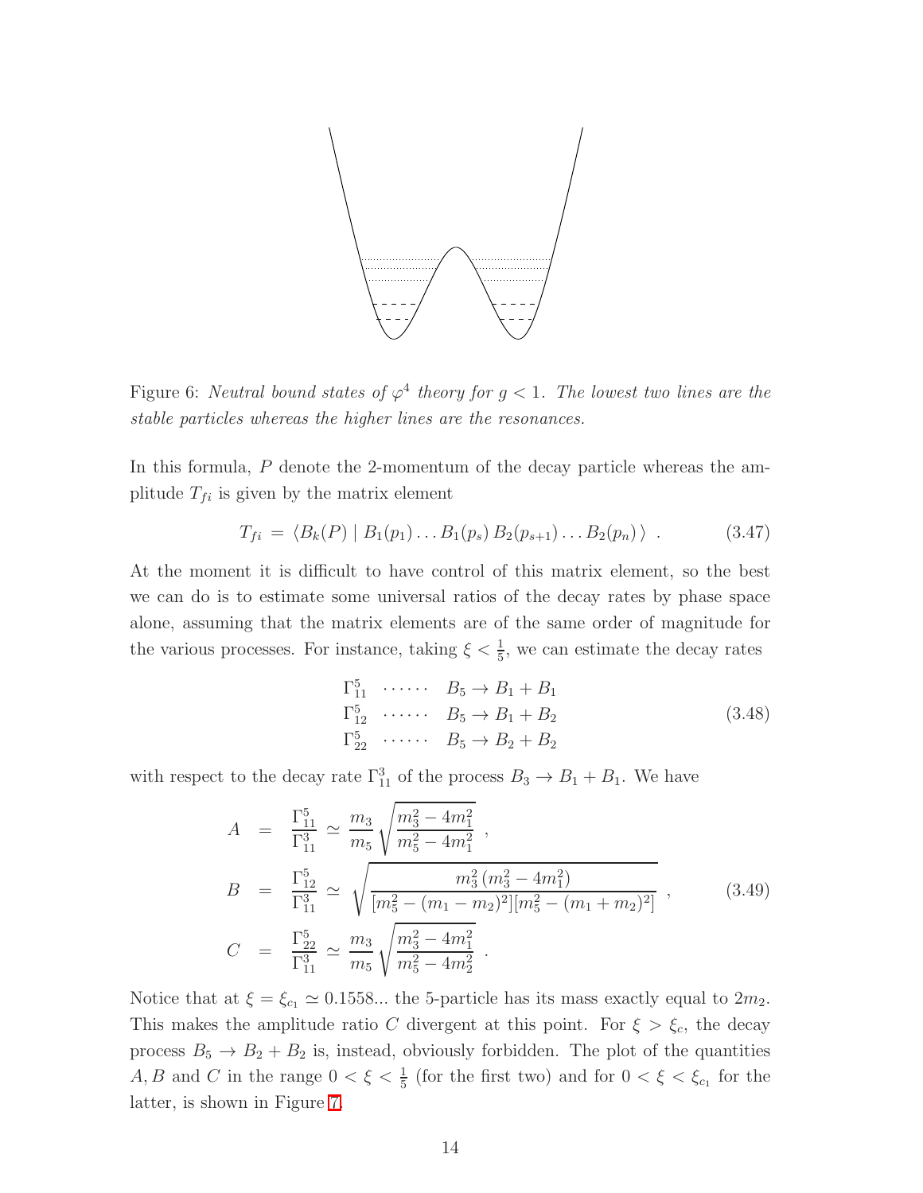Figure 6: *Neutral bound states of $\varphi^4$ theory for $g < 1$. The lowest two lines are the stable particles whereas the higher lines are the resonances.*

In this formula, $P$ denote the 2-momentum of the decay particle whereas the amplitude $T_{fi}$ is given by the matrix element

$$T_{fi} \,=\, \langle B_k(P) \mid B_1(p_1) \dots B_1(p_s)\, B_2(p_{s+1}) \dots B_2(p_n) \,\rangle \enspace . \tag{3.47}$$

At the moment it is difficult to have control of this matrix element, so the best we can do is to estimate some universal ratios of the decay rates by phase space alone, assuming that the matrix elements are of the same order of magnitude for the various processes. For instance, taking $\xi < \frac{1}{5}$, we can estimate the decay rates

$$\begin{array}{lll} \Gamma_{11}^5 & \cdots\cdots & B_5 \rightarrow B_1 + B_1 \\ \Gamma_{12}^5 & \cdots\cdots & B_5 \rightarrow B_1 + B_2 \\ \Gamma_{22}^5 & \cdots\cdots & B_5 \rightarrow B_2 + B_2 \end{array} \tag{3.48}$$

with respect to the decay rate $\Gamma_{11}^3$ of the process $B_3 \rightarrow B_1 + B_1$. We have

$$\begin{aligned} A &= \frac{\Gamma_{11}^5}{\Gamma_{11}^3} \simeq \frac{m_3}{m_5} \sqrt{\frac{m_3^2 - 4m_1^2}{m_5^2 - 4m_1^2}} \enspace , \\ B &= \frac{\Gamma_{12}^5}{\Gamma_{11}^3} \simeq \sqrt{\frac{m_3^2\,(m_3^2 - 4m_1^2)}{[m_5^2 - (m_1 - m_2)^2][m_5^2 - (m_1 + m_2)^2]}} \enspace , \\ C &= \frac{\Gamma_{22}^5}{\Gamma_{11}^3} \simeq \frac{m_3}{m_5} \sqrt{\frac{m_3^2 - 4m_1^2}{m_5^2 - 4m_2^2}} \enspace . \end{aligned} \tag{3.49}$$

Notice that at $\xi = \xi_{c_1} \simeq 0.1558...$ the 5-particle has its mass exactly equal to $2m_2$. This makes the amplitude ratio $C$ divergent at this point. For $\xi > \xi_c$, the decay process $B_5 \rightarrow B_2 + B_2$ is, instead, obviously forbidden. The plot of the quantities $A, B$ and $C$ in the range $0 < \xi < \frac{1}{5}$ (for the first two) and for $0 < \xi < \xi_{c_1}$ for the latter, is shown in Figure 7.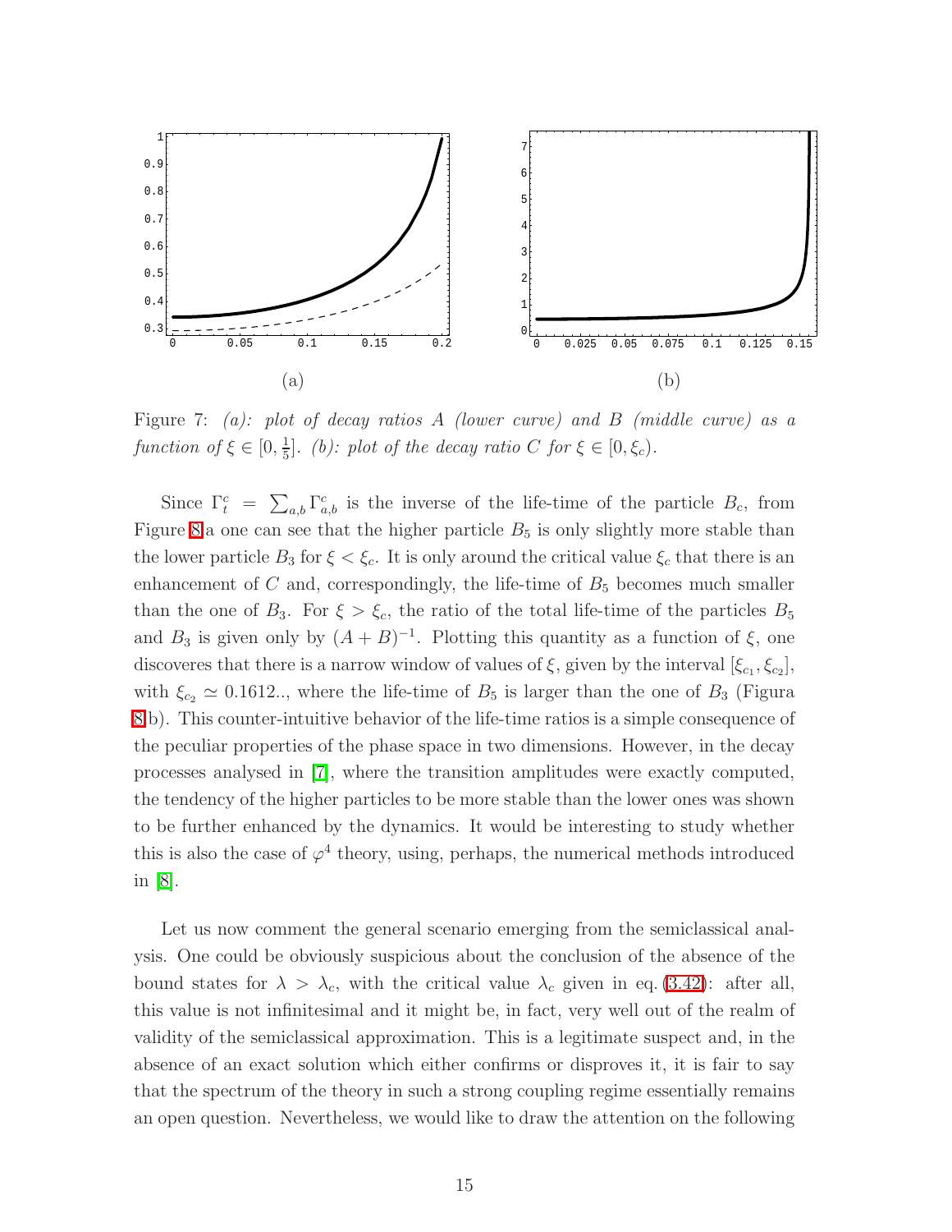(a)

(b)

Figure 7: *(a): plot of decay ratios A (lower curve) and B (middle curve) as a function of* $\xi \in [0, \frac{1}{5}]$*. (b): plot of the decay ratio C for* $\xi \in [0, \xi_c)$*.*

Since $\Gamma_t^c = \sum_{a,b} \Gamma_{a,b}^c$ is the inverse of the life-time of the particle $B_c$, from Figure 8a one can see that the higher particle $B_5$ is only slightly more stable than the lower particle $B_3$ for $\xi < \xi_c$. It is only around the critical value $\xi_c$ that there is an enhancement of $C$ and, correspondingly, the life-time of $B_5$ becomes much smaller than the one of $B_3$. For $\xi > \xi_c$, the ratio of the total life-time of the particles $B_5$ and $B_3$ is given only by $(A + B)^{-1}$. Plotting this quantity as a function of $\xi$, one discoveres that there is a narrow window of values of $\xi$, given by the interval $[\xi_{c_1}, \xi_{c_2}]$, with $\xi_{c_2} \simeq 0.1612..$, where the life-time of $B_5$ is larger than the one of $B_3$ (Figura 8b). This counter-intuitive behavior of the life-time ratios is a simple consequence of the peculiar properties of the phase space in two dimensions. However, in the decay processes analysed in [7], where the transition amplitudes were exactly computed, the tendency of the higher particles to be more stable than the lower ones was shown to be further enhanced by the dynamics. It would be interesting to study whether this is also the case of $\varphi^4$ theory, using, perhaps, the numerical methods introduced in [8].

Let us now comment the general scenario emerging from the semiclassical analysis. One could be obviously suspicious about the conclusion of the absence of the bound states for $\lambda > \lambda_c$, with the critical value $\lambda_c$ given in eq. (3.42): after all, this value is not infinitesimal and it might be, in fact, very well out of the realm of validity of the semiclassical approximation. This is a legitimate suspect and, in the absence of an exact solution which either confirms or disproves it, it is fair to say that the spectrum of the theory in such a strong coupling regime essentially remains an open question. Nevertheless, we would like to draw the attention on the following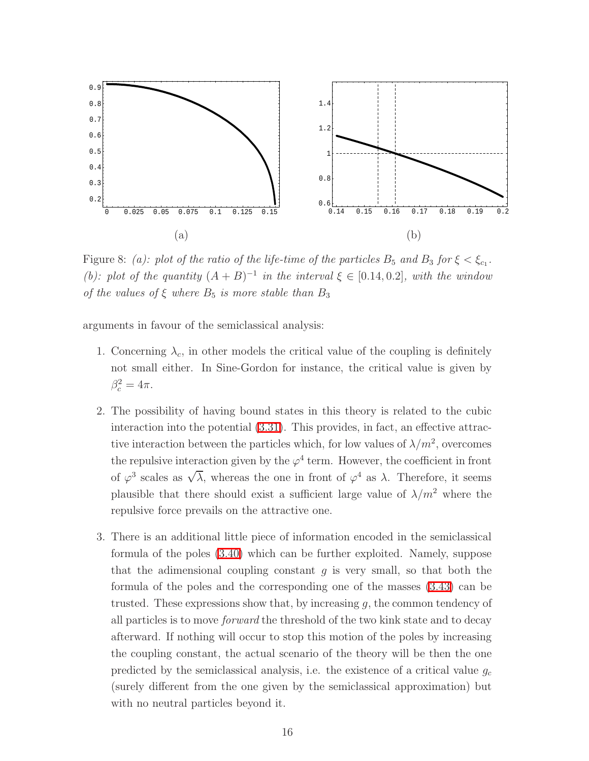Figure 8: *(a): plot of the ratio of the life-time of the particles $B_5$ and $B_3$ for $\xi < \xi_{c_1}$. (b): plot of the quantity $(A+B)^{-1}$ in the interval $\xi \in [0.14, 0.2]$, with the window of the values of $\xi$ where $B_5$ is more stable than $B_3$*

arguments in favour of the semiclassical analysis:

1. Concerning $\lambda_c$, in other models the critical value of the coupling is definitely not small either. In Sine-Gordon for instance, the critical value is given by $\beta_c^2 = 4\pi$.

2. The possibility of having bound states in this theory is related to the cubic interaction into the potential (3.31). This provides, in fact, an effective attractive interaction between the particles which, for low values of $\lambda/m^2$, overcomes the repulsive interaction given by the $\varphi^4$ term. However, the coefficient in front of $\varphi^3$ scales as $\sqrt{\lambda}$, whereas the one in front of $\varphi^4$ as $\lambda$. Therefore, it seems plausible that there should exist a sufficient large value of $\lambda/m^2$ where the repulsive force prevails on the attractive one.

3. There is an additional little piece of information encoded in the semiclassical formula of the poles (3.40) which can be further exploited. Namely, suppose that the adimensional coupling constant $g$ is very small, so that both the formula of the poles and the corresponding one of the masses (3.43) can be trusted. These expressions show that, by increasing $g$, the common tendency of all particles is to move *forward* the threshold of the two kink state and to decay afterward. If nothing will occur to stop this motion of the poles by increasing the coupling constant, the actual scenario of the theory will be then the one predicted by the semiclassical analysis, i.e. the existence of a critical value $g_c$ (surely different from the one given by the semiclassical approximation) but with no neutral particles beyond it.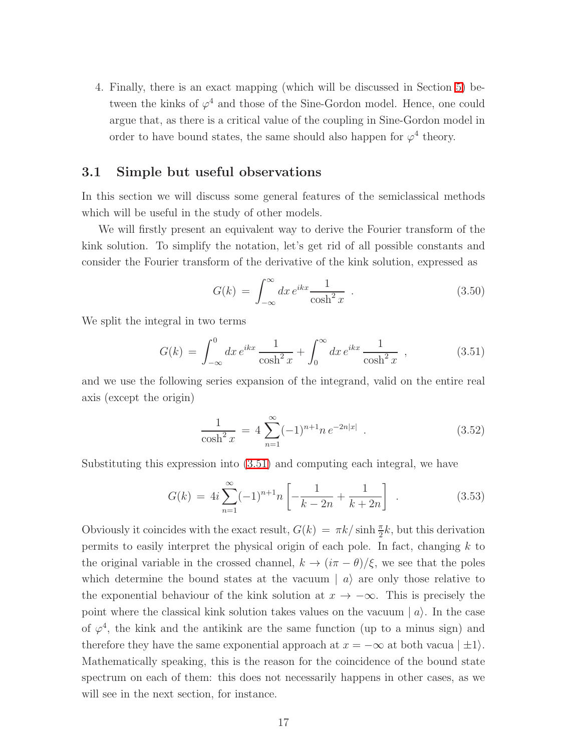4. Finally, there is an exact mapping (which will be discussed in Section 5) between the kinks of $\varphi^4$ and those of the Sine-Gordon model. Hence, one could argue that, as there is a critical value of the coupling in Sine-Gordon model in order to have bound states, the same should also happen for $\varphi^4$ theory.

### 3.1 Simple but useful observations

In this section we will discuss some general features of the semiclassical methods which will be useful in the study of other models.

We will firstly present an equivalent way to derive the Fourier transform of the kink solution. To simplify the notation, let's get rid of all possible constants and consider the Fourier transform of the derivative of the kink solution, expressed as

$$G(k) \,=\, \int_{-\infty}^{\infty} dx\, e^{ikx} \frac{1}{\cosh^2 x} \;. \tag{3.50}$$

We split the integral in two terms

$$G(k) \,=\, \int_{-\infty}^{0} dx\, e^{ikx}\, \frac{1}{\cosh^2 x} + \int_{0}^{\infty} dx\, e^{ikx}\, \frac{1}{\cosh^2 x} \;, \tag{3.51}$$

and we use the following series expansion of the integrand, valid on the entire real axis (except the origin)

$$\frac{1}{\cosh^2 x} \,=\, 4 \sum_{n=1}^{\infty} (-1)^{n+1} n\, e^{-2n|x|} \;. \tag{3.52}$$

Substituting this expression into (3.51) and computing each integral, we have

$$G(k) \,=\, 4i \sum_{n=1}^{\infty} (-1)^{n+1} n \left[ -\frac{1}{k-2n} + \frac{1}{k+2n} \right] \;. \tag{3.53}$$

Obviously it coincides with the exact result, $G(k) \,=\, \pi k/ \sinh \frac{\pi}{2} k$, but this derivation permits to easily interpret the physical origin of each pole. In fact, changing $k$ to the original variable in the crossed channel, $k \to (i\pi - \theta)/\xi$, we see that the poles which determine the bound states at the vacuum $\mid a\rangle$ are only those relative to the exponential behaviour of the kink solution at $x \to -\infty$. This is precisely the point where the classical kink solution takes values on the vacuum $\mid a\rangle$. In the case of $\varphi^4$, the kink and the antikink are the same function (up to a minus sign) and therefore they have the same exponential approach at $x = -\infty$ at both vacua $\mid \pm 1\rangle$. Mathematically speaking, this is the reason for the coincidence of the bound state spectrum on each of them: this does not necessarily happens in other cases, as we will see in the next section, for instance.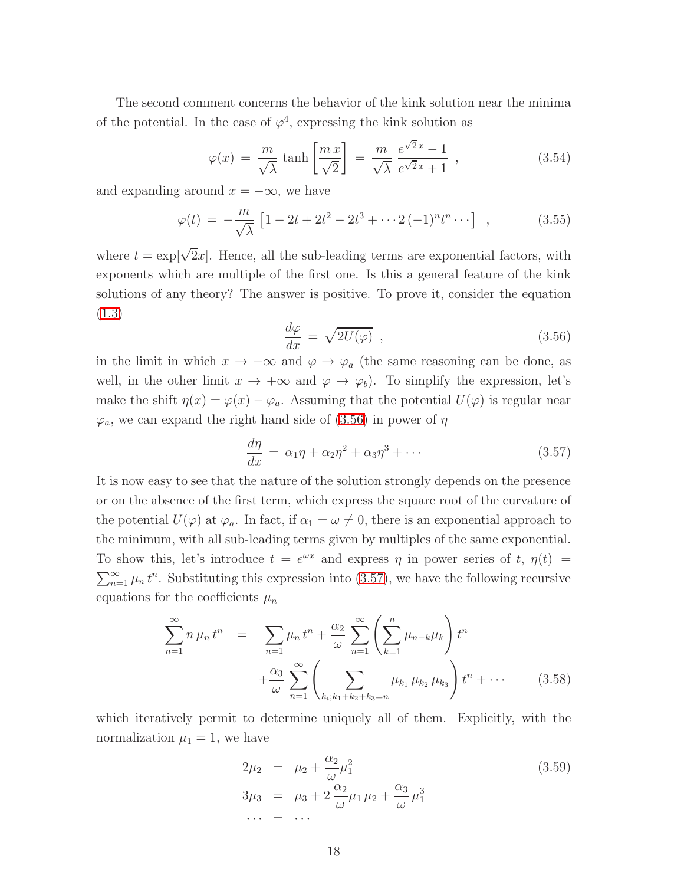The second comment concerns the behavior of the kink solution near the minima of the potential. In the case of $\varphi^4$, expressing the kink solution as

$$\varphi(x) \,=\, \frac{m}{\sqrt{\lambda}}\,\tanh\left[\frac{m\,x}{\sqrt{2}}\right] \,=\, \frac{m}{\sqrt{\lambda}}\,\frac{e^{\sqrt{2}\,x}-1}{e^{\sqrt{2}\,x}+1}\;, \tag{3.54}$$

and expanding around $x=-\infty$, we have

$$\varphi(t) \,=\, -\frac{m}{\sqrt{\lambda}}\,\left[1-2t+2t^2-2t^3+\cdots 2\,(-1)^n t^n\cdots\right]\;\;, \tag{3.55}$$

where $t=\exp[\sqrt{2}x]$. Hence, all the sub-leading terms are exponential factors, with exponents which are multiple of the first one. Is this a general feature of the kink solutions of any theory? The answer is positive. To prove it, consider the equation (1.3)

$$\frac{d\varphi}{dx} \,=\, \sqrt{2U(\varphi)}\;, \tag{3.56}$$

in the limit in which $x\to-\infty$ and $\varphi\to\varphi_a$ (the same reasoning can be done, as well, in the other limit $x\to+\infty$ and $\varphi\to\varphi_b$). To simplify the expression, let's make the shift $\eta(x)=\varphi(x)-\varphi_a$. Assuming that the potential $U(\varphi)$ is regular near $\varphi_a$, we can expand the right hand side of (3.56) in power of $\eta$

$$\frac{d\eta}{dx} \,=\, \alpha_1\eta+\alpha_2\eta^2+\alpha_3\eta^3+\cdots \tag{3.57}$$

It is now easy to see that the nature of the solution strongly depends on the presence or on the absence of the first term, which express the square root of the curvature of the potential $U(\varphi)$ at $\varphi_a$. In fact, if $\alpha_1=\omega\neq 0$, there is an exponential approach to the minimum, with all sub-leading terms given by multiples of the same exponential. To show this, let's introduce $t=e^{\omega x}$ and express $\eta$ in power series of $t$, $\eta(t)=\sum_{n=1}^{\infty}\mu_n\,t^n$. Substituting this expression into (3.57), we have the following recursive equations for the coefficients $\mu_n$

$$\begin{aligned}\sum_{n=1}^{\infty} n\,\mu_n\,t^n \;&=\; \sum_{n=1}\mu_n\,t^n+\frac{\alpha_2}{\omega}\sum_{n=1}^{\infty}\left(\sum_{k=1}^{n}\mu_{n-k}\mu_k\right)t^n \\ &\quad+\frac{\alpha_3}{\omega}\sum_{n=1}^{\infty}\left(\sum_{k_i;k_1+k_2+k_3=n}\mu_{k_1}\,\mu_{k_2}\,\mu_{k_3}\right)t^n+\cdots\end{aligned} \tag{3.58}$$

which iteratively permit to determine uniquely all of them. Explicitly, with the normalization $\mu_1=1$, we have

$$\begin{aligned}2\mu_2 \;&=\; \mu_2+\frac{\alpha_2}{\omega}\mu_1^2 \\ 3\mu_3 \;&=\; \mu_3+2\,\frac{\alpha_2}{\omega}\mu_1\,\mu_2+\frac{\alpha_3}{\omega}\,\mu_1^3 \\ \cdots \;&=\; \cdots\end{aligned} \tag{3.59}$$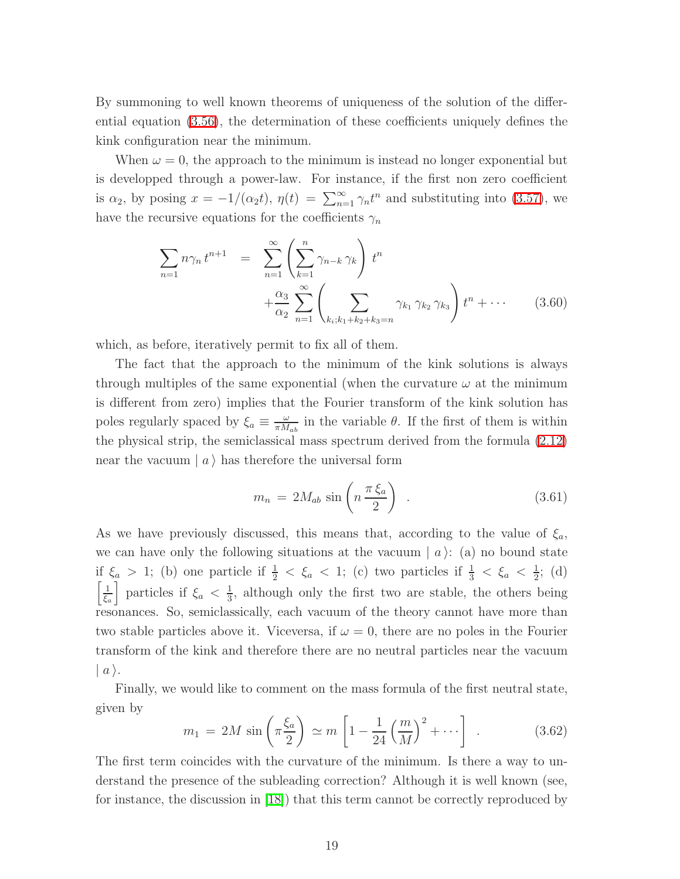By summoning to well known theorems of uniqueness of the solution of the differential equation (3.56), the determination of these coefficients uniquely defines the kink configuration near the minimum.

When $\omega = 0$, the approach to the minimum is instead no longer exponential but is developped through a power-law. For instance, if the first non zero coefficient is $\alpha_2$, by posing $x = -1/(\alpha_2 t)$, $\eta(t) = \sum_{n=1}^{\infty} \gamma_n t^n$ and substituting into (3.57), we have the recursive equations for the coefficients $\gamma_n$

$$
\begin{aligned}
\sum_{n=1} n\gamma_n \, t^{n+1} \;\; &= \;\; \sum_{n=1}^{\infty} \left( \sum_{k=1}^{n} \gamma_{n-k} \, \gamma_k \right) t^n \\
&\quad + \frac{\alpha_3}{\alpha_2} \sum_{n=1}^{\infty} \left( \sum_{k_i; k_1+k_2+k_3=n} \gamma_{k_1} \, \gamma_{k_2} \, \gamma_{k_3} \right) t^n + \cdots
\end{aligned}
\tag{3.60}
$$

which, as before, iteratively permit to fix all of them.

The fact that the approach to the minimum of the kink solutions is always through multiples of the same exponential (when the curvature $\omega$ at the minimum is different from zero) implies that the Fourier transform of the kink solution has poles regularly spaced by $\xi_a \equiv \frac{\omega}{\pi M_{ab}}$ in the variable $\theta$. If the first of them is within the physical strip, the semiclassical mass spectrum derived from the formula (2.12) near the vacuum $\mid a \,\rangle$ has therefore the universal form

$$
m_n \, = \, 2M_{ab} \, \sin \left( n \, \frac{\pi \, \xi_a}{2} \right) \quad . \tag{3.61}
$$

As we have previously discussed, this means that, according to the value of $\xi_a$, we can have only the following situations at the vacuum $\mid a \,\rangle$: (a) no bound state if $\xi_a > 1$; (b) one particle if $\frac{1}{2} < \xi_a < 1$; (c) two particles if $\frac{1}{3} < \xi_a < \frac{1}{2}$; (d) $\left[ \frac{1}{\xi_a} \right]$ particles if $\xi_a < \frac{1}{3}$, although only the first two are stable, the others being resonances. So, semiclassically, each vacuum of the theory cannot have more than two stable particles above it. Viceversa, if $\omega = 0$, there are no poles in the Fourier transform of the kink and therefore there are no neutral particles near the vacuum $\mid a \,\rangle$.

Finally, we would like to comment on the mass formula of the first neutral state, given by

$$
m_1 \, = \, 2M \, \sin \left( \pi \frac{\xi_a}{2} \right) \, \simeq \, m \left[ 1 - \frac{1}{24} \left( \frac{m}{M} \right)^2 + \cdots \right] \quad . \tag{3.62}
$$

The first term coincides with the curvature of the minimum. Is there a way to understand the presence of the subleading correction? Although it is well known (see, for instance, the discussion in [18]) that this term cannot be correctly reproduced by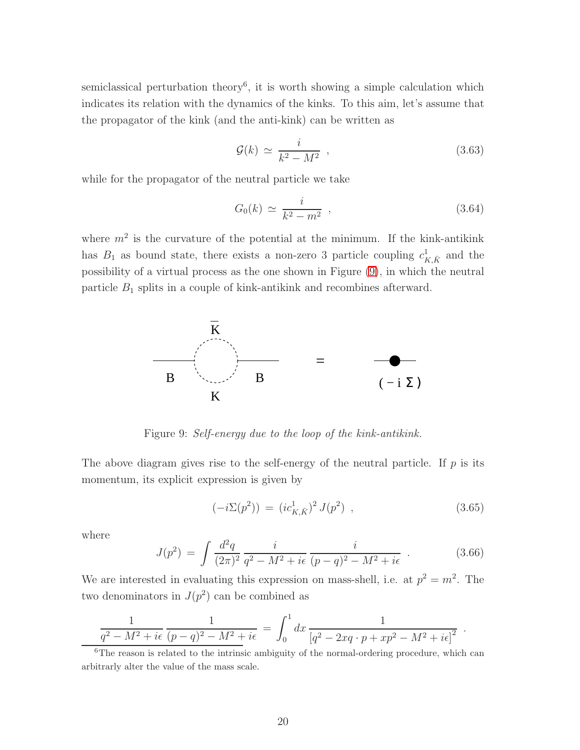semiclassical perturbation theory[6], it is worth showing a simple calculation which indicates its relation with the dynamics of the kinks. To this aim, let's assume that the propagator of the kink (and the anti-kink) can be written as

$$\mathcal{G}(k) \simeq \frac{i}{k^2 - M^2} \,, \tag{3.63}$$

while for the propagator of the neutral particle we take

$$G_0(k) \simeq \frac{i}{k^2 - m^2} \,, \tag{3.64}$$

where $m^2$ is the curvature of the potential at the minimum. If the kink-antikink has $B_1$ as bound state, there exists a non-zero 3 particle coupling $c^1_{K,\bar{K}}$ and the possibility of a virtual process as the one shown in Figure (9), in which the neutral particle $B_1$ splits in a couple of kink-antikink and recombines afterward.

Figure 9: *Self-energy due to the loop of the kink-antikink.*

The above diagram gives rise to the self-energy of the neutral particle. If $p$ is its momentum, its explicit expression is given by

$$(-i\Sigma(p^2)) = (ic^1_{K,\bar{K}})^2 \, J(p^2) \,, \tag{3.65}$$

where

$$J(p^2) = \int \frac{d^2q}{(2\pi)^2} \frac{i}{q^2 - M^2 + i\epsilon} \frac{i}{(p-q)^2 - M^2 + i\epsilon} \,. \tag{3.66}$$

We are interested in evaluating this expression on mass-shell, i.e. at $p^2 = m^2$. The two denominators in $J(p^2)$ can be combined as

$$\frac{1}{q^2 - M^2 + i\epsilon} \frac{1}{(p-q)^2 - M^2 + i\epsilon} = \int_0^1 dx \, \frac{1}{\left[q^2 - 2xq \cdot p + xp^2 - M^2 + i\epsilon\right]^2} \,.$$

[6]The reason is related to the intrinsic ambiguity of the normal-ordering procedure, which can arbitrarily alter the value of the mass scale.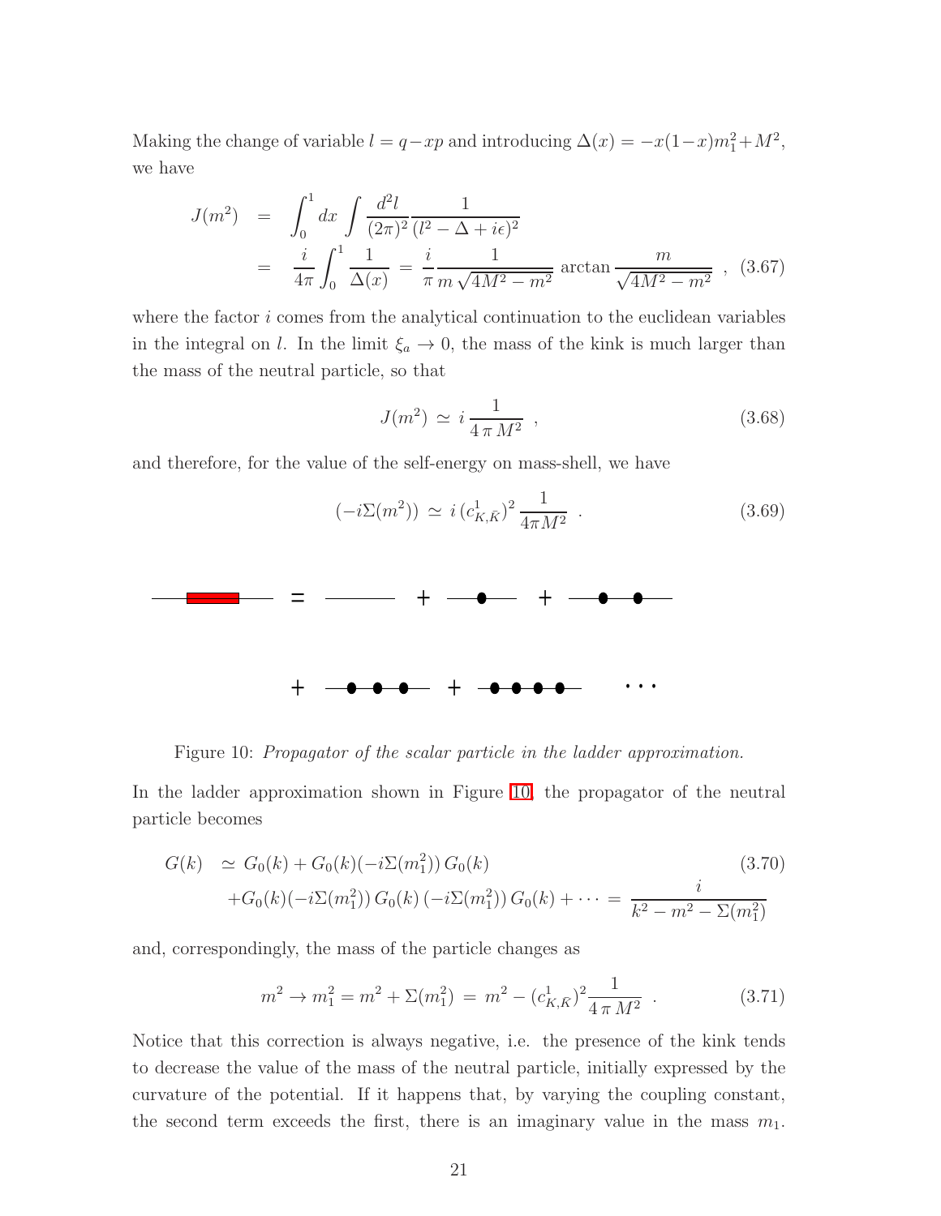Making the change of variable $l = q - xp$ and introducing $\Delta(x) = -x(1-x)m_1^2 + M^2$, we have

$$
\begin{aligned}
J(m^2) &= \int_0^1 dx \int \frac{d^2 l}{(2\pi)^2} \frac{1}{(l^2 - \Delta + i\epsilon)^2} \\
&= \frac{i}{4\pi} \int_0^1 \frac{1}{\Delta(x)} = \frac{i}{\pi} \frac{1}{m\sqrt{4M^2 - m^2}} \arctan \frac{m}{\sqrt{4M^2 - m^2}} \ , \qquad (3.67)
\end{aligned}
$$

where the factor $i$ comes from the analytical continuation to the euclidean variables in the integral on $l$. In the limit $\xi_a \to 0$, the mass of the kink is much larger than the mass of the neutral particle, so that

$$
J(m^2) \simeq i \, \frac{1}{4\pi M^2} \ , \qquad (3.68)
$$

and therefore, for the value of the self-energy on mass-shell, we have

$$
(-i\Sigma(m^2)) \simeq i \, (c^1_{K,\bar{K}})^2 \, \frac{1}{4\pi M^2} \ . \qquad (3.69)
$$

Figure 10: *Propagator of the scalar particle in the ladder approximation.*

In the ladder approximation shown in Figure 10, the propagator of the neutral particle becomes

$$
\begin{aligned}
G(k) &\simeq G_0(k) + G_0(k)(-i\Sigma(m_1^2)) \, G_0(k) \qquad (3.70) \\
&+ G_0(k)(-i\Sigma(m_1^2)) \, G_0(k) \, (-i\Sigma(m_1^2)) \, G_0(k) + \cdots = \frac{i}{k^2 - m^2 - \Sigma(m_1^2)}
\end{aligned}
$$

and, correspondingly, the mass of the particle changes as

$$
m^2 \to m_1^2 = m^2 + \Sigma(m_1^2) = m^2 - (c^1_{K,\bar{K}})^2 \frac{1}{4\pi M^2} \ . \qquad (3.71)
$$

Notice that this correction is always negative, i.e. the presence of the kink tends to decrease the value of the mass of the neutral particle, initially expressed by the curvature of the potential. If it happens that, by varying the coupling constant, the second term exceeds the first, there is an imaginary value in the mass $m_1$.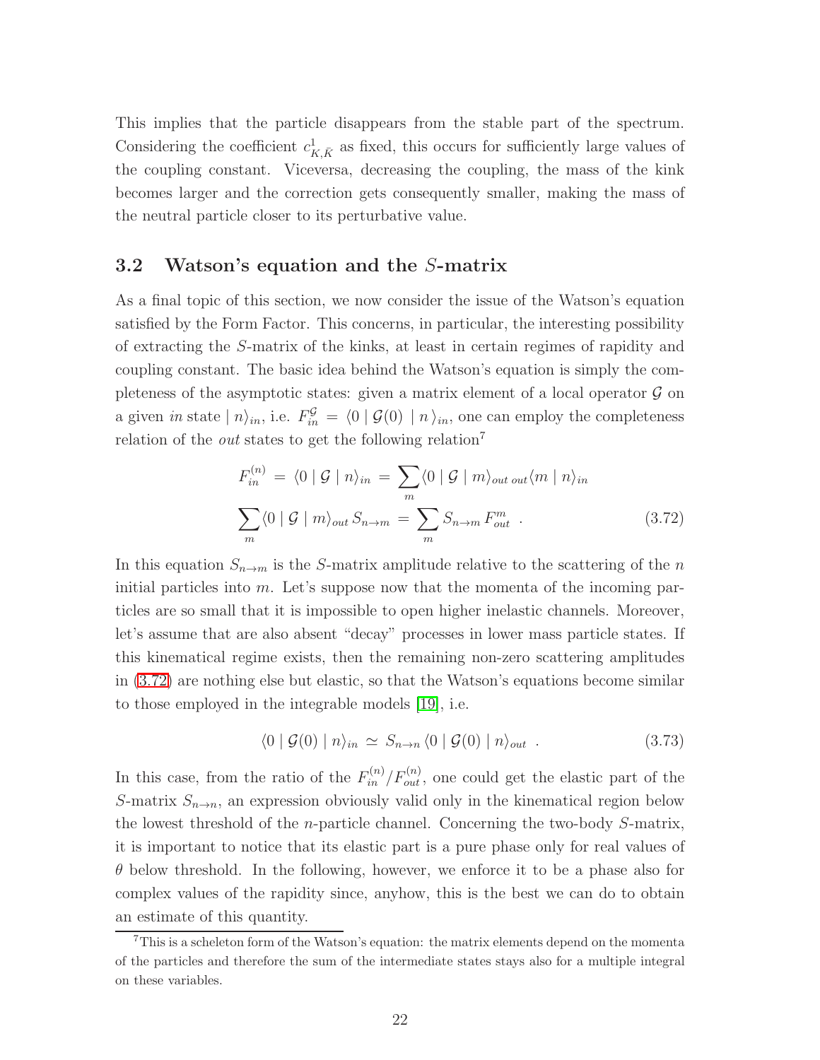This implies that the particle disappears from the stable part of the spectrum. Considering the coefficient $c^1_{K,\bar{K}}$ as fixed, this occurs for sufficiently large values of the coupling constant. Viceversa, decreasing the coupling, the mass of the kink becomes larger and the correction gets consequently smaller, making the mass of the neutral particle closer to its perturbative value.

## 3.2 Watson's equation and the $S$-matrix

As a final topic of this section, we now consider the issue of the Watson's equation satisfied by the Form Factor. This concerns, in particular, the interesting possibility of extracting the $S$-matrix of the kinks, at least in certain regimes of rapidity and coupling constant. The basic idea behind the Watson's equation is simply the completeness of the asymptotic states: given a matrix element of a local operator $\mathcal{G}$ on a given *in* state $\mid n\rangle_{in}$, i.e. $F^{\mathcal{G}}_{in} = \langle 0 \mid \mathcal{G}(0) \mid n\,\rangle_{in}$, one can employ the completeness relation of the *out* states to get the following relation[7]

$$
\begin{aligned}
F^{(n)}_{in} \,=\, \langle 0 \mid \mathcal{G} \mid n\rangle_{in} \,=\, \sum_m \langle 0 \mid \mathcal{G} \mid m\rangle_{out\;out}\langle m \mid n\rangle_{in} \\
\sum_m \langle 0 \mid \mathcal{G} \mid m\rangle_{out}\, S_{n\to m} \,=\, \sum_m S_{n\to m}\, F^{m}_{out} \quad . \qquad (3.72)
\end{aligned}
$$

In this equation $S_{n\to m}$ is the $S$-matrix amplitude relative to the scattering of the $n$ initial particles into $m$. Let's suppose now that the momenta of the incoming particles are so small that it is impossible to open higher inelastic channels. Moreover, let's assume that are also absent "decay" processes in lower mass particle states. If this kinematical regime exists, then the remaining non-zero scattering amplitudes in (3.72) are nothing else but elastic, so that the Watson's equations become similar to those employed in the integrable models [19], i.e.

$$
\langle 0 \mid \mathcal{G}(0) \mid n\rangle_{in} \,\simeq\, S_{n\to n}\, \langle 0 \mid \mathcal{G}(0) \mid n\rangle_{out} \quad . \qquad (3.73)
$$

In this case, from the ratio of the $F^{(n)}_{in}/F^{(n)}_{out}$, one could get the elastic part of the $S$-matrix $S_{n\to n}$, an expression obviously valid only in the kinematical region below the lowest threshold of the $n$-particle channel. Concerning the two-body $S$-matrix, it is important to notice that its elastic part is a pure phase only for real values of $\theta$ below threshold. In the following, however, we enforce it to be a phase also for complex values of the rapidity since, anyhow, this is the best we can do to obtain an estimate of this quantity.

[7] This is a scheleton form of the Watson's equation: the matrix elements depend on the momenta of the particles and therefore the sum of the intermediate states stays also for a multiple integral on these variables.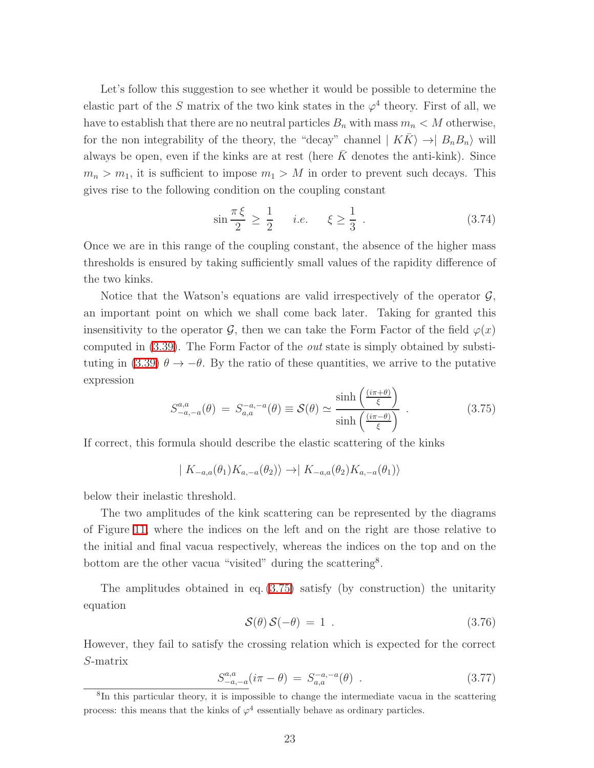Let's follow this suggestion to see whether it would be possible to determine the elastic part of the $S$ matrix of the two kink states in the $\varphi^4$ theory. First of all, we have to establish that there are no neutral particles $B_n$ with mass $m_n < M$ otherwise, for the non integrability of the theory, the "decay" channel $\mid K\bar{K}\rangle \rightarrow \mid B_n B_n\rangle$ will always be open, even if the kinks are at rest (here $\bar{K}$ denotes the anti-kink). Since $m_n > m_1$, it is sufficient to impose $m_1 > M$ in order to prevent such decays. This gives rise to the following condition on the coupling constant

$$
\sin\frac{\pi\,\xi}{2} \,\geq\, \frac{1}{2} \qquad i.e. \qquad \xi \geq \frac{1}{3} \ . \tag{3.74}
$$

Once we are in this range of the coupling constant, the absence of the higher mass thresholds is ensured by taking sufficiently small values of the rapidity difference of the two kinks.

Notice that the Watson's equations are valid irrespectively of the operator $\mathcal{G}$, an important point on which we shall come back later. Taking for granted this insensitivity to the operator $\mathcal{G}$, then we can take the Form Factor of the field $\varphi(x)$ computed in (3.39). The Form Factor of the *out* state is simply obtained by substituting in (3.39) $\theta \rightarrow -\theta$. By the ratio of these quantities, we arrive to the putative expression

$$
S_{-a,-a}^{a,a}(\theta) \,=\, S_{a,a}^{-a,-a}(\theta) \equiv \mathcal{S}(\theta) \simeq \frac{\sinh\left(\frac{(i\pi+\theta)}{\xi}\right)}{\sinh\left(\frac{(i\pi-\theta)}{\xi}\right)} \ . \tag{3.75}
$$

If correct, this formula should describe the elastic scattering of the kinks

$$
\mid K_{-a,a}(\theta_1) K_{a,-a}(\theta_2)\rangle \rightarrow \mid K_{-a,a}(\theta_2) K_{a,-a}(\theta_1)\rangle
$$

below their inelastic threshold.

The two amplitudes of the kink scattering can be represented by the diagrams of Figure 11, where the indices on the left and on the right are those relative to the initial and final vacua respectively, whereas the indices on the top and on the bottom are the other vacua "visited" during the scattering[8].

The amplitudes obtained in eq. (3.75) satisfy (by construction) the unitarity equation

$$
\mathcal{S}(\theta)\,\mathcal{S}(-\theta) \,=\, 1 \ . \tag{3.76}
$$

However, they fail to satisfy the crossing relation which is expected for the correct $S$-matrix

$$
S_{-a,-a}^{a,a}(i\pi-\theta) \,=\, S_{a,a}^{-a,-a}(\theta) \ . \tag{3.77}
$$

[8] In this particular theory, it is impossible to change the intermediate vacua in the scattering process: this means that the kinks of $\varphi^4$ essentially behave as ordinary particles.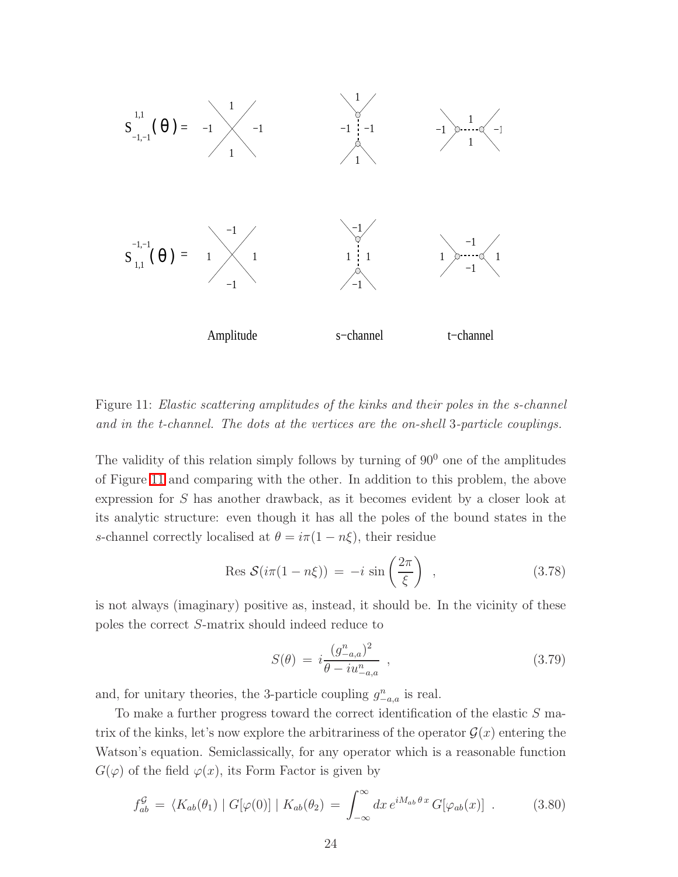Figure 11: *Elastic scattering amplitudes of the kinks and their poles in the s-channel and in the t-channel. The dots at the vertices are the on-shell* 3*-particle couplings.*

The validity of this relation simply follows by turning of $90^0$ one of the amplitudes of Figure 11 and comparing with the other. In addition to this problem, the above expression for $S$ has another drawback, as it becomes evident by a closer look at its analytic structure: even though it has all the poles of the bound states in the $s$-channel correctly localised at $\theta = i\pi(1 - n\xi)$, their residue

$$\text{Res}\ \mathcal{S}(i\pi(1 - n\xi)) \,=\, -i\,\sin\left(\frac{2\pi}{\xi}\right) \quad , \tag{3.78}$$

is not always (imaginary) positive as, instead, it should be. In the vicinity of these poles the correct $S$-matrix should indeed reduce to

$$S(\theta) \,=\, i\frac{(g^{n}_{-a,a})^2}{\theta - iu^{n}_{-a,a}} \quad , \tag{3.79}$$

and, for unitary theories, the 3-particle coupling $g^{n}_{-a,a}$ is real.

To make a further progress toward the correct identification of the elastic $S$ matrix of the kinks, let's now explore the arbitrariness of the operator $\mathcal{G}(x)$ entering the Watson's equation. Semiclassically, for any operator which is a reasonable function $G(\varphi)$ of the field $\varphi(x)$, its Form Factor is given by

$$f^{\mathcal{G}}_{ab} \,=\, \langle K_{ab}(\theta_1) \mid G[\varphi(0)] \mid K_{ab}(\theta_2) \,=\, \int_{-\infty}^{\infty} dx\, e^{iM_{ab}\,\theta\, x}\, G[\varphi_{ab}(x)] \ . \tag{3.80}$$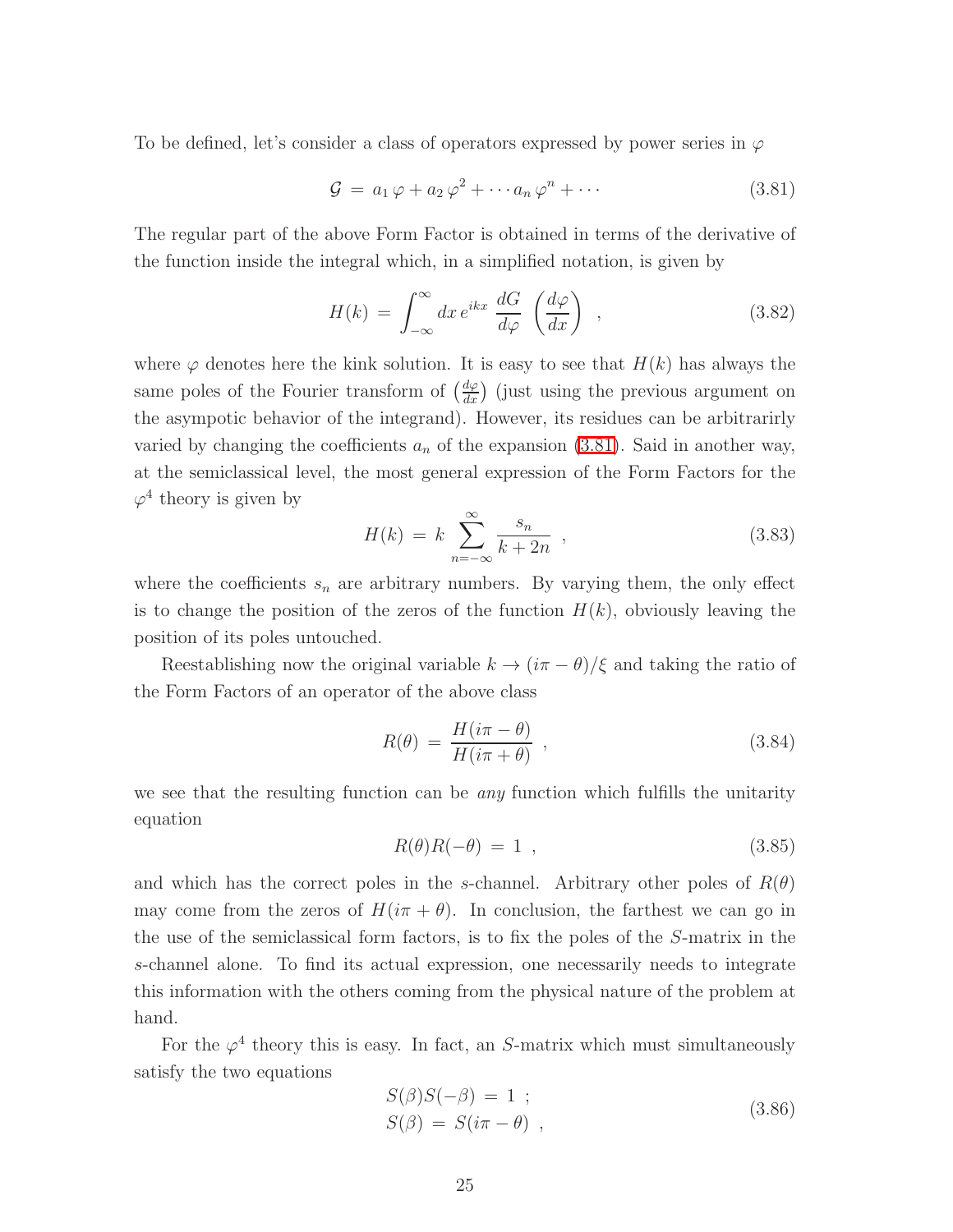To be defined, let's consider a class of operators expressed by power series in $\varphi$

$$\mathcal{G} \,=\, a_1\,\varphi + a_2\,\varphi^2 + \cdots a_n\,\varphi^n + \cdots \tag{3.81}$$

The regular part of the above Form Factor is obtained in terms of the derivative of the function inside the integral which, in a simplified notation, is given by

$$H(k) \,=\, \int_{-\infty}^{\infty} dx\, e^{ikx}\, \frac{dG}{d\varphi}\, \left(\frac{d\varphi}{dx}\right) \;\;, \tag{3.82}$$

where $\varphi$ denotes here the kink solution. It is easy to see that $H(k)$ has always the same poles of the Fourier transform of $\left(\frac{d\varphi}{dx}\right)$ (just using the previous argument on the asympotic behavior of the integrand). However, its residues can be arbitrarirly varied by changing the coefficients $a_n$ of the expansion (3.81). Said in another way, at the semiclassical level, the most general expression of the Form Factors for the $\varphi^4$ theory is given by

$$H(k) \,=\, k\, \sum_{n=-\infty}^{\infty} \frac{s_n}{k+2n} \;\;, \tag{3.83}$$

where the coefficients $s_n$ are arbitrary numbers. By varying them, the only effect is to change the position of the zeros of the function $H(k)$, obviously leaving the position of its poles untouched.

Reestablishing now the original variable $k \to (i\pi - \theta)/\xi$ and taking the ratio of the Form Factors of an operator of the above class

$$R(\theta) \,=\, \frac{H(i\pi - \theta)}{H(i\pi + \theta)} \;\;, \tag{3.84}$$

we see that the resulting function can be *any* function which fulfills the unitarity equation

$$R(\theta)R(-\theta) \,=\, 1 \;\;, \tag{3.85}$$

and which has the correct poles in the $s$-channel. Arbitrary other poles of $R(\theta)$ may come from the zeros of $H(i\pi + \theta)$. In conclusion, the farthest we can go in the use of the semiclassical form factors, is to fix the poles of the $S$-matrix in the $s$-channel alone. To find its actual expression, one necessarily needs to integrate this information with the others coming from the physical nature of the problem at hand.

For the $\varphi^4$ theory this is easy. In fact, an $S$-matrix which must simultaneously satisfy the two equations

$$\begin{aligned} S(\beta)S(-\beta) \,&=\, 1 \;; \\ S(\beta) \,&=\, S(i\pi - \theta) \;\;, \end{aligned} \tag{3.86}$$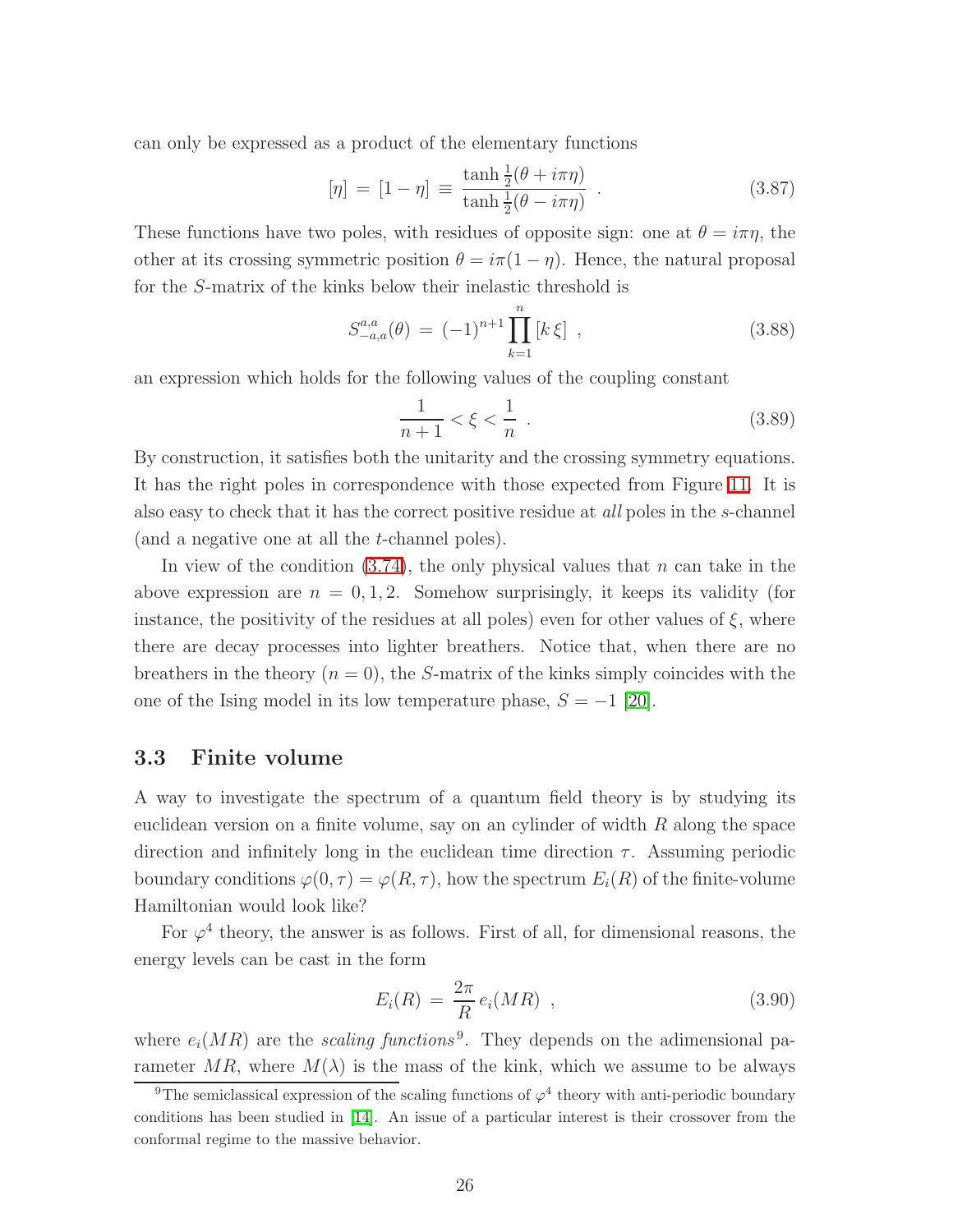can only be expressed as a product of the elementary functions

$$[\eta] \,=\, [1-\eta] \,\equiv\, \frac{\tanh\frac{1}{2}(\theta + i\pi\eta)}{\tanh\frac{1}{2}(\theta - i\pi\eta)} \quad . \tag{3.87}$$

These functions have two poles, with residues of opposite sign: one at $\theta = i\pi\eta$, the other at its crossing symmetric position $\theta = i\pi(1-\eta)$. Hence, the natural proposal for the $S$-matrix of the kinks below their inelastic threshold is

$$S_{-a,a}^{a,a}(\theta) \,=\, (-1)^{n+1} \prod_{k=1}^{n} [k\,\xi] \quad , \tag{3.88}$$

an expression which holds for the following values of the coupling constant

$$\frac{1}{n+1} < \xi < \frac{1}{n} \quad . \tag{3.89}$$

By construction, it satisfies both the unitarity and the crossing symmetry equations. It has the right poles in correspondence with those expected from Figure 11. It is also easy to check that it has the correct positive residue at *all* poles in the $s$-channel (and a negative one at all the $t$-channel poles).

In view of the condition (3.74), the only physical values that $n$ can take in the above expression are $n = 0, 1, 2$. Somehow surprisingly, it keeps its validity (for instance, the positivity of the residues at all poles) even for other values of $\xi$, where there are decay processes into lighter breathers. Notice that, when there are no breathers in the theory ($n = 0$), the $S$-matrix of the kinks simply coincides with the one of the Ising model in its low temperature phase, $S = -1$ [20].

## 3.3 Finite volume

A way to investigate the spectrum of a quantum field theory is by studying its euclidean version on a finite volume, say on an cylinder of width $R$ along the space direction and infinitely long in the euclidean time direction $\tau$. Assuming periodic boundary conditions $\varphi(0,\tau) = \varphi(R,\tau)$, how the spectrum $E_i(R)$ of the finite-volume Hamiltonian would look like?

For $\varphi^4$ theory, the answer is as follows. First of all, for dimensional reasons, the energy levels can be cast in the form

$$E_i(R) \,=\, \frac{2\pi}{R}\, e_i(MR) \quad , \tag{3.90}$$

where $e_i(MR)$ are the *scaling functions*[9]. They depends on the adimensional parameter $MR$, where $M(\lambda)$ is the mass of the kink, which we assume to be always

[9] The semiclassical expression of the scaling functions of $\varphi^4$ theory with anti-periodic boundary conditions has been studied in [14]. An issue of a particular interest is their crossover from the conformal regime to the massive behavior.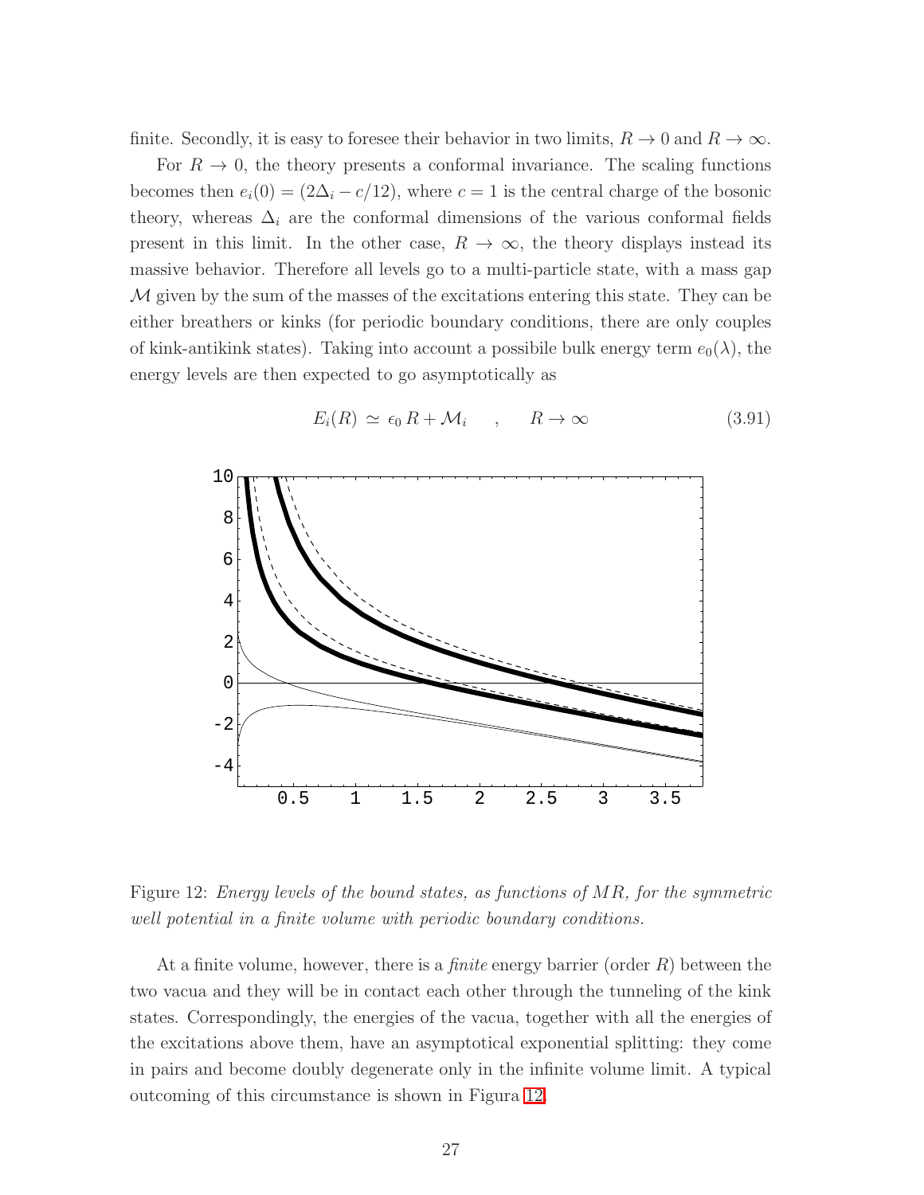finite. Secondly, it is easy to foresee their behavior in two limits, $R \to 0$ and $R \to \infty$.

For $R \to 0$, the theory presents a conformal invariance. The scaling functions becomes then $e_i(0) = (2\Delta_i - c/12)$, where $c = 1$ is the central charge of the bosonic theory, whereas $\Delta_i$ are the conformal dimensions of the various conformal fields present in this limit. In the other case, $R \to \infty$, the theory displays instead its massive behavior. Therefore all levels go to a multi-particle state, with a mass gap $\mathcal{M}$ given by the sum of the masses of the excitations entering this state. They can be either breathers or kinks (for periodic boundary conditions, there are only couples of kink-antikink states). Taking into account a possibile bulk energy term $e_0(\lambda)$, the energy levels are then expected to go asymptotically as

$$E_i(R) \simeq \epsilon_0 \, R + \mathcal{M}_i \quad , \quad R \to \infty \tag{3.91}$$

Figure 12: *Energy levels of the bound states, as functions of $MR$, for the symmetric well potential in a finite volume with periodic boundary conditions.*

At a finite volume, however, there is a *finite* energy barrier (order $R$) between the two vacua and they will be in contact each other through the tunneling of the kink states. Correspondingly, the energies of the vacua, together with all the energies of the excitations above them, have an asymptotical exponential splitting: they come in pairs and become doubly degenerate only in the infinite volume limit. A typical outcoming of this circumstance is shown in Figura 12.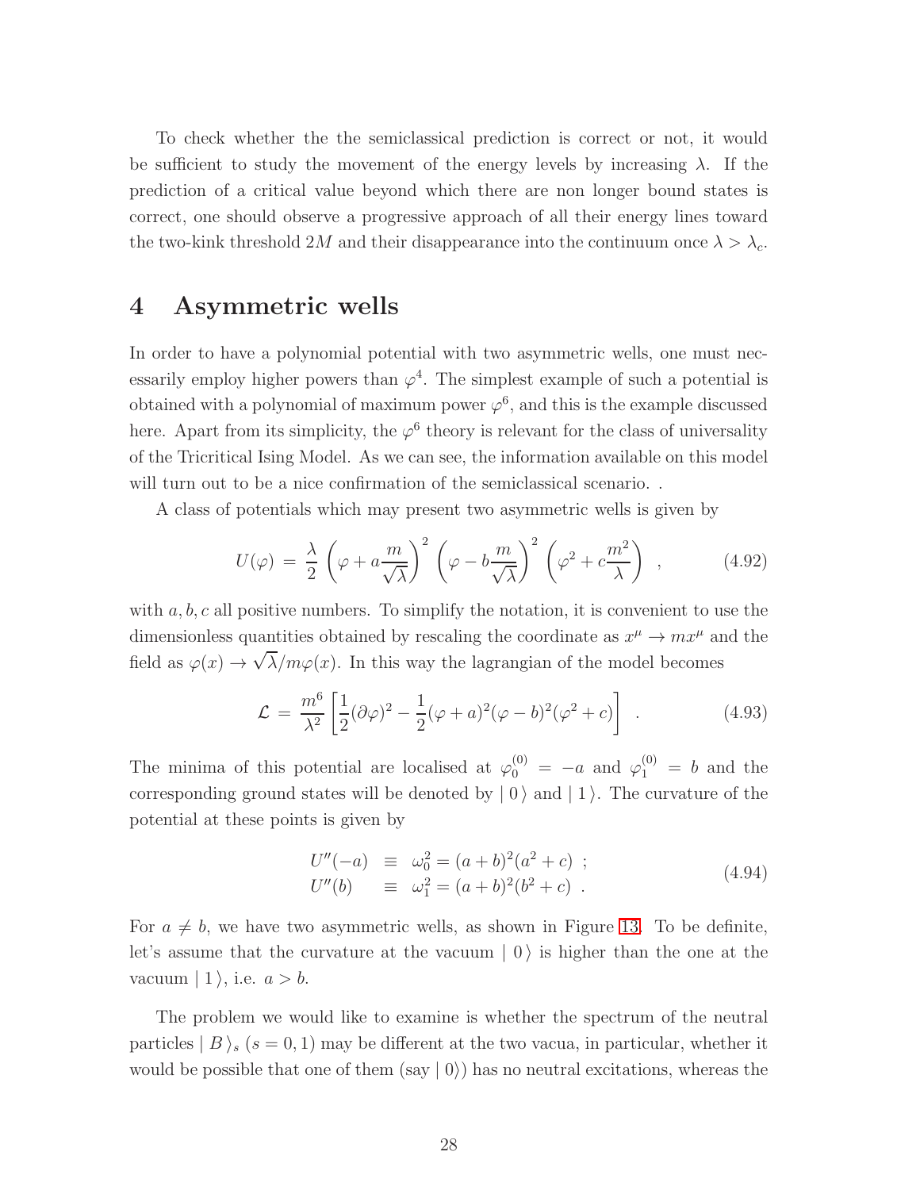To check whether the the semiclassical prediction is correct or not, it would be sufficient to study the movement of the energy levels by increasing $\lambda$. If the prediction of a critical value beyond which there are non longer bound states is correct, one should observe a progressive approach of all their energy lines toward the two-kink threshold $2M$ and their disappearance into the continuum once $\lambda > \lambda_c$.

# 4 Asymmetric wells

In order to have a polynomial potential with two asymmetric wells, one must necessarily employ higher powers than $\varphi^4$. The simplest example of such a potential is obtained with a polynomial of maximum power $\varphi^6$, and this is the example discussed here. Apart from its simplicity, the $\varphi^6$ theory is relevant for the class of universality of the Tricritical Ising Model. As we can see, the information available on this model will turn out to be a nice confirmation of the semiclassical scenario. .

A class of potentials which may present two asymmetric wells is given by

$$U(\varphi) \,=\, \frac{\lambda}{2}\left(\varphi + a\frac{m}{\sqrt{\lambda}}\right)^2 \left(\varphi - b\frac{m}{\sqrt{\lambda}}\right)^2 \left(\varphi^2 + c\frac{m^2}{\lambda}\right) \quad , \tag{4.92}$$

with $a, b, c$ all positive numbers. To simplify the notation, it is convenient to use the dimensionless quantities obtained by rescaling the coordinate as $x^\mu \to m x^\mu$ and the field as $\varphi(x) \to \sqrt{\lambda}/m\varphi(x)$. In this way the lagrangian of the model becomes

$$\mathcal{L} \,=\, \frac{m^6}{\lambda^2}\left[\frac{1}{2}(\partial\varphi)^2 - \frac{1}{2}(\varphi + a)^2(\varphi - b)^2(\varphi^2 + c)\right] \quad . \tag{4.93}$$

The minima of this potential are localised at $\varphi_0^{(0)} = -a$ and $\varphi_1^{(0)} = b$ and the corresponding ground states will be denoted by $|\,0\,\rangle$ and $|\,1\,\rangle$. The curvature of the potential at these points is given by

$$\begin{array}{lcl} U''(-a) & \equiv & \omega_0^2 = (a+b)^2(a^2+c) \ ; \\ U''(b) & \equiv & \omega_1^2 = (a+b)^2(b^2+c) \ . \end{array} \tag{4.94}$$

For $a \neq b$, we have two asymmetric wells, as shown in Figure 13. To be definite, let's assume that the curvature at the vacuum $|\,0\,\rangle$ is higher than the one at the vacuum $|\,1\,\rangle$, i.e. $a > b$.

The problem we would like to examine is whether the spectrum of the neutral particles $|\,B\,\rangle_s$ $(s = 0, 1)$ may be different at the two vacua, in particular, whether it would be possible that one of them (say $|\,0\rangle$) has no neutral excitations, whereas the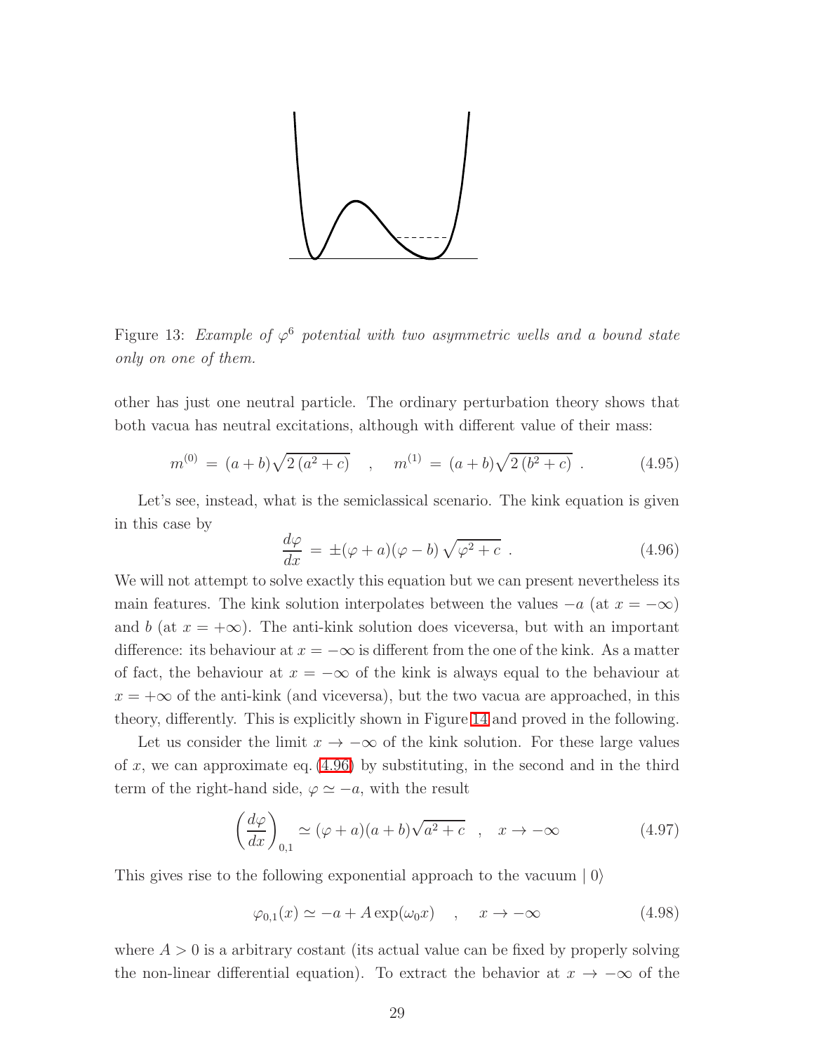Figure 13: *Example of $\varphi^6$ potential with two asymmetric wells and a bound state only on one of them.*

other has just one neutral particle. The ordinary perturbation theory shows that both vacua has neutral excitations, although with different value of their mass:

$$m^{(0)} \,=\, (a+b)\sqrt{2\,(a^2+c)} \quad , \quad m^{(1)} \,=\, (a+b)\sqrt{2\,(b^2+c)} \;. \tag{4.95}$$

Let's see, instead, what is the semiclassical scenario. The kink equation is given in this case by

$$\frac{d\varphi}{dx} \,=\, \pm(\varphi+a)(\varphi-b)\,\sqrt{\varphi^2+c} \;. \tag{4.96}$$

We will not attempt to solve exactly this equation but we can present nevertheless its main features. The kink solution interpolates between the values $-a$ (at $x=-\infty$) and $b$ (at $x=+\infty$). The anti-kink solution does viceversa, but with an important difference: its behaviour at $x=-\infty$ is different from the one of the kink. As a matter of fact, the behaviour at $x=-\infty$ of the kink is always equal to the behaviour at $x=+\infty$ of the anti-kink (and viceversa), but the two vacua are approached, in this theory, differently. This is explicitly shown in Figure 14 and proved in the following.

Let us consider the limit $x\rightarrow-\infty$ of the kink solution. For these large values of $x$, we can approximate eq. (4.96) by substituting, in the second and in the third term of the right-hand side, $\varphi\simeq-a$, with the result

$$\left(\frac{d\varphi}{dx}\right)_{0,1} \simeq (\varphi+a)(a+b)\sqrt{a^2+c} \quad , \quad x\rightarrow-\infty \tag{4.97}$$

This gives rise to the following exponential approach to the vacuum $\mid 0\rangle$

$$\varphi_{0,1}(x) \simeq -a + A\exp(\omega_0 x) \quad , \quad x\rightarrow-\infty \tag{4.98}$$

where $A>0$ is a arbitrary costant (its actual value can be fixed by properly solving the non-linear differential equation). To extract the behavior at $x\rightarrow-\infty$ of the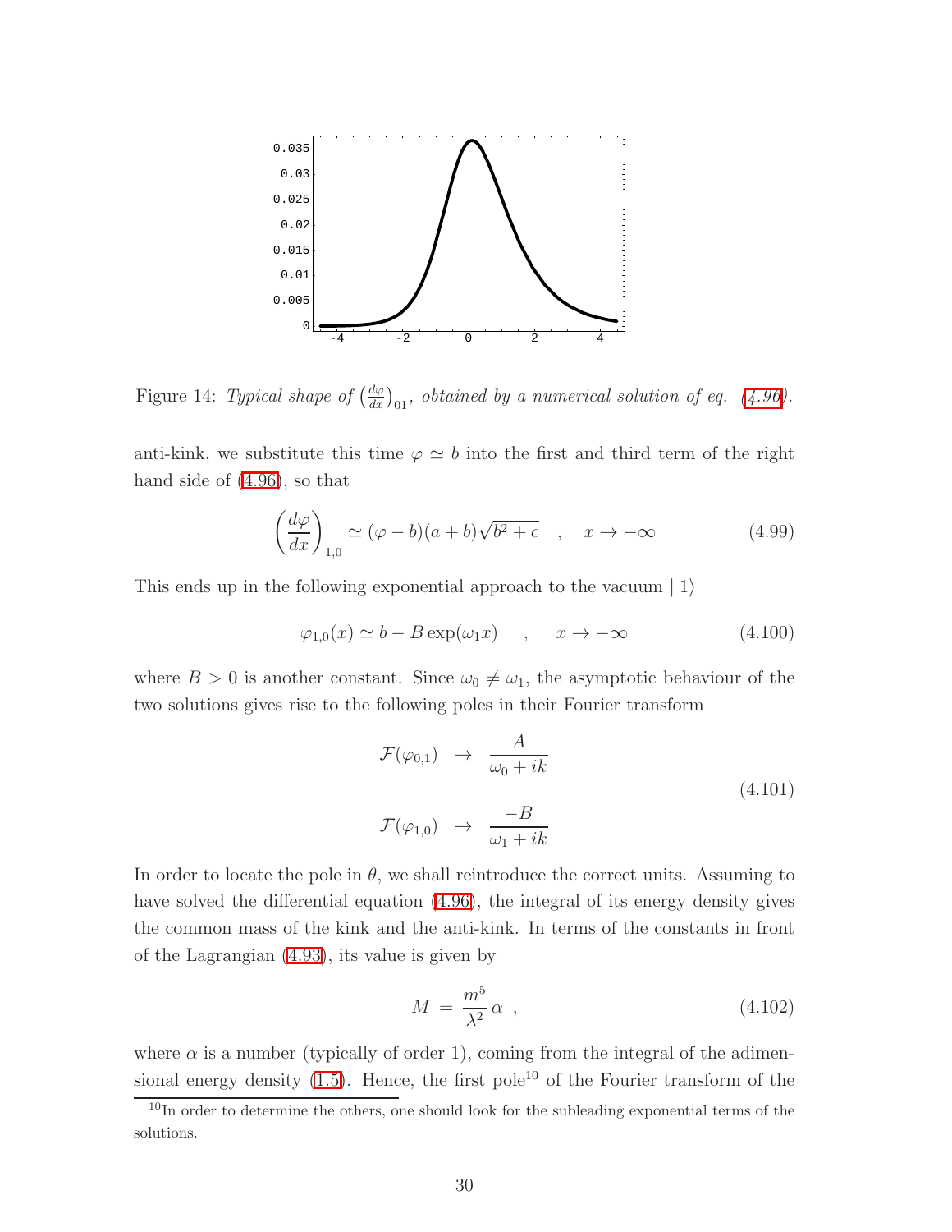Figure 14: *Typical shape of* $\left(\frac{d\varphi}{dx}\right)_{01}$*, obtained by a numerical solution of eq. (4.96).*

anti-kink, we substitute this time $\varphi \simeq b$ into the first and third term of the right hand side of (4.96), so that

$$\left(\frac{d\varphi}{dx}\right)_{1,0} \simeq (\varphi - b)(a+b)\sqrt{b^2+c} \quad , \quad x \to -\infty \tag{4.99}$$

This ends up in the following exponential approach to the vacuum $\mid 1\rangle$

$$\varphi_{1,0}(x) \simeq b - B\exp(\omega_1 x) \quad , \quad x \to -\infty \tag{4.100}$$

where $B > 0$ is another constant. Since $\omega_0 \neq \omega_1$, the asymptotic behaviour of the two solutions gives rise to the following poles in their Fourier transform

$$\begin{aligned} \mathcal{F}(\varphi_{0,1}) &\rightarrow \frac{A}{\omega_0 + ik} \\ \mathcal{F}(\varphi_{1,0}) &\rightarrow \frac{-B}{\omega_1 + ik} \end{aligned} \tag{4.101}$$

In order to locate the pole in $\theta$, we shall reintroduce the correct units. Assuming to have solved the differential equation (4.96), the integral of its energy density gives the common mass of the kink and the anti-kink. In terms of the constants in front of the Lagrangian (4.93), its value is given by

$$M = \frac{m^5}{\lambda^2}\,\alpha \ , \tag{4.102}$$

where $\alpha$ is a number (typically of order 1), coming from the integral of the adimensional energy density (1.5). Hence, the first pole[10] of the Fourier transform of the

[10] In order to determine the others, one should look for the subleading exponential terms of the solutions.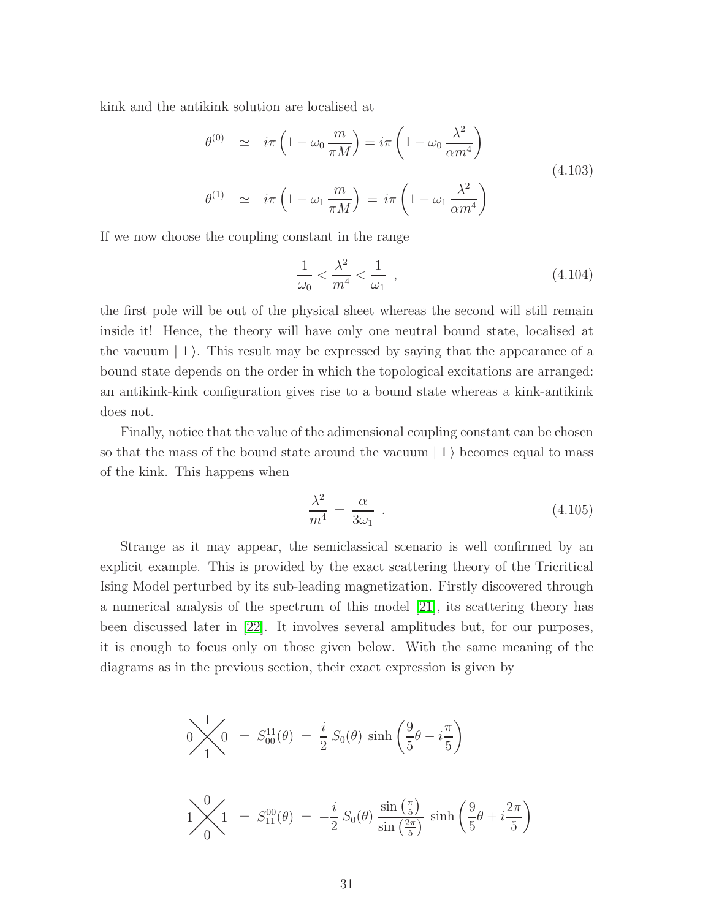kink and the antikink solution are localised at

$$
\begin{aligned}
\theta^{(0)} &\simeq i\pi\left(1-\omega_0\,\frac{m}{\pi M}\right) = i\pi\left(1-\omega_0\,\frac{\lambda^2}{\alpha m^4}\right) \\
\theta^{(1)} &\simeq i\pi\left(1-\omega_1\,\frac{m}{\pi M}\right) \,=\, i\pi\left(1-\omega_1\,\frac{\lambda^2}{\alpha m^4}\right)
\end{aligned}
\tag{4.103}
$$

If we now choose the coupling constant in the range

$$
\frac{1}{\omega_0} < \frac{\lambda^2}{m^4} < \frac{1}{\omega_1} \;\;, \tag{4.104}
$$

the first pole will be out of the physical sheet whereas the second will still remain inside it! Hence, the theory will have only one neutral bound state, localised at the vacuum $\mid 1\,\rangle$. This result may be expressed by saying that the appearance of a bound state depends on the order in which the topological excitations are arranged: an antikink-kink configuration gives rise to a bound state whereas a kink-antikink does not.

Finally, notice that the value of the adimensional coupling constant can be chosen so that the mass of the bound state around the vacuum $\mid 1\,\rangle$ becomes equal to mass of the kink. This happens when

$$
\frac{\lambda^2}{m^4} \,=\, \frac{\alpha}{3\omega_1} \;\;. \tag{4.105}
$$

Strange as it may appear, the semiclassical scenario is well confirmed by an explicit example. This is provided by the exact scattering theory of the Tricritical Ising Model perturbed by its sub-leading magnetization. Firstly discovered through a numerical analysis of the spectrum of this model [21], its scattering theory has been discussed later in [22]. It involves several amplitudes but, for our purposes, it is enough to focus only on those given below. With the same meaning of the diagrams as in the previous section, their exact expression is given by

$$
S_{00}^{11}(\theta) \,=\, \frac{i}{2}\,S_0(\theta)\,\sinh\left(\frac{9}{5}\theta - i\frac{\pi}{5}\right)
$$

$$
S_{11}^{00}(\theta) \,=\, -\frac{i}{2}\,S_0(\theta)\,\frac{\sin\left(\frac{\pi}{5}\right)}{\sin\left(\frac{2\pi}{5}\right)}\,\sinh\left(\frac{9}{5}\theta + i\frac{2\pi}{5}\right)
$$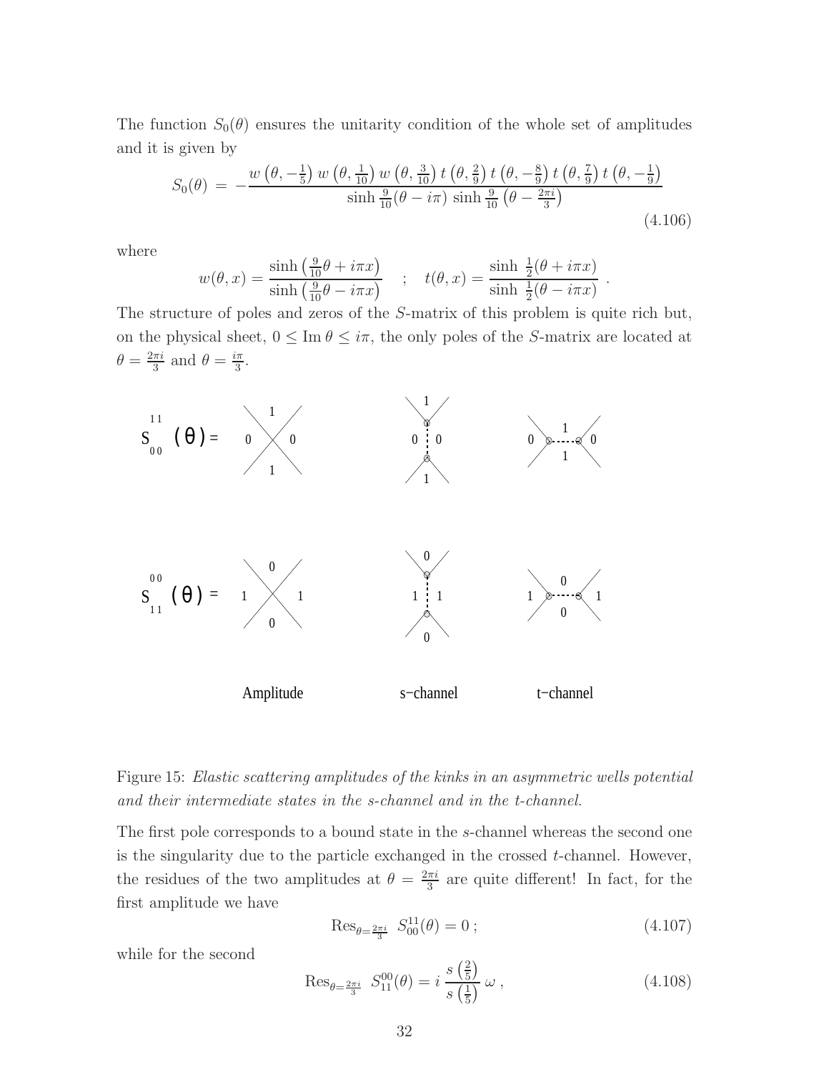The function $S_0(\theta)$ ensures the unitarity condition of the whole set of amplitudes and it is given by

$$S_0(\theta) \,=\, -\frac{w\left(\theta,-\frac{1}{5}\right)\,w\left(\theta,\frac{1}{10}\right)\,w\left(\theta,\frac{3}{10}\right)\,t\left(\theta,\frac{2}{9}\right)\,t\left(\theta,-\frac{8}{9}\right)\,t\left(\theta,\frac{7}{9}\right)\,t\left(\theta,-\frac{1}{9}\right)}{\sinh\frac{9}{10}(\theta-i\pi)\,\sinh\frac{9}{10}\left(\theta-\frac{2\pi i}{3}\right)} \tag{4.106}$$

where

$$w(\theta,x)=\frac{\sinh\left(\frac{9}{10}\theta+i\pi x\right)}{\sinh\left(\frac{9}{10}\theta-i\pi x\right)} \quad ; \quad t(\theta,x)=\frac{\sinh\,\frac{1}{2}(\theta+i\pi x)}{\sinh\,\frac{1}{2}(\theta-i\pi x)}\;.$$

The structure of poles and zeros of the $S$-matrix of this problem is quite rich but, on the physical sheet, $0\leq \text{Im}\,\theta\leq i\pi$, the only poles of the $S$-matrix are located at $\theta=\frac{2\pi i}{3}$ and $\theta=\frac{i\pi}{3}$.

Figure 15: *Elastic scattering amplitudes of the kinks in an asymmetric wells potential and their intermediate states in the s-channel and in the t-channel.*

The first pole corresponds to a bound state in the $s$-channel whereas the second one is the singularity due to the particle exchanged in the crossed $t$-channel. However, the residues of the two amplitudes at $\theta=\frac{2\pi i}{3}$ are quite different! In fact, for the first amplitude we have

$$\text{Res}_{\theta=\frac{2\pi i}{3}}\;S_{00}^{11}(\theta)=0\,; \tag{4.107}$$

while for the second

$$\text{Res}_{\theta=\frac{2\pi i}{3}}\;S_{11}^{00}(\theta)=i\,\frac{s\left(\frac{2}{5}\right)}{s\left(\frac{1}{5}\right)}\,\omega\;, \tag{4.108}$$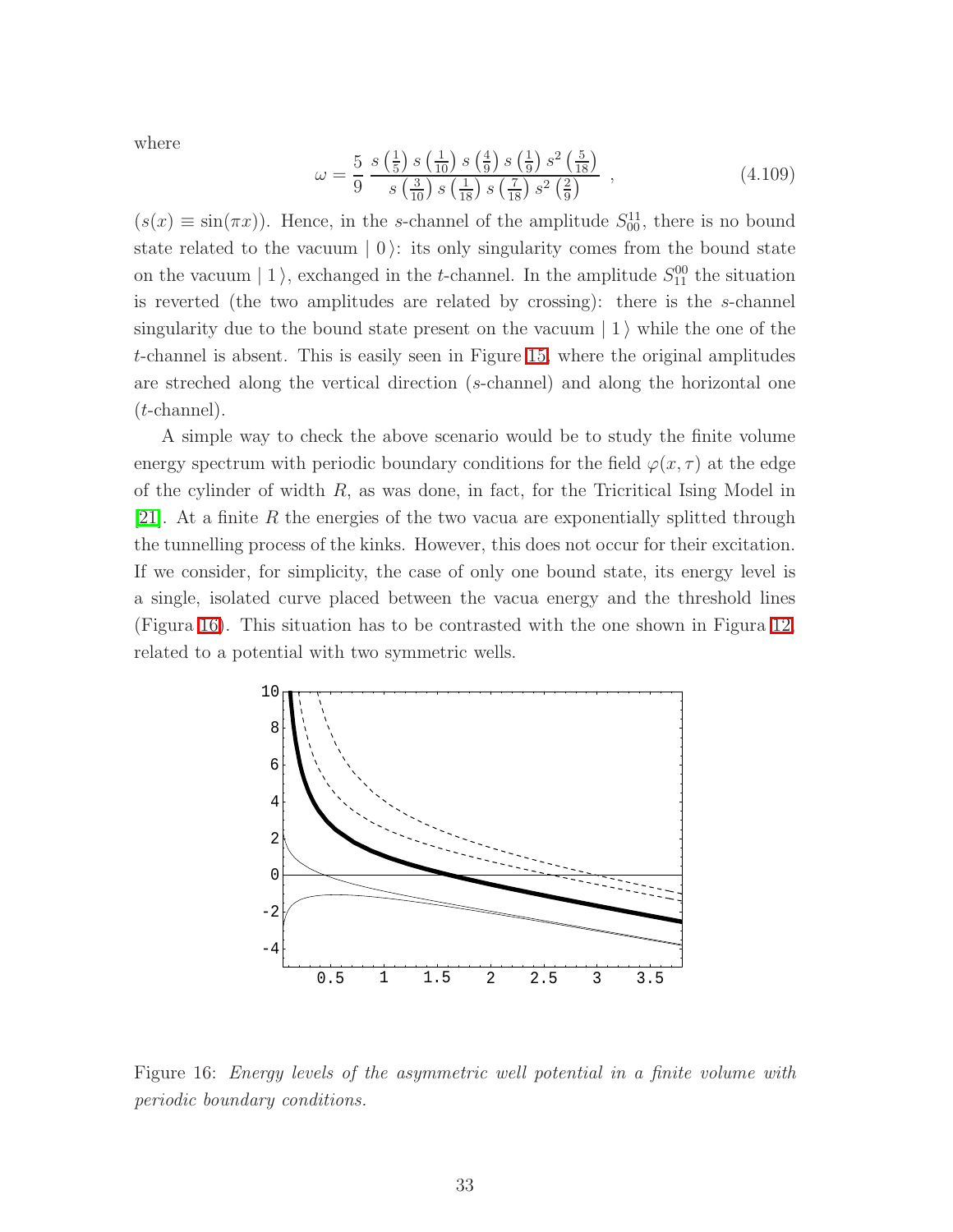where

$$\omega = \frac{5}{9}\,\frac{s\left(\frac{1}{5}\right)s\left(\frac{1}{10}\right)s\left(\frac{4}{9}\right)s\left(\frac{1}{9}\right)s^2\left(\frac{5}{18}\right)}{s\left(\frac{3}{10}\right)s\left(\frac{1}{18}\right)s\left(\frac{7}{18}\right)s^2\left(\frac{2}{9}\right)}\ , \tag{4.109}$$

($s(x) \equiv \sin(\pi x)$). Hence, in the $s$-channel of the amplitude $S_{00}^{11}$, there is no bound state related to the vacuum $\mid 0\,\rangle$: its only singularity comes from the bound state on the vacuum $\mid 1\,\rangle$, exchanged in the $t$-channel. In the amplitude $S_{11}^{00}$ the situation is reverted (the two amplitudes are related by crossing): there is the $s$-channel singularity due to the bound state present on the vacuum $\mid 1\,\rangle$ while the one of the $t$-channel is absent. This is easily seen in Figure 15, where the original amplitudes are streched along the vertical direction ($s$-channel) and along the horizontal one ($t$-channel).

A simple way to check the above scenario would be to study the finite volume energy spectrum with periodic boundary conditions for the field $\varphi(x,\tau)$ at the edge of the cylinder of width $R$, as was done, in fact, for the Tricritical Ising Model in [21]. At a finite $R$ the energies of the two vacua are exponentially splitted through the tunnelling process of the kinks. However, this does not occur for their excitation. If we consider, for simplicity, the case of only one bound state, its energy level is a single, isolated curve placed between the vacua energy and the threshold lines (Figura 16). This situation has to be contrasted with the one shown in Figura 12, related to a potential with two symmetric wells.

Figure 16: *Energy levels of the asymmetric well potential in a finite volume with periodic boundary conditions.*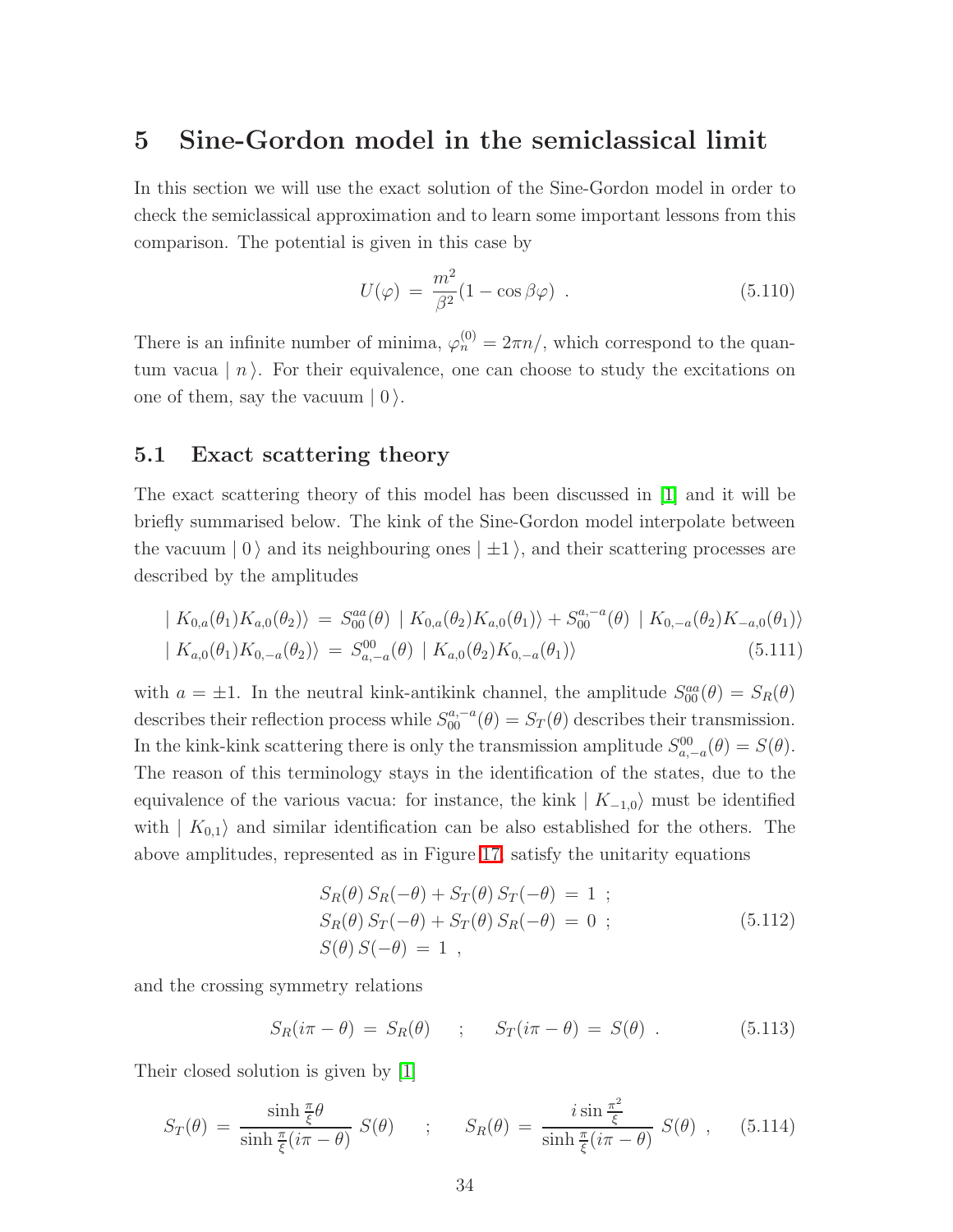# 5 Sine-Gordon model in the semiclassical limit

In this section we will use the exact solution of the Sine-Gordon model in order to check the semiclassical approximation and to learn some important lessons from this comparison. The potential is given in this case by

$$
U(\varphi) \,=\, \frac{m^2}{\beta^2}(1 - \cos\beta\varphi) \ . \tag{5.110}
$$

There is an infinite number of minima, $\varphi_n^{(0)} = 2\pi n/$, which correspond to the quantum vacua $\mid n\,\rangle$. For their equivalence, one can choose to study the excitations on one of them, say the vacuum $\mid 0\,\rangle$.

## 5.1 Exact scattering theory

The exact scattering theory of this model has been discussed in [1] and it will be briefly summarised below. The kink of the Sine-Gordon model interpolate between the vacuum $\mid 0\,\rangle$ and its neighbouring ones $\mid \pm 1\,\rangle$, and their scattering processes are described by the amplitudes

$$
\begin{aligned}
\mid K_{0,a}(\theta_1) K_{a,0}(\theta_2)\rangle \,&=\, S_{00}^{aa}(\theta) \,\mid K_{0,a}(\theta_2) K_{a,0}(\theta_1)\rangle + S_{00}^{a,-a}(\theta) \,\mid K_{0,-a}(\theta_2) K_{-a,0}(\theta_1)\rangle \\
\mid K_{a,0}(\theta_1) K_{0,-a}(\theta_2)\rangle \,&=\, S_{a,-a}^{00}(\theta) \,\mid K_{a,0}(\theta_2) K_{0,-a}(\theta_1)\rangle
\end{aligned} \tag{5.111}
$$

with $a = \pm 1$. In the neutral kink-antikink channel, the amplitude $S_{00}^{aa}(\theta) = S_R(\theta)$ describes their reflection process while $S_{00}^{a,-a}(\theta) = S_T(\theta)$ describes their transmission. In the kink-kink scattering there is only the transmission amplitude $S_{a,-a}^{00}(\theta) = S(\theta)$. The reason of this terminology stays in the identification of the states, due to the equivalence of the various vacua: for instance, the kink $\mid K_{-1,0}\rangle$ must be identified with $\mid K_{0,1}\rangle$ and similar identification can be also established for the others. The above amplitudes, represented as in Figure 17, satisfy the unitarity equations

$$
\begin{aligned}
&S_R(\theta)\, S_R(-\theta) + S_T(\theta)\, S_T(-\theta) \,=\, 1 \ ; \\
&S_R(\theta)\, S_T(-\theta) + S_T(\theta)\, S_R(-\theta) \,=\, 0 \ ; \\
&S(\theta)\, S(-\theta) \,=\, 1 \ ,
\end{aligned} \tag{5.112}
$$

and the crossing symmetry relations

$$
S_R(i\pi - \theta) \,=\, S_R(\theta) \quad ; \quad S_T(i\pi - \theta) \,=\, S(\theta) \ . \tag{5.113}
$$

Their closed solution is given by [1]

$$
S_T(\theta) \,=\, \frac{\sinh\frac{\pi}{\xi}\theta}{\sinh\frac{\pi}{\xi}(i\pi - \theta)}\, S(\theta) \quad ; \quad S_R(\theta) \,=\, \frac{i\sin\frac{\pi^2}{\xi}}{\sinh\frac{\pi}{\xi}(i\pi - \theta)}\, S(\theta) \ , \tag{5.114}
$$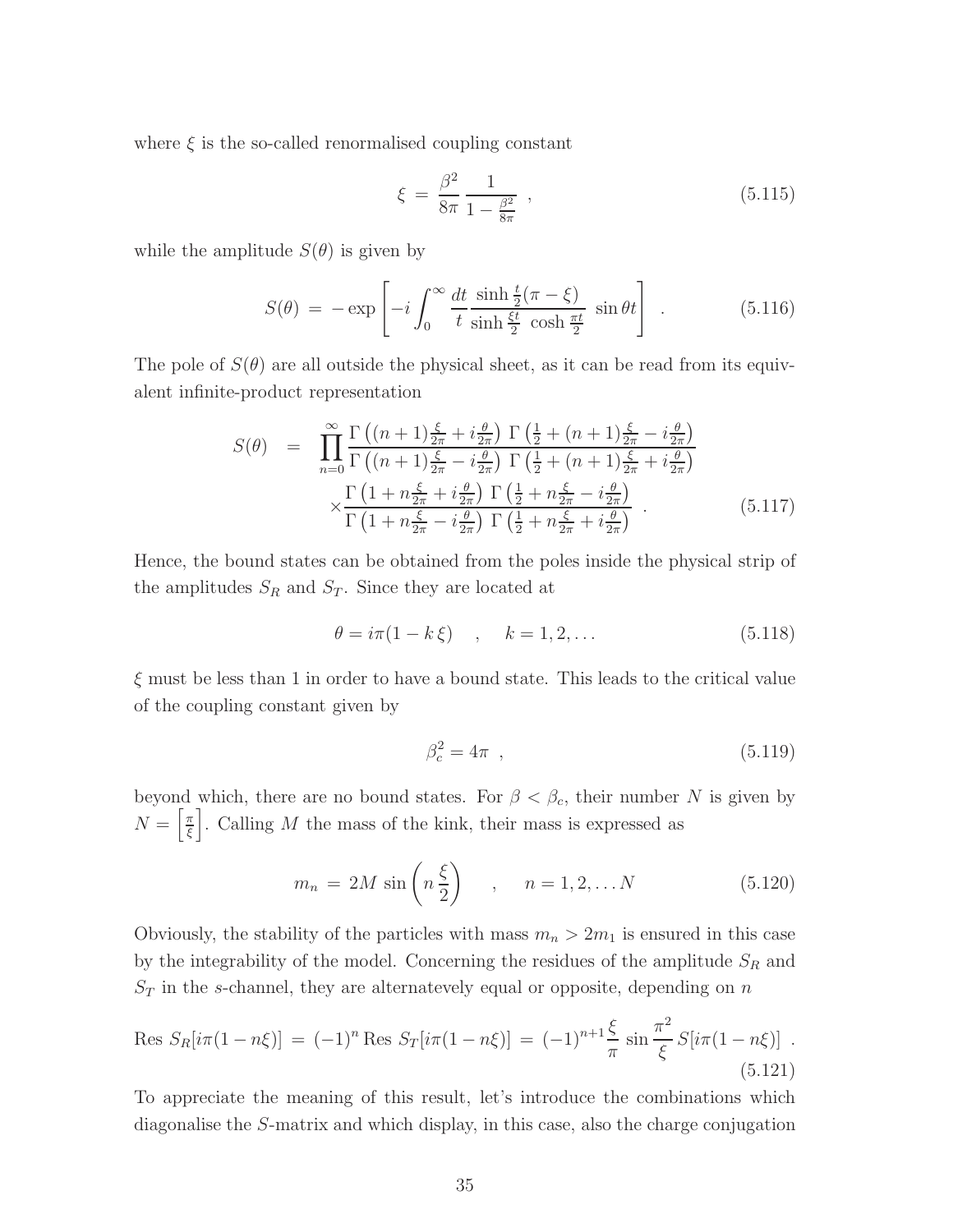where $\xi$ is the so-called renormalised coupling constant

$$\xi = \frac{\beta^2}{8\pi} \frac{1}{1 - \frac{\beta^2}{8\pi}} \ , \tag{5.115}$$

while the amplitude $S(\theta)$ is given by

$$S(\theta) = -\exp\left[-i\int_0^\infty \frac{dt}{t} \frac{\sinh\frac{t}{2}(\pi - \xi)}{\sinh\frac{\xi t}{2}\,\cosh\frac{\pi t}{2}}\,\sin\theta t\right] \ . \tag{5.116}$$

The pole of $S(\theta)$ are all outside the physical sheet, as it can be read from its equivalent infinite-product representation

$$\begin{aligned} S(\theta) &= \prod_{n=0}^{\infty} \frac{\Gamma\left((n+1)\frac{\xi}{2\pi} + i\frac{\theta}{2\pi}\right)\,\Gamma\left(\frac{1}{2} + (n+1)\frac{\xi}{2\pi} - i\frac{\theta}{2\pi}\right)}{\Gamma\left((n+1)\frac{\xi}{2\pi} - i\frac{\theta}{2\pi}\right)\,\Gamma\left(\frac{1}{2} + (n+1)\frac{\xi}{2\pi} + i\frac{\theta}{2\pi}\right)} \\ &\times \frac{\Gamma\left(1 + n\frac{\xi}{2\pi} + i\frac{\theta}{2\pi}\right)\,\Gamma\left(\frac{1}{2} + n\frac{\xi}{2\pi} - i\frac{\theta}{2\pi}\right)}{\Gamma\left(1 + n\frac{\xi}{2\pi} - i\frac{\theta}{2\pi}\right)\,\Gamma\left(\frac{1}{2} + n\frac{\xi}{2\pi} + i\frac{\theta}{2\pi}\right)} \ . \end{aligned} \tag{5.117}$$

Hence, the bound states can be obtained from the poles inside the physical strip of the amplitudes $S_R$ and $S_T$. Since they are located at

$$\theta = i\pi(1 - k\,\xi) \quad , \quad k = 1, 2, \ldots \tag{5.118}$$

$\xi$ must be less than 1 in order to have a bound state. This leads to the critical value of the coupling constant given by

$$\beta_c^2 = 4\pi \ , \tag{5.119}$$

beyond which, there are no bound states. For $\beta < \beta_c$, their number $N$ is given by $N = \left[\frac{\pi}{\xi}\right]$. Calling $M$ the mass of the kink, their mass is expressed as

$$m_n = 2M\,\sin\left(n\,\frac{\xi}{2}\right) \quad , \quad n = 1, 2, \ldots N \tag{5.120}$$

Obviously, the stability of the particles with mass $m_n > 2m_1$ is ensured in this case by the integrability of the model. Concerning the residues of the amplitude $S_R$ and $S_T$ in the $s$-channel, they are alternatevely equal or opposite, depending on $n$

$$\text{Res}\ S_R[i\pi(1 - n\xi)] = (-1)^n\,\text{Res}\ S_T[i\pi(1 - n\xi)] = (-1)^{n+1}\frac{\xi}{\pi}\,\sin\frac{\pi^2}{\xi}\,S[i\pi(1 - n\xi)] \ . \tag{5.121}$$

To appreciate the meaning of this result, let's introduce the combinations which diagonalise the $S$-matrix and which display, in this case, also the charge conjugation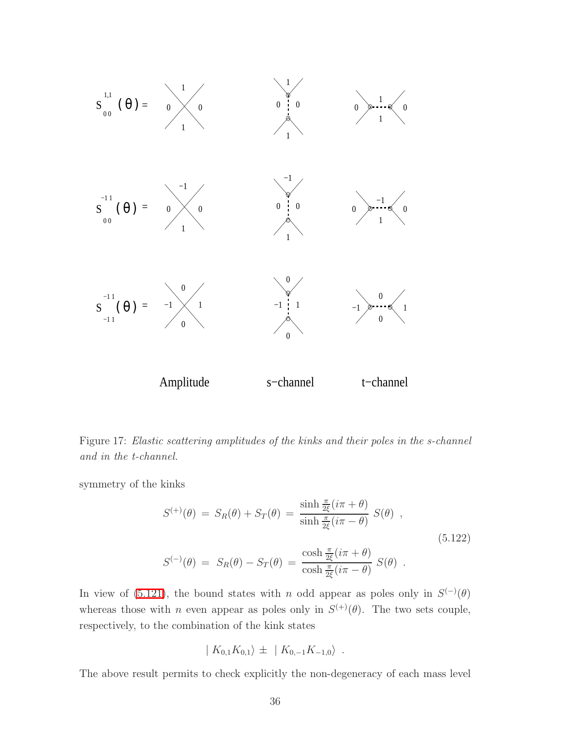Figure 17: *Elastic scattering amplitudes of the kinks and their poles in the s-channel and in the t-channel.*

symmetry of the kinks

$$
\begin{aligned}
S^{(+)}(\theta) \,&=\, S_R(\theta) + S_T(\theta) \,=\, \frac{\sinh \frac{\pi}{2\xi}(i\pi + \theta)}{\sinh \frac{\pi}{2\xi}(i\pi - \theta)} \; S(\theta) \;\;, \\
S^{(-)}(\theta) \,&=\, S_R(\theta) - S_T(\theta) \,=\, \frac{\cosh \frac{\pi}{2\xi}(i\pi + \theta)}{\cosh \frac{\pi}{2\xi}(i\pi - \theta)} \; S(\theta) \;\;.
\end{aligned}
\tag{5.122}
$$

In view of (5.121), the bound states with $n$ odd appear as poles only in $S^{(-)}(\theta)$ whereas those with $n$ even appear as poles only in $S^{(+)}(\theta)$. The two sets couple, respectively, to the combination of the kink states

$$
\mid K_{0,1} K_{0,1} \rangle \,\pm\, \mid K_{0,-1} K_{-1,0} \rangle \;\;.
$$

The above result permits to check explicitly the non-degeneracy of each mass level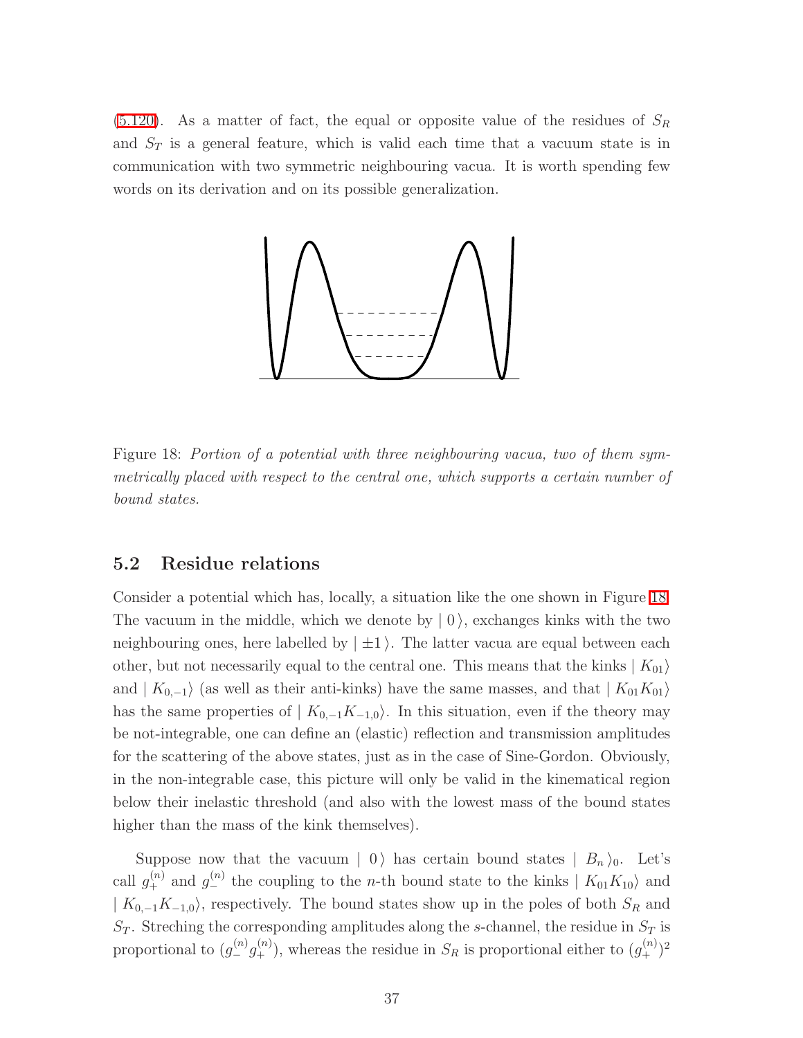(5.120). As a matter of fact, the equal or opposite value of the residues of $S_R$ and $S_T$ is a general feature, which is valid each time that a vacuum state is in communication with two symmetric neighbouring vacua. It is worth spending few words on its derivation and on its possible generalization.

Figure 18: *Portion of a potential with three neighbouring vacua, two of them symmetrically placed with respect to the central one, which supports a certain number of bound states.*

## 5.2 Residue relations

Consider a potential which has, locally, a situation like the one shown in Figure 18. The vacuum in the middle, which we denote by $\mid 0 \rangle$, exchanges kinks with the two neighbouring ones, here labelled by $\mid \pm 1 \rangle$. The latter vacua are equal between each other, but not necessarily equal to the central one. This means that the kinks $\mid K_{01} \rangle$ and $\mid K_{0,-1} \rangle$ (as well as their anti-kinks) have the same masses, and that $\mid K_{01} K_{01} \rangle$ has the same properties of $\mid K_{0,-1} K_{-1,0} \rangle$. In this situation, even if the theory may be not-integrable, one can define an (elastic) reflection and transmission amplitudes for the scattering of the above states, just as in the case of Sine-Gordon. Obviously, in the non-integrable case, this picture will only be valid in the kinematical region below their inelastic threshold (and also with the lowest mass of the bound states higher than the mass of the kink themselves).

Suppose now that the vacuum $\mid 0 \rangle$ has certain bound states $\mid B_n \rangle_0$. Let's call $g_+^{(n)}$ and $g_-^{(n)}$ the coupling to the $n$-th bound state to the kinks $\mid K_{01} K_{10} \rangle$ and $\mid K_{0,-1} K_{-1,0} \rangle$, respectively. The bound states show up in the poles of both $S_R$ and $S_T$. Streching the corresponding amplitudes along the $s$-channel, the residue in $S_T$ is proportional to $(g_-^{(n)} g_+^{(n)})$, whereas the residue in $S_R$ is proportional either to $(g_+^{(n)})^2$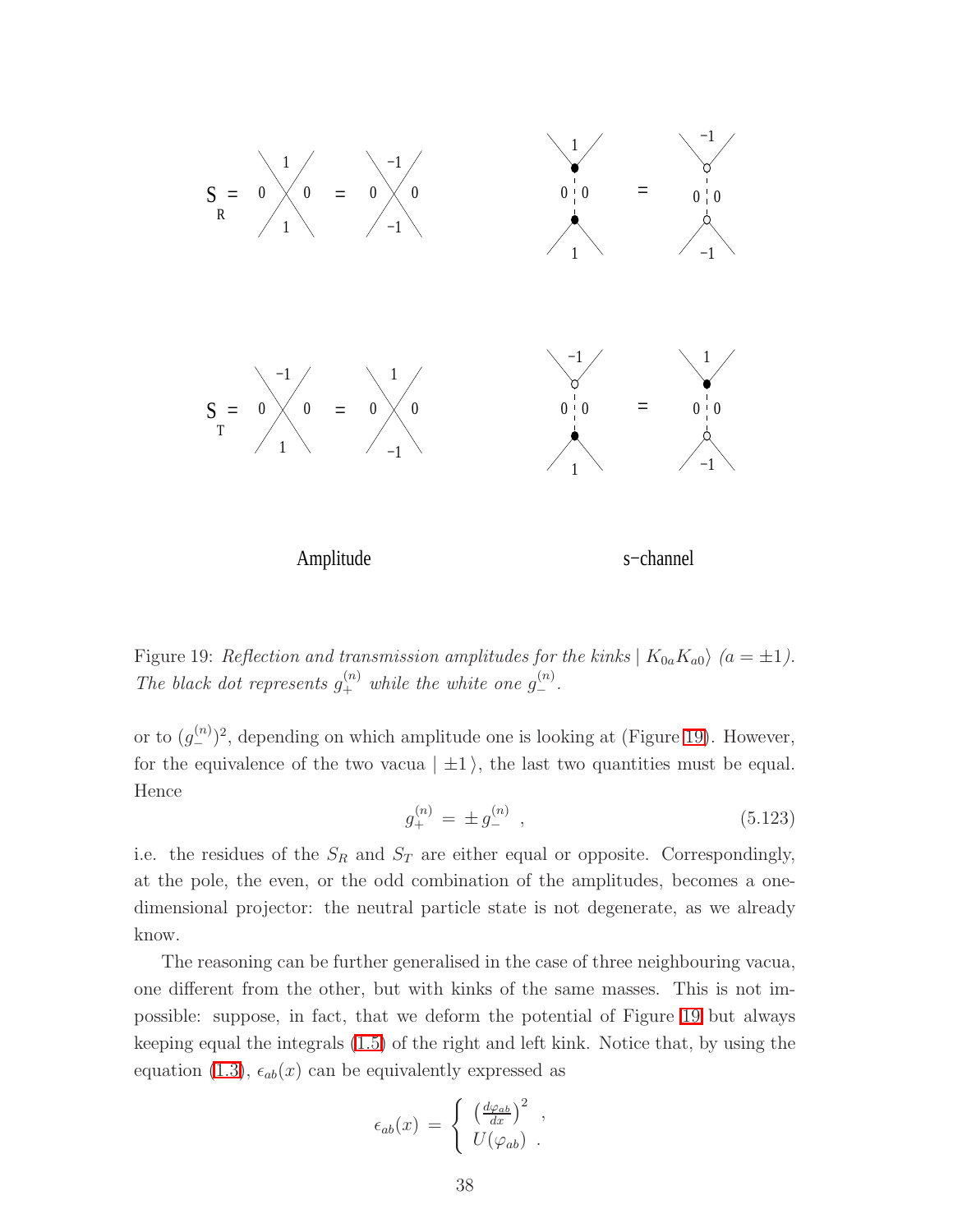Figure 19: *Reflection and transmission amplitudes for the kinks* $| K_{0a} K_{a0} \rangle$ *(*$a = \pm 1$*). The black dot represents* $g_+^{(n)}$ *while the white one* $g_-^{(n)}$*.*

or to $(g_-^{(n)})^2$, depending on which amplitude one is looking at (Figure 19). However, for the equivalence of the two vacua $| \pm 1 \rangle$, the last two quantities must be equal. Hence

$$g_+^{(n)} \,=\, \pm\, g_-^{(n)} \quad , \tag{5.123}$$

i.e. the residues of the $S_R$ and $S_T$ are either equal or opposite. Correspondingly, at the pole, the even, or the odd combination of the amplitudes, becomes a one-dimensional projector: the neutral particle state is not degenerate, as we already know.

The reasoning can be further generalised in the case of three neighbouring vacua, one different from the other, but with kinks of the same masses. This is not impossible: suppose, in fact, that we deform the potential of Figure 19 but always keeping equal the integrals (1.5) of the right and left kink. Notice that, by using the equation (1.3), $\epsilon_{ab}(x)$ can be equivalently expressed as

$$\epsilon_{ab}(x) \,=\, \left\{ \begin{array}{l} \left(\frac{d\varphi_{ab}}{dx}\right)^2 \quad , \\ U(\varphi_{ab}) \quad . \end{array} \right.$$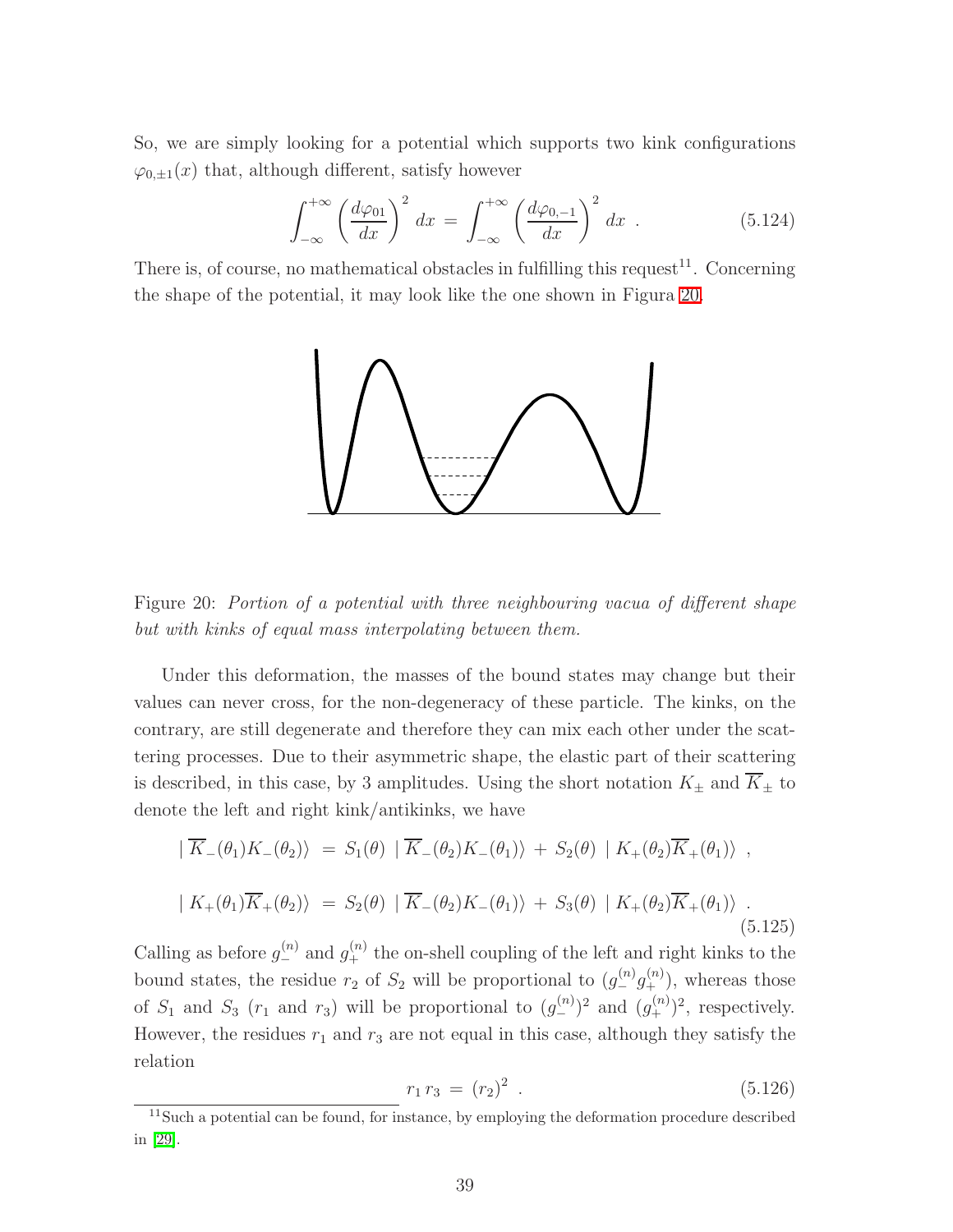So, we are simply looking for a potential which supports two kink configurations $\varphi_{0,\pm 1}(x)$ that, although different, satisfy however

$$\int_{-\infty}^{+\infty} \left(\frac{d\varphi_{01}}{dx}\right)^2 dx \,=\, \int_{-\infty}^{+\infty} \left(\frac{d\varphi_{0,-1}}{dx}\right)^2 dx \;\; . \tag{5.124}$$

There is, of course, no mathematical obstacles in fulfilling this request[11]. Concerning the shape of the potential, it may look like the one shown in Figura 20.

Figure 20: *Portion of a potential with three neighbouring vacua of different shape but with kinks of equal mass interpolating between them.*

Under this deformation, the masses of the bound states may change but their values can never cross, for the non-degeneracy of these particle. The kinks, on the contrary, are still degenerate and therefore they can mix each other under the scattering processes. Due to their asymmetric shape, the elastic part of their scattering is described, in this case, by 3 amplitudes. Using the short notation $K_{\pm}$ and $\overline{K}_{\pm}$ to denote the left and right kink/antikinks, we have

$$\begin{aligned} \mid \overline{K}_-(\theta_1) K_-(\theta_2)\rangle \;&=\; S_1(\theta)\;\mid \overline{K}_-(\theta_2) K_-(\theta_1)\rangle \;+\; S_2(\theta)\;\mid K_+(\theta_2)\overline{K}_+(\theta_1)\rangle \;\;, \\ \mid K_+(\theta_1)\overline{K}_+(\theta_2)\rangle \;&=\; S_2(\theta)\;\mid \overline{K}_-(\theta_2) K_-(\theta_1)\rangle \;+\; S_3(\theta)\;\mid K_+(\theta_2)\overline{K}_+(\theta_1)\rangle \;\;. \end{aligned} \tag{5.125}$$

Calling as before $g_-^{(n)}$ and $g_+^{(n)}$ the on-shell coupling of the left and right kinks to the bound states, the residue $r_2$ of $S_2$ will be proportional to $(g_-^{(n)} g_+^{(n)})$, whereas those of $S_1$ and $S_3$ ($r_1$ and $r_3$) will be proportional to $(g_-^{(n)})^2$ and $(g_+^{(n)})^2$, respectively. However, the residues $r_1$ and $r_3$ are not equal in this case, although they satisfy the relation

$$r_1\, r_3 \;=\; (r_2)^2 \;\; . \tag{5.126}$$

[11] Such a potential can be found, for instance, by employing the deformation procedure described in [29].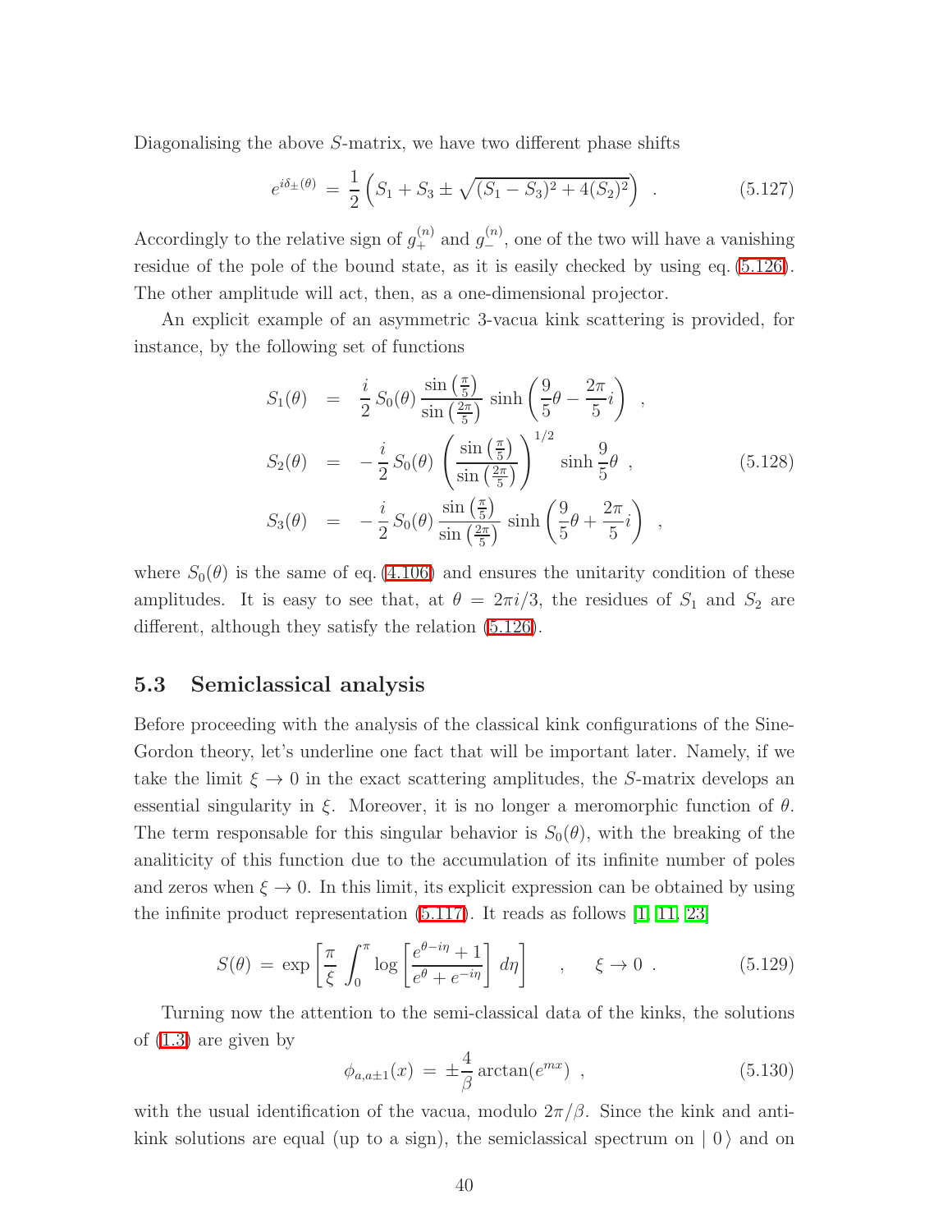Diagonalising the above $S$-matrix, we have two different phase shifts

$$e^{i\delta_\pm(\theta)} = \frac{1}{2}\left(S_1 + S_3 \pm \sqrt{(S_1 - S_3)^2 + 4(S_2)^2}\right) \quad . \tag{5.127}$$

Accordingly to the relative sign of $g_+^{(n)}$ and $g_-^{(n)}$, one of the two will have a vanishing residue of the pole of the bound state, as it is easily checked by using eq. (5.126). The other amplitude will act, then, as a one-dimensional projector.

An explicit example of an asymmetric 3-vacua kink scattering is provided, for instance, by the following set of functions

$$\begin{aligned}
S_1(\theta) &= \frac{i}{2}\, S_0(\theta)\, \frac{\sin\left(\frac{\pi}{5}\right)}{\sin\left(\frac{2\pi}{5}\right)}\, \sinh\left(\frac{9}{5}\theta - \frac{2\pi}{5}i\right) \quad , \\
S_2(\theta) &= -\frac{i}{2}\, S_0(\theta)\left(\frac{\sin\left(\frac{\pi}{5}\right)}{\sin\left(\frac{2\pi}{5}\right)}\right)^{1/2} \sinh\frac{9}{5}\theta \quad , \\
S_3(\theta) &= -\frac{i}{2}\, S_0(\theta)\, \frac{\sin\left(\frac{\pi}{5}\right)}{\sin\left(\frac{2\pi}{5}\right)}\, \sinh\left(\frac{9}{5}\theta + \frac{2\pi}{5}i\right) \quad ,
\end{aligned} \tag{5.128}$$

where $S_0(\theta)$ is the same of eq. (4.106) and ensures the unitarity condition of these amplitudes. It is easy to see that, at $\theta = 2\pi i/3$, the residues of $S_1$ and $S_2$ are different, although they satisfy the relation (5.126).

## 5.3 Semiclassical analysis

Before proceeding with the analysis of the classical kink configurations of the Sine-Gordon theory, let's underline one fact that will be important later. Namely, if we take the limit $\xi \to 0$ in the exact scattering amplitudes, the $S$-matrix develops an essential singularity in $\xi$. Moreover, it is no longer a meromorphic function of $\theta$. The term responsable for this singular behavior is $S_0(\theta)$, with the breaking of the analiticity of this function due to the accumulation of its infinite number of poles and zeros when $\xi \to 0$. In this limit, its explicit expression can be obtained by using the infinite product representation (5.117). It reads as follows [1, 11, 23]

$$S(\theta) = \exp\left[\frac{\pi}{\xi}\int_0^\pi \log\left[\frac{e^{\theta - i\eta} + 1}{e^\theta + e^{-i\eta}}\right] d\eta\right] \qquad , \qquad \xi \to 0 \; . \tag{5.129}$$

Turning now the attention to the semi-classical data of the kinks, the solutions of (1.3) are given by

$$\phi_{a,a\pm1}(x) = \pm\frac{4}{\beta}\arctan(e^{mx}) \ , \tag{5.130}$$

with the usual identification of the vacua, modulo $2\pi/\beta$. Since the kink and anti-kink solutions are equal (up to a sign), the semiclassical spectrum on $|\, 0\,\rangle$ and on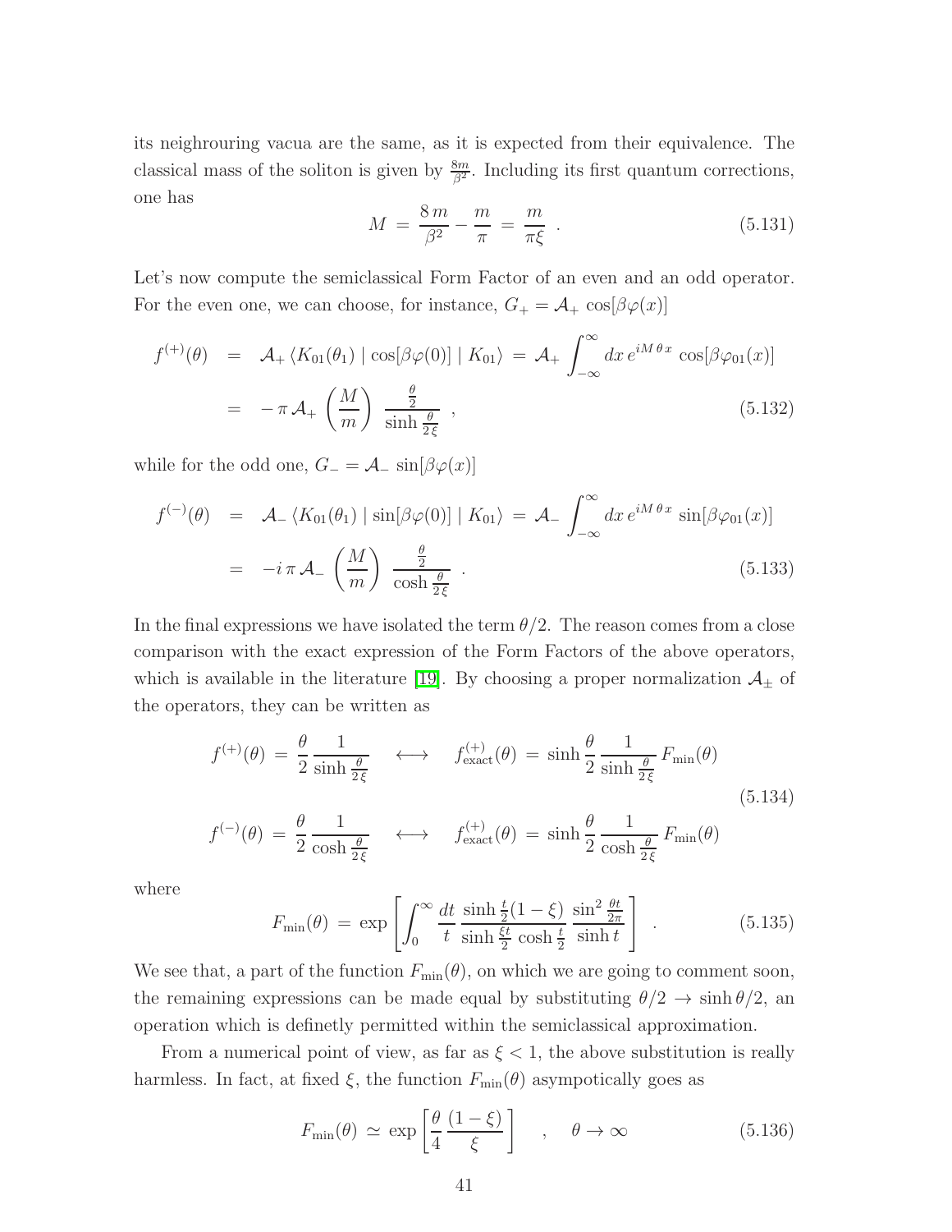its neighrouring vacua are the same, as it is expected from their equivalence. The classical mass of the soliton is given by $\frac{8m}{\beta^2}$. Including its first quantum corrections, one has

$$M = \frac{8\,m}{\beta^2} - \frac{m}{\pi} = \frac{m}{\pi\xi} \;. \tag{5.131}$$

Let's now compute the semiclassical Form Factor of an even and an odd operator. For the even one, we can choose, for instance, $G_+ = \mathcal{A}_+ \cos[\beta\varphi(x)]$

$$\begin{aligned} f^{(+)}(\theta) &= \mathcal{A}_+ \langle K_{01}(\theta_1) \mid \cos[\beta\varphi(0)] \mid K_{01}\rangle = \mathcal{A}_+ \int_{-\infty}^{\infty} dx\, e^{iM\,\theta\,x} \cos[\beta\varphi_{01}(x)] \\ &= -\pi\,\mathcal{A}_+ \left(\frac{M}{m}\right) \frac{\frac{\theta}{2}}{\sinh\frac{\theta}{2\xi}} \;, \end{aligned} \tag{5.132}$$

while for the odd one, $G_- = \mathcal{A}_- \sin[\beta\varphi(x)]$

$$\begin{aligned} f^{(-)}(\theta) &= \mathcal{A}_- \langle K_{01}(\theta_1) \mid \sin[\beta\varphi(0)] \mid K_{01}\rangle = \mathcal{A}_- \int_{-\infty}^{\infty} dx\, e^{iM\,\theta\,x} \sin[\beta\varphi_{01}(x)] \\ &= -i\,\pi\,\mathcal{A}_- \left(\frac{M}{m}\right) \frac{\frac{\theta}{2}}{\cosh\frac{\theta}{2\xi}} \;. \end{aligned} \tag{5.133}$$

In the final expressions we have isolated the term $\theta/2$. The reason comes from a close comparison with the exact expression of the Form Factors of the above operators, which is available in the literature [19]. By choosing a proper normalization $\mathcal{A}_\pm$ of the operators, they can be written as

$$\begin{aligned} f^{(+)}(\theta) &= \frac{\theta}{2}\,\frac{1}{\sinh\frac{\theta}{2\xi}} \quad \longleftrightarrow \quad f^{(+)}_{\text{exact}}(\theta) = \sinh\frac{\theta}{2}\,\frac{1}{\sinh\frac{\theta}{2\xi}}\,F_{\text{min}}(\theta) \\ f^{(-)}(\theta) &= \frac{\theta}{2}\,\frac{1}{\cosh\frac{\theta}{2\xi}} \quad \longleftrightarrow \quad f^{(+)}_{\text{exact}}(\theta) = \sinh\frac{\theta}{2}\,\frac{1}{\cosh\frac{\theta}{2\xi}}\,F_{\text{min}}(\theta) \end{aligned} \tag{5.134}$$

where

$$F_{\text{min}}(\theta) = \exp\left[\int_0^\infty \frac{dt}{t}\,\frac{\sinh\frac{t}{2}(1-\xi)}{\sinh\frac{\xi t}{2}\,\cosh\frac{t}{2}}\,\frac{\sin^2\frac{\theta t}{2\pi}}{\sinh t}\right] \;. \tag{5.135}$$

We see that, a part of the function $F_{\text{min}}(\theta)$, on which we are going to comment soon, the remaining expressions can be made equal by substituting $\theta/2 \to \sinh\theta/2$, an operation which is definetly permitted within the semiclassical approximation.

From a numerical point of view, as far as $\xi < 1$, the above substitution is really harmless. In fact, at fixed $\xi$, the function $F_{\text{min}}(\theta)$ asympotically goes as

$$F_{\text{min}}(\theta) \simeq \exp\left[\frac{\theta}{4}\,\frac{(1-\xi)}{\xi}\right] \quad , \quad \theta \to \infty \tag{5.136}$$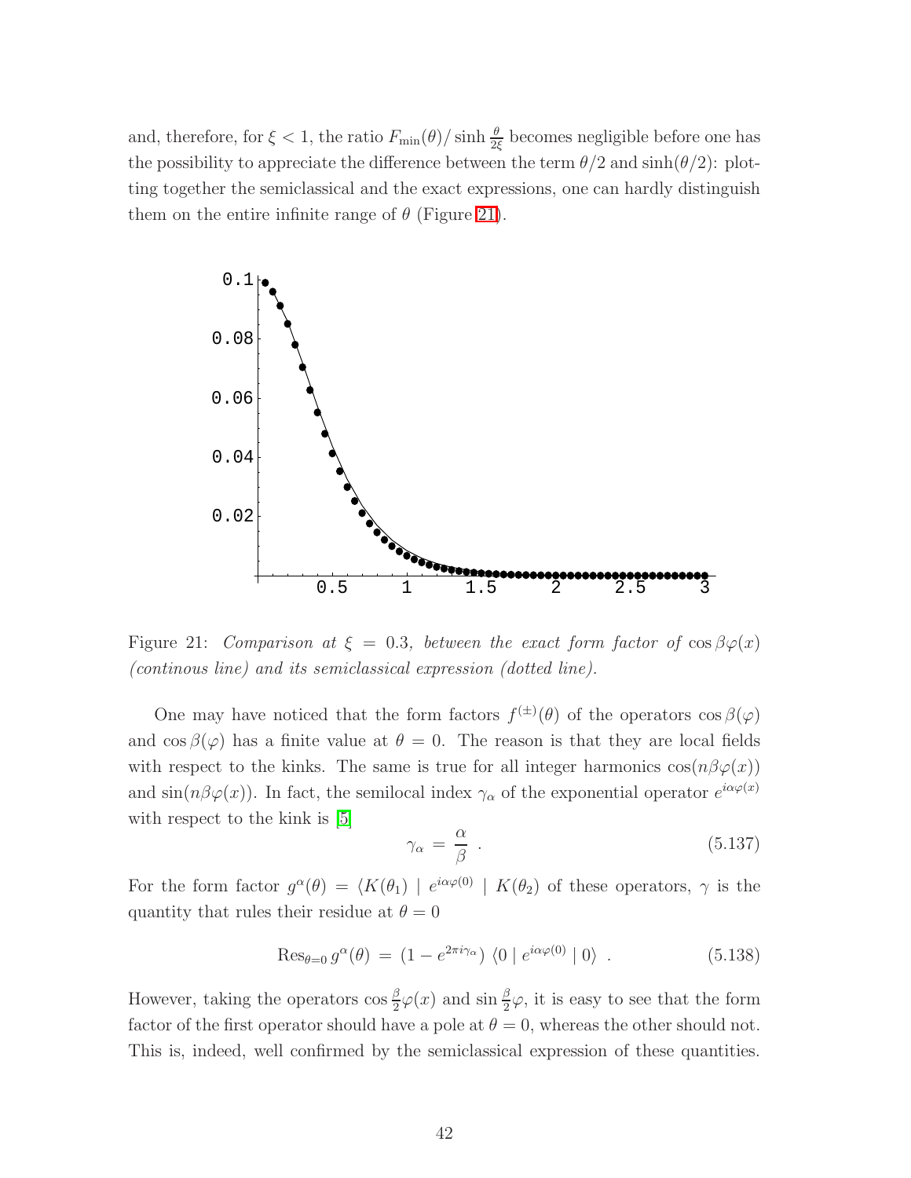and, therefore, for $\xi < 1$, the ratio $F_{\min}(\theta)/\sinh\frac{\theta}{2\xi}$ becomes negligible before one has the possibility to appreciate the difference between the term $\theta/2$ and $\sinh(\theta/2)$: plotting together the semiclassical and the exact expressions, one can hardly distinguish them on the entire infinite range of $\theta$ (Figure 21).

Figure 21: *Comparison at $\xi = 0.3$, between the exact form factor of $\cos\beta\varphi(x)$ (continous line) and its semiclassical expression (dotted line).*

One may have noticed that the form factors $f^{(\pm)}(\theta)$ of the operators $\cos\beta(\varphi)$ and $\cos\beta(\varphi)$ has a finite value at $\theta = 0$. The reason is that they are local fields with respect to the kinks. The same is true for all integer harmonics $\cos(n\beta\varphi(x))$ and $\sin(n\beta\varphi(x))$. In fact, the semilocal index $\gamma_\alpha$ of the exponential operator $e^{i\alpha\varphi(x)}$ with respect to the kink is [5]

$$\gamma_\alpha = \frac{\alpha}{\beta} \ . \tag{5.137}$$

For the form factor $g^\alpha(\theta) = \langle K(\theta_1) \mid e^{i\alpha\varphi(0)} \mid K(\theta_2)$ of these operators, $\gamma$ is the quantity that rules their residue at $\theta = 0$

$$\text{Res}_{\theta=0}\, g^\alpha(\theta) = (1 - e^{2\pi i\gamma_\alpha})\ \langle 0 \mid e^{i\alpha\varphi(0)} \mid 0\rangle \ . \tag{5.138}$$

However, taking the operators $\cos\frac{\beta}{2}\varphi(x)$ and $\sin\frac{\beta}{2}\varphi$, it is easy to see that the form factor of the first operator should have a pole at $\theta = 0$, whereas the other should not. This is, indeed, well confirmed by the semiclassical expression of these quantities.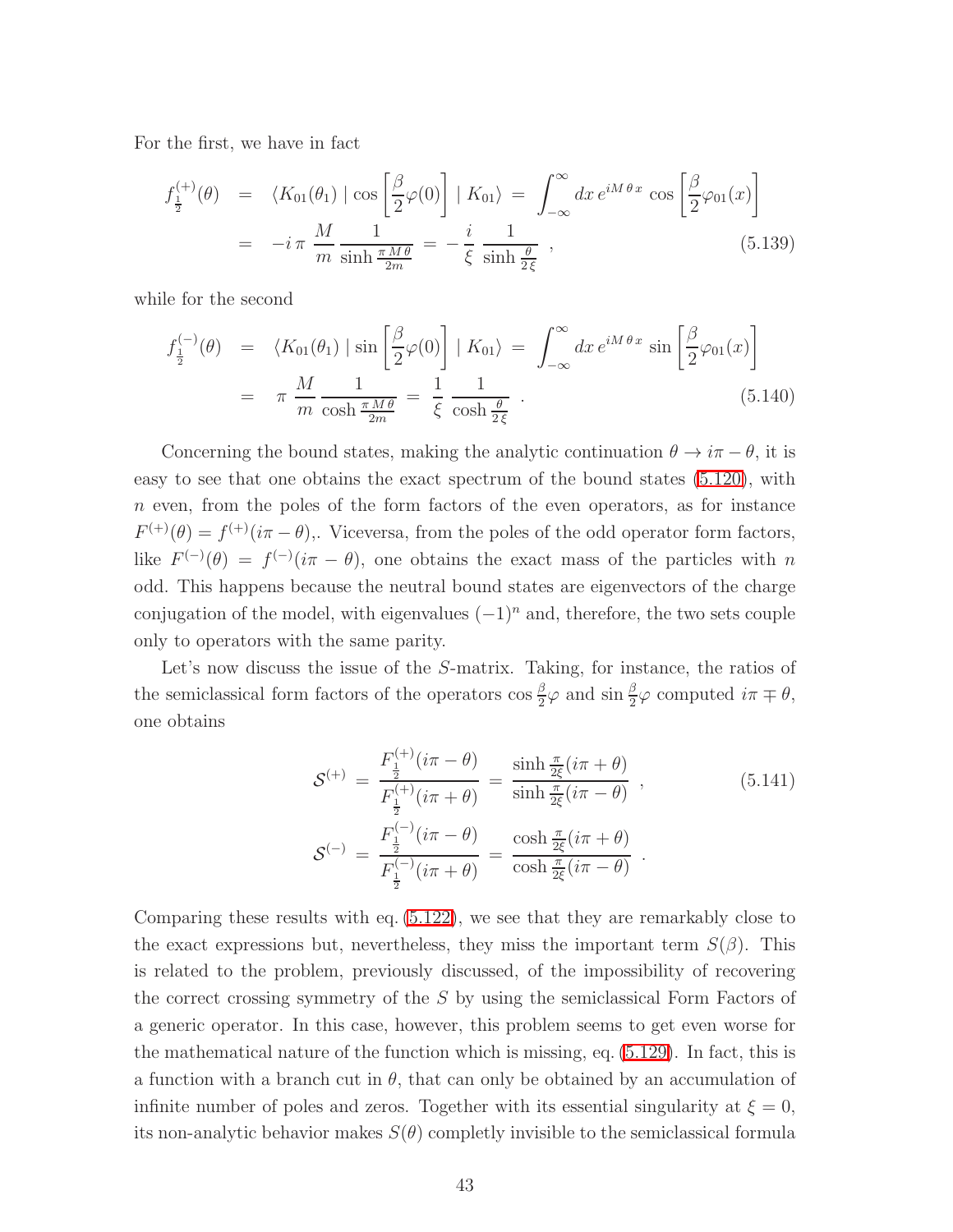For the first, we have in fact

$$
\begin{aligned}
f^{(+)}_{\frac{1}{2}}(\theta) &= \langle K_{01}(\theta_1) \mid \cos\left[\frac{\beta}{2}\varphi(0)\right] \mid K_{01}\rangle \,=\, \int_{-\infty}^{\infty} dx\, e^{iM\,\theta\, x}\, \cos\left[\frac{\beta}{2}\varphi_{01}(x)\right] \\
&= -i\,\pi\, \frac{M}{m}\, \frac{1}{\sinh\frac{\pi M\theta}{2m}} \,=\, -\frac{i}{\xi}\, \frac{1}{\sinh\frac{\theta}{2\,\xi}}\ ,
\end{aligned} \tag{5.139}
$$

while for the second

$$
\begin{aligned}
f^{(-)}_{\frac{1}{2}}(\theta) &= \langle K_{01}(\theta_1) \mid \sin\left[\frac{\beta}{2}\varphi(0)\right] \mid K_{01}\rangle \,=\, \int_{-\infty}^{\infty} dx\, e^{iM\,\theta\, x}\, \sin\left[\frac{\beta}{2}\varphi_{01}(x)\right] \\
&= \pi\, \frac{M}{m}\, \frac{1}{\cosh\frac{\pi M\theta}{2m}} \,=\, \frac{1}{\xi}\, \frac{1}{\cosh\frac{\theta}{2\,\xi}}\ .
\end{aligned} \tag{5.140}
$$

Concerning the bound states, making the analytic continuation $\theta \to i\pi - \theta$, it is easy to see that one obtains the exact spectrum of the bound states (5.120), with $n$ even, from the poles of the form factors of the even operators, as for instance $F^{(+)}(\theta) = f^{(+)}(i\pi - \theta)$,. Viceversa, from the poles of the odd operator form factors, like $F^{(-)}(\theta) = f^{(-)}(i\pi - \theta)$, one obtains the exact mass of the particles with $n$ odd. This happens because the neutral bound states are eigenvectors of the charge conjugation of the model, with eigenvalues $(-1)^n$ and, therefore, the two sets couple only to operators with the same parity.

Let's now discuss the issue of the $S$-matrix. Taking, for instance, the ratios of the semiclassical form factors of the operators $\cos\frac{\beta}{2}\varphi$ and $\sin\frac{\beta}{2}\varphi$ computed $i\pi \mp \theta$, one obtains

$$
\begin{aligned}
\mathcal{S}^{(+)} &= \frac{F^{(+)}_{\frac{1}{2}}(i\pi - \theta)}{F^{(+)}_{\frac{1}{2}}(i\pi + \theta)} = \frac{\sinh\frac{\pi}{2\xi}(i\pi + \theta)}{\sinh\frac{\pi}{2\xi}(i\pi - \theta)}\ , \\
\mathcal{S}^{(-)} &= \frac{F^{(-)}_{\frac{1}{2}}(i\pi - \theta)}{F^{(-)}_{\frac{1}{2}}(i\pi + \theta)} = \frac{\cosh\frac{\pi}{2\xi}(i\pi + \theta)}{\cosh\frac{\pi}{2\xi}(i\pi - \theta)}\ .
\end{aligned} \tag{5.141}
$$

Comparing these results with eq. (5.122), we see that they are remarkably close to the exact expressions but, nevertheless, they miss the important term $S(\beta)$. This is related to the problem, previously discussed, of the impossibility of recovering the correct crossing symmetry of the $S$ by using the semiclassical Form Factors of a generic operator. In this case, however, this problem seems to get even worse for the mathematical nature of the function which is missing, eq. (5.129). In fact, this is a function with a branch cut in $\theta$, that can only be obtained by an accumulation of infinite number of poles and zeros. Together with its essential singularity at $\xi = 0$, its non-analytic behavior makes $S(\theta)$ completly invisible to the semiclassical formula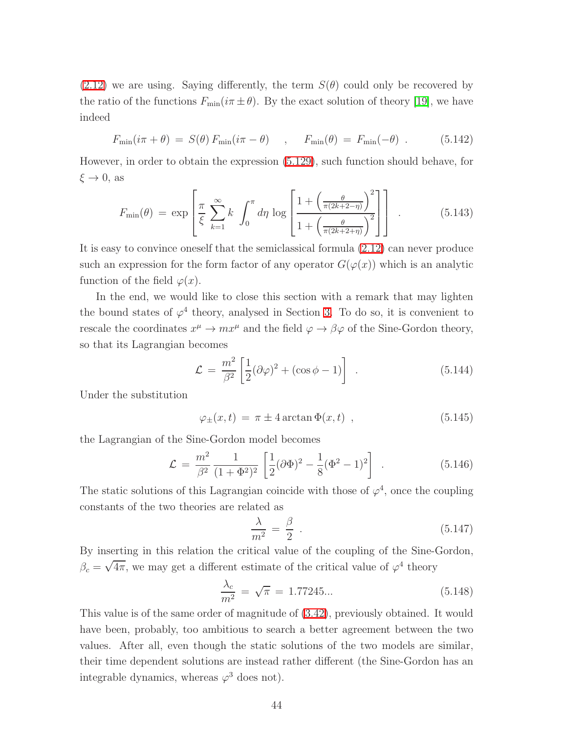(2.12) we are using. Saying differently, the term $S(\theta)$ could only be recovered by the ratio of the functions $F_{\rm min}(i\pi \pm \theta)$. By the exact solution of theory [19], we have indeed

$$F_{\rm min}(i\pi + \theta) \,=\, S(\theta)\, F_{\rm min}(i\pi - \theta) \quad , \quad F_{\rm min}(\theta) \,=\, F_{\rm min}(-\theta) \ . \tag{5.142}$$

However, in order to obtain the expression (5.129), such function should behave, for $\xi \to 0$, as

$$F_{\rm min}(\theta) \,=\, \exp\left[\frac{\pi}{\xi}\sum_{k=1}^{\infty} k \int_0^{\pi} d\eta \, \log\left[\frac{1+\left(\frac{\theta}{\pi(2k+2-\eta)}\right)^2}{1+\left(\frac{\theta}{\pi(2k+2+\eta)}\right)^2}\right]\right] \ . \tag{5.143}$$

It is easy to convince oneself that the semiclassical formula (2.12) can never produce such an expression for the form factor of any operator $G(\varphi(x))$ which is an analytic function of the field $\varphi(x)$.

In the end, we would like to close this section with a remark that may lighten the bound states of $\varphi^4$ theory, analysed in Section 3. To do so, it is convenient to rescale the coordinates $x^\mu \to m x^\mu$ and the field $\varphi \to \beta\varphi$ of the Sine-Gordon theory, so that its Lagrangian becomes

$$\mathcal{L} \,=\, \frac{m^2}{\beta^2}\left[\frac{1}{2}(\partial\varphi)^2 + (\cos\phi - 1)\right] \ . \tag{5.144}$$

Under the substitution

$$\varphi_{\pm}(x,t) \,=\, \pi \pm 4 \arctan \Phi(x,t) \ , \tag{5.145}$$

the Lagrangian of the Sine-Gordon model becomes

$$\mathcal{L} \,=\, \frac{m^2}{\beta^2}\,\frac{1}{(1+\Phi^2)^2}\left[\frac{1}{2}(\partial\Phi)^2 - \frac{1}{8}(\Phi^2-1)^2\right] \ . \tag{5.146}$$

The static solutions of this Lagrangian coincide with those of $\varphi^4$, once the coupling constants of the two theories are related as

$$\frac{\lambda}{m^2} \,=\, \frac{\beta}{2} \ . \tag{5.147}$$

By inserting in this relation the critical value of the coupling of the Sine-Gordon, $\beta_c = \sqrt{4\pi}$, we may get a different estimate of the critical value of $\varphi^4$ theory

$$\frac{\lambda_c}{m^2} \,=\, \sqrt{\pi} \,=\, 1.77245... \tag{5.148}$$

This value is of the same order of magnitude of (3.42), previously obtained. It would have been, probably, too ambitious to search a better agreement between the two values. After all, even though the static solutions of the two models are similar, their time dependent solutions are instead rather different (the Sine-Gordon has an integrable dynamics, whereas $\varphi^3$ does not).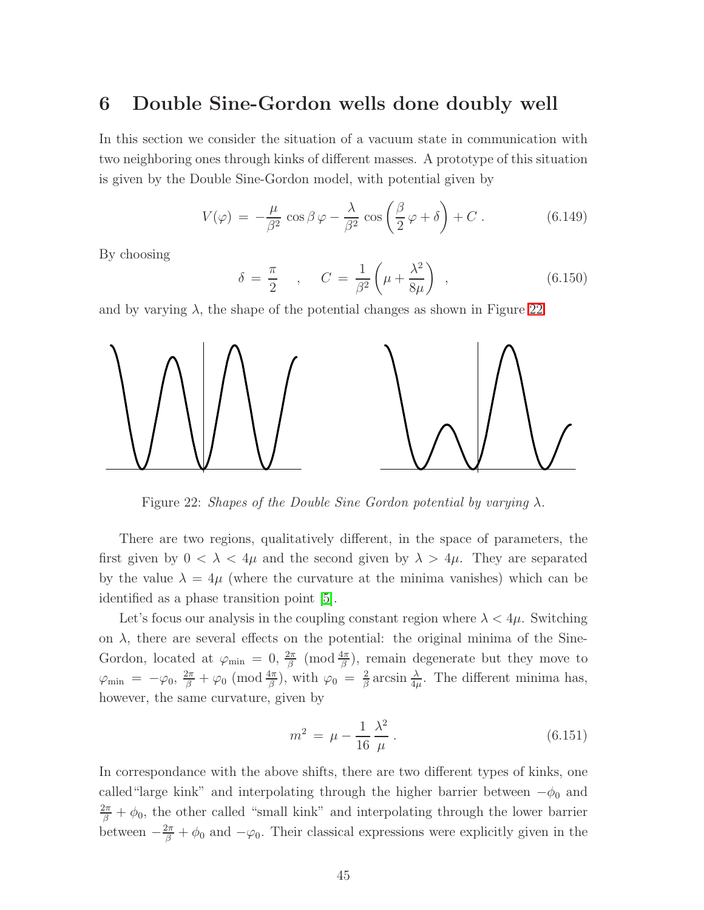# 6 Double Sine-Gordon wells done doubly well

In this section we consider the situation of a vacuum state in communication with two neighboring ones through kinks of different masses. A prototype of this situation is given by the Double Sine-Gordon model, with potential given by

$$V(\varphi) \,=\, -\frac{\mu}{\beta^2}\,\cos\beta\,\varphi - \frac{\lambda}{\beta^2}\,\cos\left(\frac{\beta}{2}\,\varphi + \delta\right) + C\,. \tag{6.149}$$

By choosing

$$\delta \,=\, \frac{\pi}{2} \quad , \quad C \,=\, \frac{1}{\beta^2}\left(\mu + \frac{\lambda^2}{8\mu}\right) \;, \tag{6.150}$$

and by varying $\lambda$, the shape of the potential changes as shown in Figure 22.

Figure 22: *Shapes of the Double Sine Gordon potential by varying $\lambda$.*

There are two regions, qualitatively different, in the space of parameters, the first given by $0 < \lambda < 4\mu$ and the second given by $\lambda > 4\mu$. They are separated by the value $\lambda = 4\mu$ (where the curvature at the minima vanishes) which can be identified as a phase transition point [5].

Let's focus our analysis in the coupling constant region where $\lambda < 4\mu$. Switching on $\lambda$, there are several effects on the potential: the original minima of the Sine-Gordon, located at $\varphi_{\rm min} = 0,\, \frac{2\pi}{\beta} \pmod{\frac{4\pi}{\beta}}$, remain degenerate but they move to $\varphi_{\rm min} = -\varphi_0,\, \frac{2\pi}{\beta} + \varphi_0 \pmod{\frac{4\pi}{\beta}}$, with $\varphi_0 = \frac{2}{\beta}\arcsin\frac{\lambda}{4\mu}$. The different minima has, however, the same curvature, given by

$$m^2 \,=\, \mu - \frac{1}{16}\,\frac{\lambda^2}{\mu}\,. \tag{6.151}$$

In correspondance with the above shifts, there are two different types of kinks, one called"large kink" and interpolating through the higher barrier between $-\phi_0$ and $\frac{2\pi}{\beta} + \phi_0$, the other called "small kink" and interpolating through the lower barrier between $-\frac{2\pi}{\beta} + \phi_0$ and $-\varphi_0$. Their classical expressions were explicitly given in the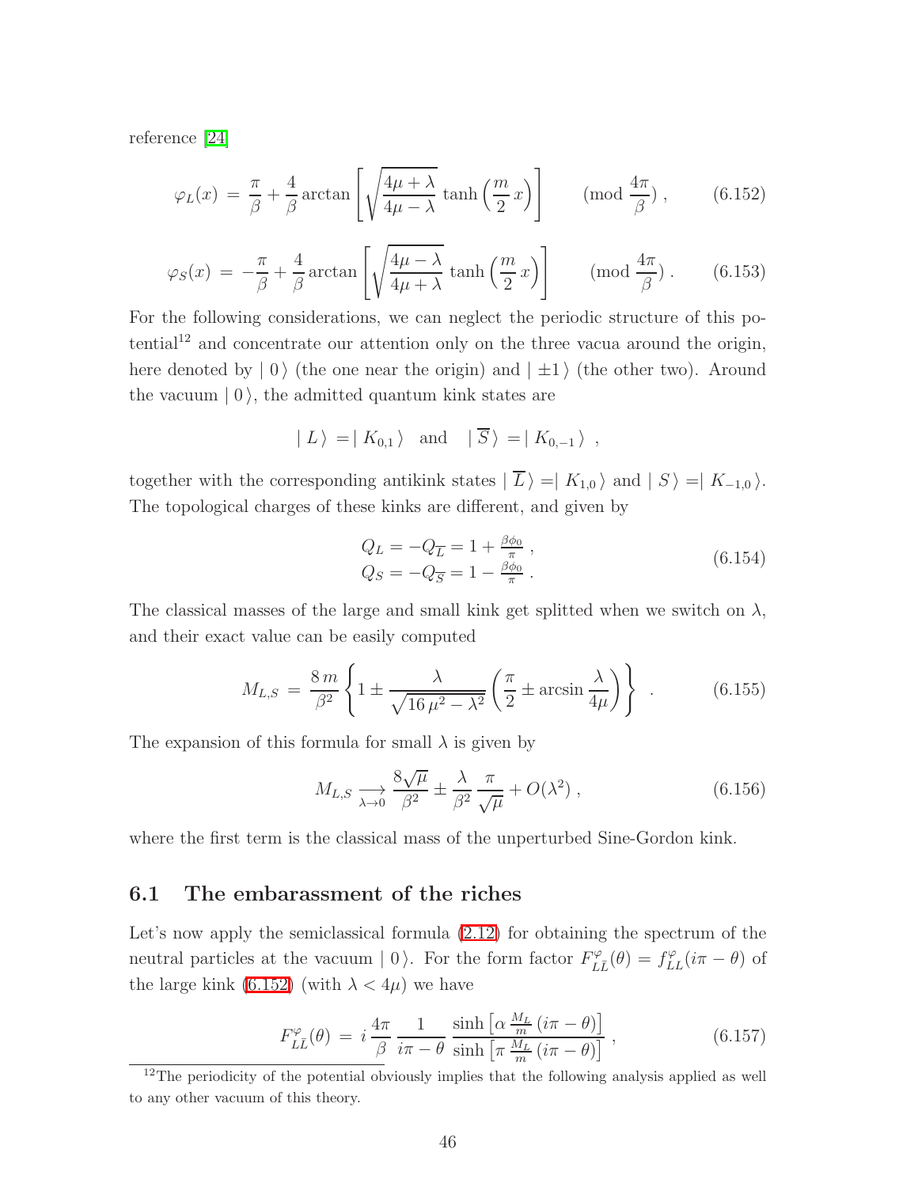reference [24]

$$
\varphi_L(x) \,=\, \frac{\pi}{\beta} + \frac{4}{\beta} \arctan\left[\sqrt{\frac{4\mu+\lambda}{4\mu-\lambda}}\, \tanh\left(\frac{m}{2}\,x\right)\right] \qquad (\text{mod } \frac{4\pi}{\beta})\,, \tag{6.152}
$$

$$
\varphi_S(x) \,=\, -\frac{\pi}{\beta} + \frac{4}{\beta} \arctan\left[\sqrt{\frac{4\mu-\lambda}{4\mu+\lambda}}\, \tanh\left(\frac{m}{2}\,x\right)\right] \qquad (\text{mod } \frac{4\pi}{\beta})\,. \tag{6.153}
$$

For the following considerations, we can neglect the periodic structure of this potential[12] and concentrate our attention only on the three vacua around the origin, here denoted by $|\,0\,\rangle$ (the one near the origin) and $|\,\pm 1\,\rangle$ (the other two). Around the vacuum $|\,0\,\rangle$, the admitted quantum kink states are

$$
|\,L\,\rangle \,=|\,K_{0,1}\,\rangle \quad \text{and} \quad |\,\overline{S}\,\rangle \,=|\,K_{0,-1}\,\rangle \;\;,
$$

together with the corresponding antikink states $|\,\overline{L}\,\rangle =|\,K_{1,0}\,\rangle$ and $|\,S\,\rangle =|\,K_{-1,0}\,\rangle$. The topological charges of these kinks are different, and given by

$$
\begin{array}{l} Q_L = -Q_{\overline{L}} = 1 + \frac{\beta\phi_0}{\pi}\,, \\ Q_S = -Q_{\overline{S}} = 1 - \frac{\beta\phi_0}{\pi}\,. \end{array} \tag{6.154}
$$

The classical masses of the large and small kink get splitted when we switch on $\lambda$, and their exact value can be easily computed

$$
M_{L,S} \,=\, \frac{8\,m}{\beta^2}\left\{1 \pm \frac{\lambda}{\sqrt{16\,\mu^2-\lambda^2}}\left(\frac{\pi}{2} \pm \arcsin\frac{\lambda}{4\mu}\right)\right\} \quad . \tag{6.155}
$$

The expansion of this formula for small $\lambda$ is given by

$$
M_{L,S} \underset{\lambda\to 0}{\longrightarrow} \frac{8\sqrt{\mu}}{\beta^2} \pm \frac{\lambda}{\beta^2}\,\frac{\pi}{\sqrt{\mu}} + O(\lambda^2)\,, \tag{6.156}
$$

where the first term is the classical mass of the unperturbed Sine-Gordon kink.

## 6.1 The embarassment of the riches

Let's now apply the semiclassical formula (2.12) for obtaining the spectrum of the neutral particles at the vacuum $|\,0\,\rangle$. For the form factor $F^{\varphi}_{L\bar{L}}(\theta) = f^{\varphi}_{LL}(i\pi-\theta)$ of the large kink (6.152) (with $\lambda < 4\mu$) we have

$$
F^{\varphi}_{L\bar{L}}(\theta) \,=\, i\,\frac{4\pi}{\beta}\,\frac{1}{i\pi-\theta}\,\frac{\sinh\left[\alpha\,\frac{M_L}{m}\,(i\pi-\theta)\right]}{\sinh\left[\pi\,\frac{M_L}{m}\,(i\pi-\theta)\right]}\,, \tag{6.157}
$$

[12] The periodicity of the potential obviously implies that the following analysis applied as well to any other vacuum of this theory.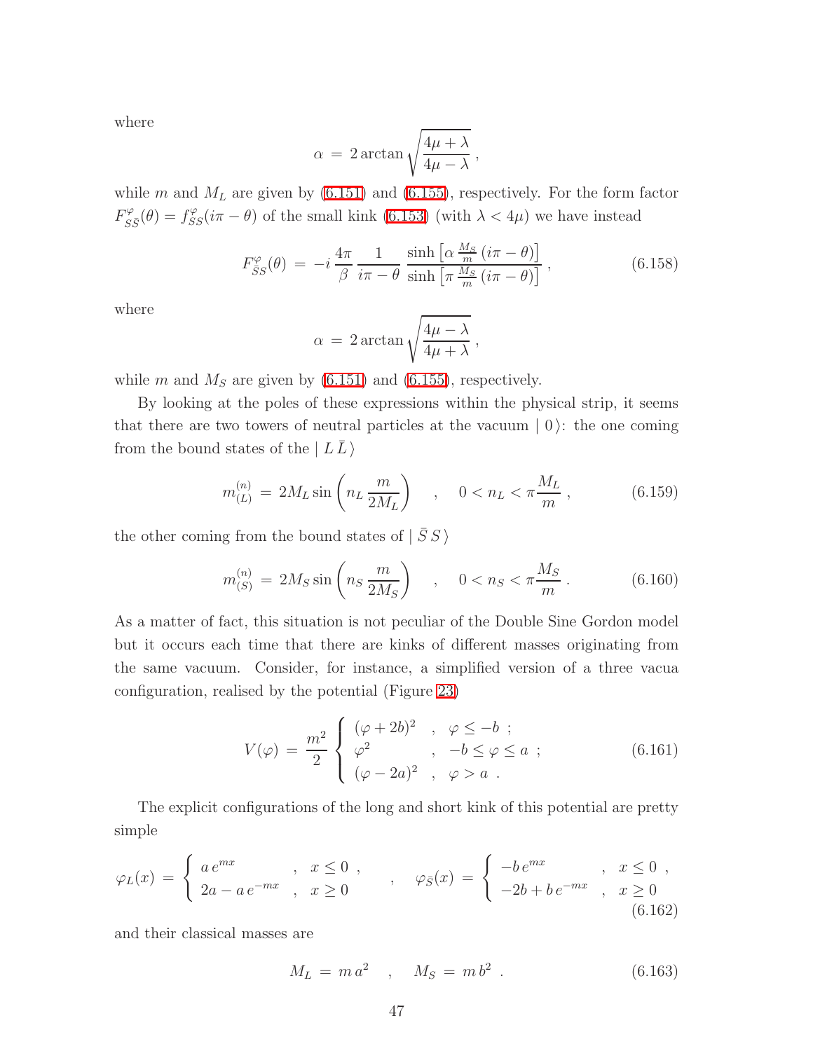where

$$
\alpha \,=\, 2 \arctan \sqrt{\frac{4\mu+\lambda}{4\mu-\lambda}}\,,
$$

while $m$ and $M_L$ are given by (6.151) and (6.155), respectively. For the form factor $F^{\varphi}_{\bar{S}S}(\theta) = f^{\varphi}_{\bar{S}S}(i\pi-\theta)$ of the small kink (6.153) (with $\lambda < 4\mu$) we have instead

$$
F^{\varphi}_{\bar{S}S}(\theta) \,=\, -i\,\frac{4\pi}{\beta}\,\frac{1}{i\pi-\theta}\,\frac{\sinh\left[\alpha\,\frac{M_S}{m}\,(i\pi-\theta)\right]}{\sinh\left[\pi\,\frac{M_S}{m}\,(i\pi-\theta)\right]}\,, \tag{6.158}
$$

where

$$
\alpha \,=\, 2 \arctan \sqrt{\frac{4\mu-\lambda}{4\mu+\lambda}}\,,
$$

while $m$ and $M_S$ are given by (6.151) and (6.155), respectively.

By looking at the poles of these expressions within the physical strip, it seems that there are two towers of neutral particles at the vacuum $|\,0\,\rangle$: the one coming from the bound states of the $|\,L\,\bar{L}\,\rangle$

$$
m_{(L)}^{(n)} \,=\, 2M_L \sin\left(n_L\,\frac{m}{2M_L}\right) \quad , \quad 0 < n_L < \pi\frac{M_L}{m}\,, \tag{6.159}
$$

the other coming from the bound states of $|\,\bar{S}\,S\,\rangle$

$$
m_{(S)}^{(n)} \,=\, 2M_S \sin\left(n_S\,\frac{m}{2M_S}\right) \quad , \quad 0 < n_S < \pi\frac{M_S}{m}\,. \tag{6.160}
$$

As a matter of fact, this situation is not peculiar of the Double Sine Gordon model but it occurs each time that there are kinks of different masses originating from the same vacuum. Consider, for instance, a simplified version of a three vacua configuration, realised by the potential (Figure 23)

$$
V(\varphi) \,=\, \frac{m^2}{2}\left\{\begin{array}{lll} (\varphi+2b)^2 & , & \varphi \leq -b \;; \\ \varphi^2 & , & -b \leq \varphi \leq a \;; \\ (\varphi-2a)^2 & , & \varphi > a \;. \end{array}\right. \tag{6.161}
$$

The explicit configurations of the long and short kink of this potential are pretty simple

$$
\varphi_L(x) \,=\, \left\{\begin{array}{lll} a\,e^{mx} & , & x \leq 0\;, \\ 2a - a\,e^{-mx} & , & x \geq 0 \end{array}\right. \quad , \quad \varphi_{\bar{S}}(x) \,=\, \left\{\begin{array}{lll} -b\,e^{mx} & , & x \leq 0\;, \\ -2b + b\,e^{-mx} & , & x \geq 0 \end{array}\right. \tag{6.162}
$$

and their classical masses are

$$
M_L \,=\, m\,a^2 \quad , \quad M_S \,=\, m\,b^2\;. \tag{6.163}
$$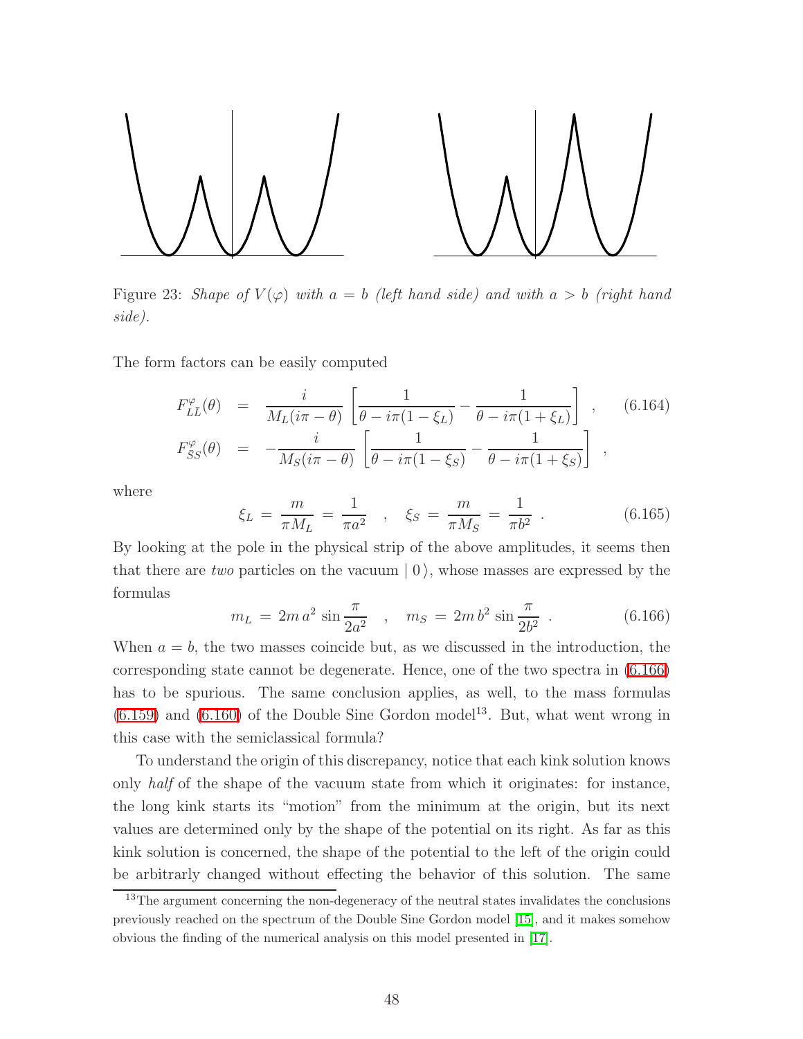Figure 23: *Shape of $V(\varphi)$ with $a = b$ (left hand side) and with $a > b$ (right hand side).*

The form factors can be easily computed

$$
\begin{aligned}
F_{L\bar{L}}^{\varphi}(\theta) &= \frac{i}{M_L(i\pi - \theta)} \left[ \frac{1}{\theta - i\pi(1-\xi_L)} - \frac{1}{\theta - i\pi(1+\xi_L)} \right] \,, \qquad (6.164) \\
F_{S\bar{S}}^{\varphi}(\theta) &= -\frac{i}{M_S(i\pi - \theta)} \left[ \frac{1}{\theta - i\pi(1-\xi_S)} - \frac{1}{\theta - i\pi(1+\xi_S)} \right] \,,
\end{aligned}
$$

where

$$
\xi_L = \frac{m}{\pi M_L} = \frac{1}{\pi a^2} \quad , \quad \xi_S = \frac{m}{\pi M_S} = \frac{1}{\pi b^2} \,. \qquad (6.165)
$$

By looking at the pole in the physical strip of the above amplitudes, it seems then that there are *two* particles on the vacuum $|\,0\,\rangle$, whose masses are expressed by the formulas

$$
m_L = 2m\, a^2 \sin\frac{\pi}{2a^2} \quad , \quad m_S = 2m\, b^2 \sin\frac{\pi}{2b^2} \,. \qquad (6.166)
$$

When $a = b$, the two masses coincide but, as we discussed in the introduction, the corresponding state cannot be degenerate. Hence, one of the two spectra in (6.166) has to be spurious. The same conclusion applies, as well, to the mass formulas (6.159) and (6.160) of the Double Sine Gordon model[13]. But, what went wrong in this case with the semiclassical formula?

To understand the origin of this discrepancy, notice that each kink solution knows only *half* of the shape of the vacuum state from which it originates: for instance, the long kink starts its "motion" from the minimum at the origin, but its next values are determined only by the shape of the potential on its right. As far as this kink solution is concerned, the shape of the potential to the left of the origin could be arbitrarly changed without effecting the behavior of this solution. The same

[13] The argument concerning the non-degeneracy of the neutral states invalidates the conclusions previously reached on the spectrum of the Double Sine Gordon model [15], and it makes somehow obvious the finding of the numerical analysis on this model presented in [17].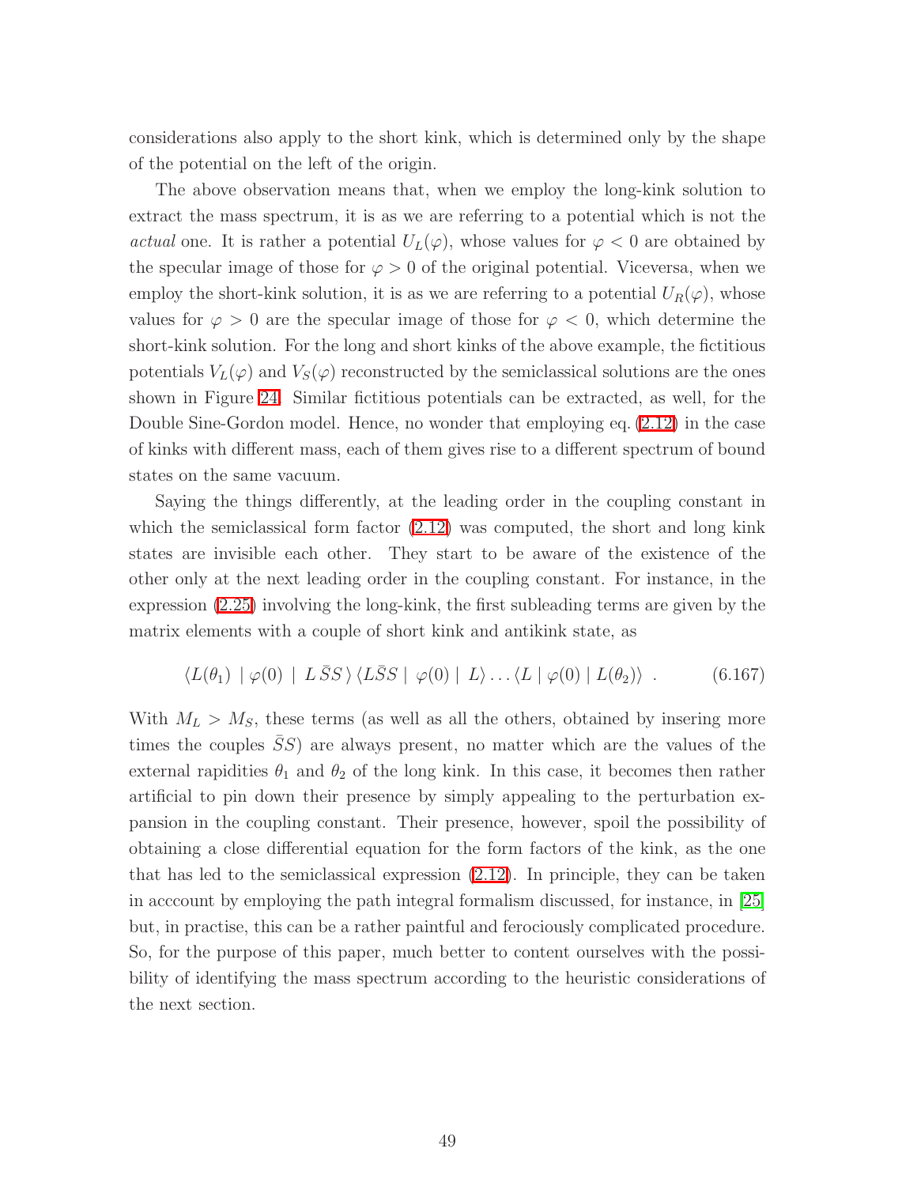considerations also apply to the short kink, which is determined only by the shape of the potential on the left of the origin.

The above observation means that, when we employ the long-kink solution to extract the mass spectrum, it is as we are referring to a potential which is not the *actual* one. It is rather a potential $U_L(\varphi)$, whose values for $\varphi < 0$ are obtained by the specular image of those for $\varphi > 0$ of the original potential. Viceversa, when we employ the short-kink solution, it is as we are referring to a potential $U_R(\varphi)$, whose values for $\varphi > 0$ are the specular image of those for $\varphi < 0$, which determine the short-kink solution. For the long and short kinks of the above example, the fictitious potentials $V_L(\varphi)$ and $V_S(\varphi)$ reconstructed by the semiclassical solutions are the ones shown in Figure 24. Similar fictitious potentials can be extracted, as well, for the Double Sine-Gordon model. Hence, no wonder that employing eq. (2.12) in the case of kinks with different mass, each of them gives rise to a different spectrum of bound states on the same vacuum.

Saying the things differently, at the leading order in the coupling constant in which the semiclassical form factor (2.12) was computed, the short and long kink states are invisible each other. They start to be aware of the existence of the other only at the next leading order in the coupling constant. For instance, in the expression (2.25) involving the long-kink, the first subleading terms are given by the matrix elements with a couple of short kink and antikink state, as

$$\langle L(\theta_1) \mid \varphi(0) \mid L\,\bar{S}S\,\rangle\,\langle L\bar{S}S \mid \varphi(0) \mid L\rangle \ldots \langle L \mid \varphi(0) \mid L(\theta_2)\rangle \ . \tag{6.167}$$

With $M_L > M_S$, these terms (as well as all the others, obtained by insering more times the couples $\bar{S}S$) are always present, no matter which are the values of the external rapidities $\theta_1$ and $\theta_2$ of the long kink. In this case, it becomes then rather artificial to pin down their presence by simply appealing to the perturbation expansion in the coupling constant. Their presence, however, spoil the possibility of obtaining a close differential equation for the form factors of the kink, as the one that has led to the semiclassical expression (2.12). In principle, they can be taken in acccount by employing the path integral formalism discussed, for instance, in [25] but, in practise, this can be a rather paintful and ferociously complicated procedure. So, for the purpose of this paper, much better to content ourselves with the possibility of identifying the mass spectrum according to the heuristic considerations of the next section.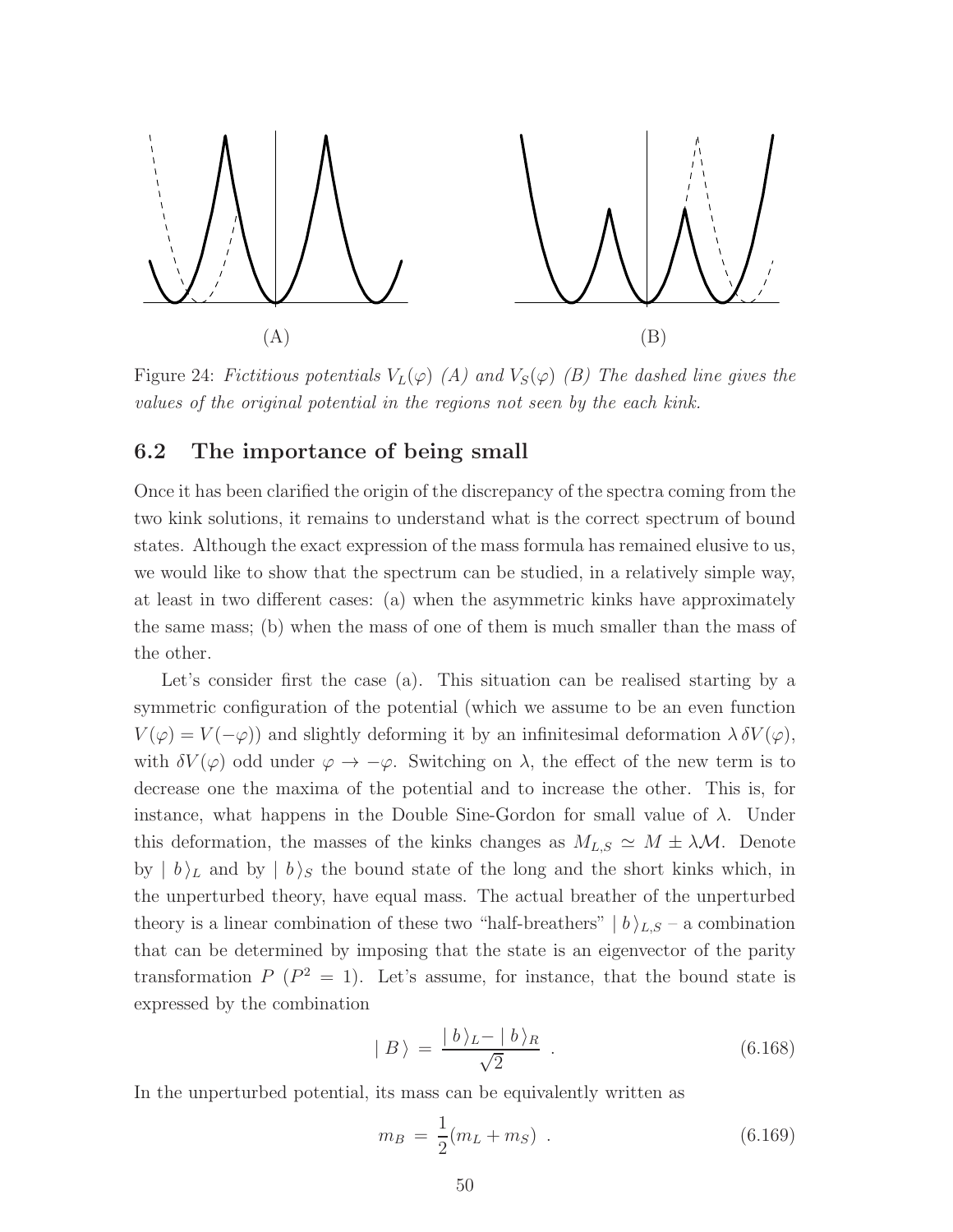Figure 24: *Fictitious potentials $V_L(\varphi)$ (A) and $V_S(\varphi)$ (B) The dashed line gives the values of the original potential in the regions not seen by the each kink.*

## 6.2 The importance of being small

Once it has been clarified the origin of the discrepancy of the spectra coming from the two kink solutions, it remains to understand what is the correct spectrum of bound states. Although the exact expression of the mass formula has remained elusive to us, we would like to show that the spectrum can be studied, in a relatively simple way, at least in two different cases: (a) when the asymmetric kinks have approximately the same mass; (b) when the mass of one of them is much smaller than the mass of the other.

Let's consider first the case (a). This situation can be realised starting by a symmetric configuration of the potential (which we assume to be an even function $V(\varphi) = V(-\varphi)$) and slightly deforming it by an infinitesimal deformation $\lambda\, \delta V(\varphi)$, with $\delta V(\varphi)$ odd under $\varphi \to -\varphi$. Switching on $\lambda$, the effect of the new term is to decrease one the maxima of the potential and to increase the other. This is, for instance, what happens in the Double Sine-Gordon for small value of $\lambda$. Under this deformation, the masses of the kinks changes as $M_{L,S} \simeq M \pm \lambda \mathcal{M}$. Denote by $\mid b \rangle_L$ and by $\mid b \rangle_S$ the bound state of the long and the short kinks which, in the unperturbed theory, have equal mass. The actual breather of the unperturbed theory is a linear combination of these two "half-breathers" $\mid b \rangle_{L,S}$ – a combination that can be determined by imposing that the state is an eigenvector of the parity transformation $P$ ($P^2 = 1$). Let's assume, for instance, that the bound state is expressed by the combination

$$\mid B \rangle \,=\, \frac{\mid b \rangle_L - \mid b \rangle_R}{\sqrt{2}} \ . \tag{6.168}$$

In the unperturbed potential, its mass can be equivalently written as

$$m_B \,=\, \frac{1}{2}(m_L + m_S) \ . \tag{6.169}$$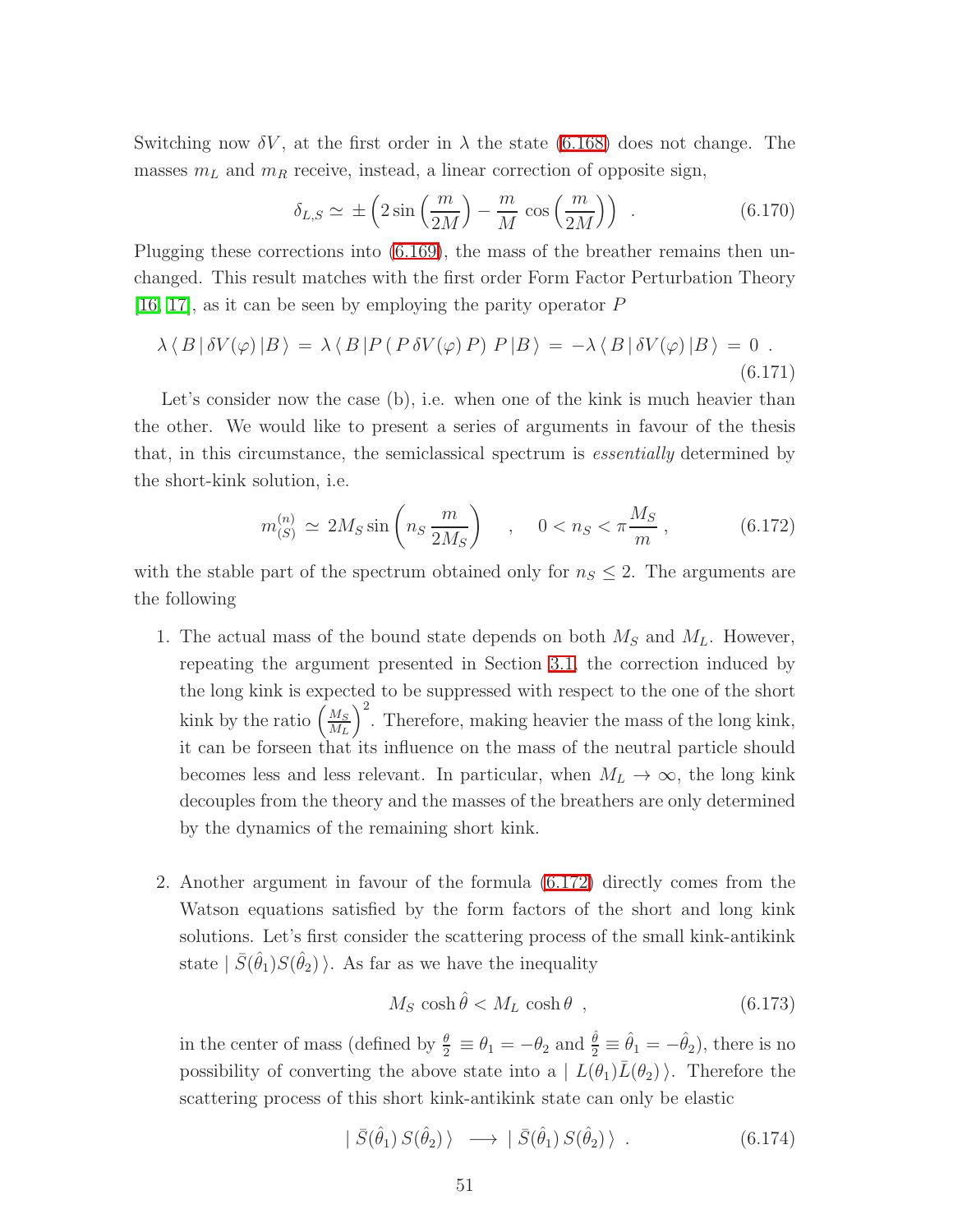Switching now $\delta V$, at the first order in $\lambda$ the state (6.168) does not change. The masses $m_L$ and $m_R$ receive, instead, a linear correction of opposite sign,

$$\delta_{L,S} \simeq \pm \left( 2 \sin\left(\frac{m}{2M}\right) - \frac{m}{M} \cos\left(\frac{m}{2M}\right) \right) \quad . \tag{6.170}$$

Plugging these corrections into (6.169), the mass of the breather remains then unchanged. This result matches with the first order Form Factor Perturbation Theory [16, 17], as it can be seen by employing the parity operator $P$

$$\lambda \langle\, B \,|\, \delta V(\varphi) \,|B\,\rangle \,=\, \lambda \langle\, B \,|P\,(\,P\,\delta V(\varphi)\,P)\;P\,|B\,\rangle \,=\, -\lambda \langle\, B \,|\, \delta V(\varphi) \,|B\,\rangle \,=\, 0 \;. \tag{6.171}$$

Let's consider now the case (b), i.e. when one of the kink is much heavier than the other. We would like to present a series of arguments in favour of the thesis that, in this circumstance, the semiclassical spectrum is *essentially* determined by the short-kink solution, i.e.

$$m_{(S)}^{(n)} \,\simeq\, 2M_S \sin\left(n_S\, \frac{m}{2M_S}\right) \quad , \quad 0 < n_S < \pi \frac{M_S}{m} \,, \tag{6.172}$$

with the stable part of the spectrum obtained only for $n_S \leq 2$. The arguments are the following

1. The actual mass of the bound state depends on both $M_S$ and $M_L$. However, repeating the argument presented in Section 3.1, the correction induced by the long kink is expected to be suppressed with respect to the one of the short kink by the ratio $\left(\frac{M_S}{M_L}\right)^2$. Therefore, making heavier the mass of the long kink, it can be forseen that its influence on the mass of the neutral particle should becomes less and less relevant. In particular, when $M_L \to \infty$, the long kink decouples from the theory and the masses of the breathers are only determined by the dynamics of the remaining short kink.

2. Another argument in favour of the formula (6.172) directly comes from the Watson equations satisfied by the form factors of the short and long kink solutions. Let's first consider the scattering process of the small kink-antikink state $\mid \bar{S}(\hat{\theta}_1) S(\hat{\theta}_2)\,\rangle$. As far as we have the inequality

$$M_S \,\cosh\hat{\theta} < M_L\,\cosh\theta \;\;, \tag{6.173}$$

in the center of mass (defined by $\frac{\theta}{2} \equiv \theta_1 = -\theta_2$ and $\frac{\hat{\theta}}{2} \equiv \hat{\theta}_1 = -\hat{\theta}_2$), there is no possibility of converting the above state into a $\mid L(\theta_1)\bar{L}(\theta_2)\,\rangle$. Therefore the scattering process of this short kink-antikink state can only be elastic

$$\mid \bar{S}(\hat{\theta}_1)\, S(\hat{\theta}_2)\,\rangle \;\longrightarrow\; \mid \bar{S}(\hat{\theta}_1)\, S(\hat{\theta}_2)\,\rangle \;\;. \tag{6.174}$$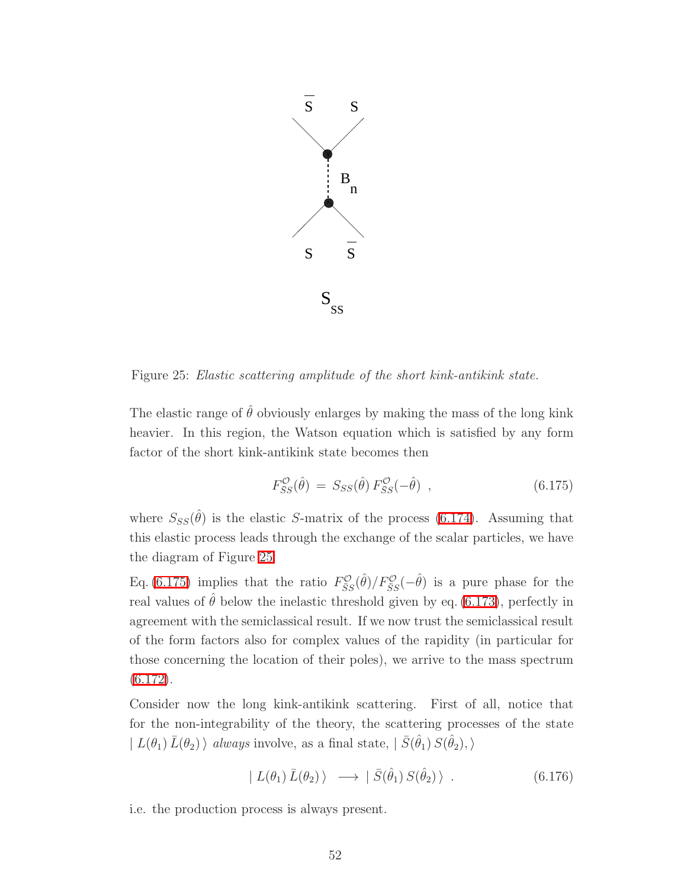Figure 25: *Elastic scattering amplitude of the short kink-antikink state.*

The elastic range of $\hat{\theta}$ obviously enlarges by making the mass of the long kink heavier. In this region, the Watson equation which is satisfied by any form factor of the short kink-antikink state becomes then

$$F^{\mathcal{O}}_{\bar{S}S}(\hat{\theta}) \,=\, S_{SS}(\hat{\theta})\, F^{\mathcal{O}}_{\bar{S}S}(-\hat{\theta}) \ \ , \tag{6.175}$$

where $S_{SS}(\hat{\theta})$ is the elastic $S$-matrix of the process (6.174). Assuming that this elastic process leads through the exchange of the scalar particles, we have the diagram of Figure 25.

Eq. (6.175) implies that the ratio $F^{\mathcal{O}}_{\bar{S}S}(\hat{\theta})/F^{\mathcal{O}}_{\bar{S}S}(-\hat{\theta})$ is a pure phase for the real values of $\hat{\theta}$ below the inelastic threshold given by eq. (6.173), perfectly in agreement with the semiclassical result. If we now trust the semiclassical result of the form factors also for complex values of the rapidity (in particular for those concerning the location of their poles), we arrive to the mass spectrum (6.172).

Consider now the long kink-antikink scattering. First of all, notice that for the non-integrability of the theory, the scattering processes of the state $\mid L(\theta_1)\,\bar{L}(\theta_2)\,\rangle$ *always* involve, as a final state, $\mid \bar{S}(\hat{\theta}_1)\,S(\hat{\theta}_2),\rangle$

$$\mid L(\theta_1)\,\bar{L}(\theta_2)\,\rangle \ \ \longrightarrow \ \mid \bar{S}(\hat{\theta}_1)\,S(\hat{\theta}_2)\,\rangle \ \ . \tag{6.176}$$

i.e. the production process is always present.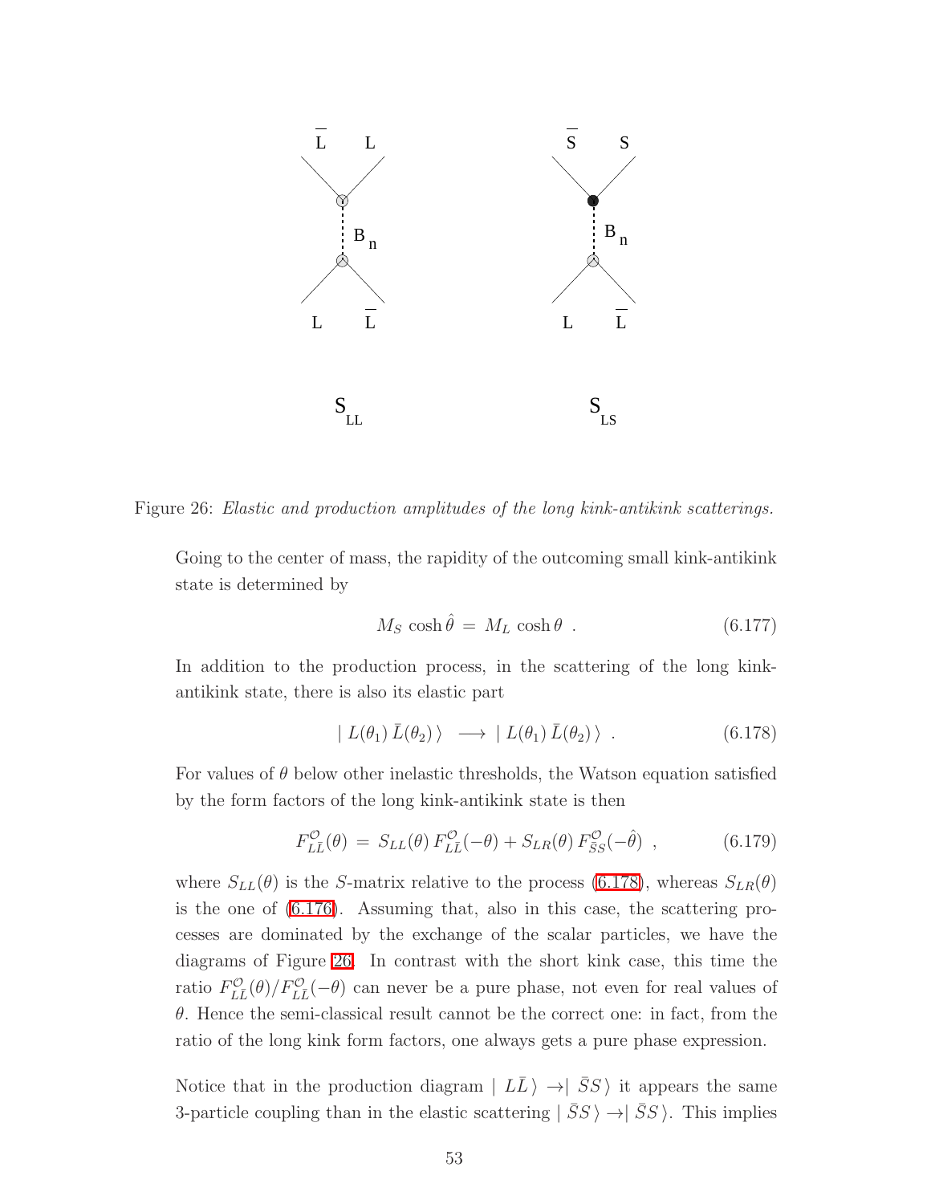Figure 26: *Elastic and production amplitudes of the long kink-antikink scatterings.*

Going to the center of mass, the rapidity of the outcoming small kink-antikink state is determined by

$$M_S \cosh \hat{\theta} \,=\, M_L \cosh \theta \ . \tag{6.177}$$

In addition to the production process, in the scattering of the long kink-antikink state, there is also its elastic part

$$\mid L(\theta_1)\, \bar{L}(\theta_2) \,\rangle \ \longrightarrow \ \mid L(\theta_1)\, \bar{L}(\theta_2) \,\rangle \ . \tag{6.178}$$

For values of $\theta$ below other inelastic thresholds, the Watson equation satisfied by the form factors of the long kink-antikink state is then

$$F^{\mathcal{O}}_{L\bar{L}}(\theta) \,=\, S_{LL}(\theta)\, F^{\mathcal{O}}_{L\bar{L}}(-\theta) + S_{LR}(\theta)\, F^{\mathcal{O}}_{\bar{S}S}(-\hat{\theta}) \ , \tag{6.179}$$

where $S_{LL}(\theta)$ is the $S$-matrix relative to the process (6.178), whereas $S_{LR}(\theta)$ is the one of (6.176). Assuming that, also in this case, the scattering processes are dominated by the exchange of the scalar particles, we have the diagrams of Figure 26. In contrast with the short kink case, this time the ratio $F^{\mathcal{O}}_{L\bar{L}}(\theta)/F^{\mathcal{O}}_{L\bar{L}}(-\theta)$ can never be a pure phase, not even for real values of $\theta$. Hence the semi-classical result cannot be the correct one: in fact, from the ratio of the long kink form factors, one always gets a pure phase expression.

Notice that in the production diagram $\mid L\bar{L}\,\rangle \rightarrow \mid \bar{S}S\,\rangle$ it appears the same 3-particle coupling than in the elastic scattering $\mid \bar{S}S\,\rangle \rightarrow \mid \bar{S}S\,\rangle$. This implies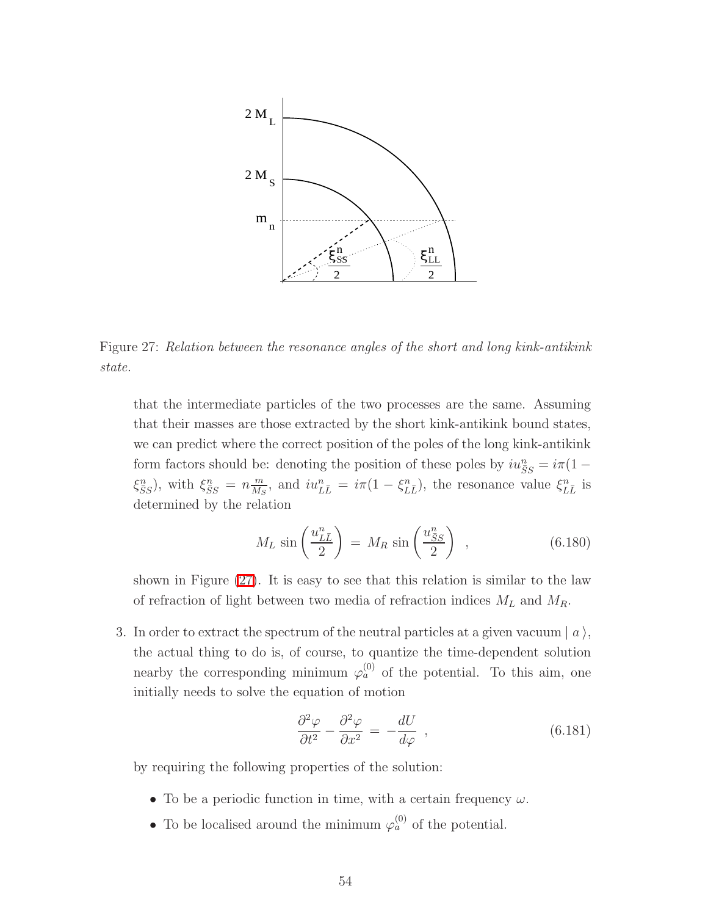Figure 27: *Relation between the resonance angles of the short and long kink-antikink state.*

that the intermediate particles of the two processes are the same. Assuming that their masses are those extracted by the short kink-antikink bound states, we can predict where the correct position of the poles of the long kink-antikink form factors should be: denoting the position of these poles by $iu^n_{\bar{S}S} = i\pi(1 - \xi^n_{\bar{S}S})$, with $\xi^n_{\bar{S}S} = n\frac{m}{M_S}$, and $iu^n_{L\bar{L}} = i\pi(1 - \xi^n_{L\bar{L}})$, the resonance value $\xi^n_{L\bar{L}}$ is determined by the relation

$$M_L \sin\left(\frac{u^n_{L\bar{L}}}{2}\right) = M_R \sin\left(\frac{u^n_{\bar{S}S}}{2}\right) \quad , \tag{6.180}$$

shown in Figure (27). It is easy to see that this relation is similar to the law of refraction of light between two media of refraction indices $M_L$ and $M_R$.

3. In order to extract the spectrum of the neutral particles at a given vacuum $|\, a \,\rangle$, the actual thing to do is, of course, to quantize the time-dependent solution nearby the corresponding minimum $\varphi^{(0)}_a$ of the potential. To this aim, one initially needs to solve the equation of motion

$$\frac{\partial^2 \varphi}{\partial t^2} - \frac{\partial^2 \varphi}{\partial x^2} = -\frac{dU}{d\varphi} \quad , \tag{6.181}$$

by requiring the following properties of the solution:

- To be a periodic function in time, with a certain frequency $\omega$.
- To be localised around the minimum $\varphi^{(0)}_a$ of the potential.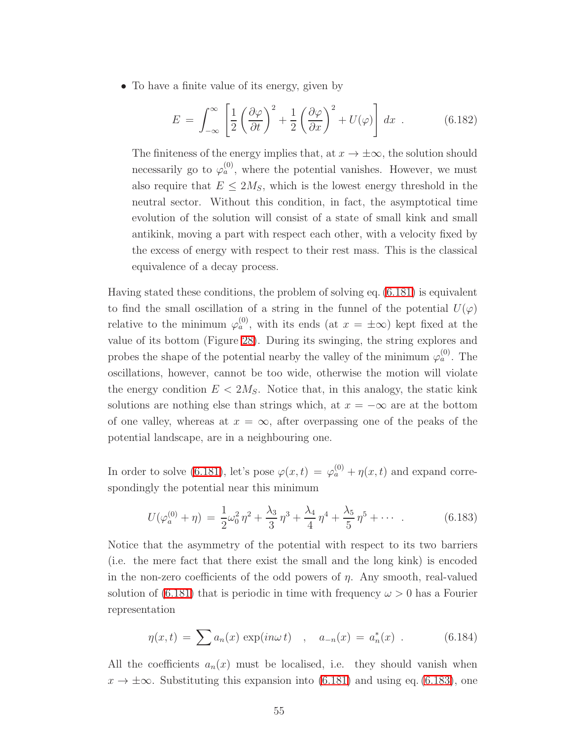- To have a finite value of its energy, given by

$$E = \int_{-\infty}^{\infty} \left[ \frac{1}{2} \left( \frac{\partial \varphi}{\partial t} \right)^2 + \frac{1}{2} \left( \frac{\partial \varphi}{\partial x} \right)^2 + U(\varphi) \right] dx \ . \tag{6.182}$$

  The finiteness of the energy implies that, at $x \to \pm\infty$, the solution should necessarily go to $\varphi_a^{(0)}$, where the potential vanishes. However, we must also require that $E \leq 2M_S$, which is the lowest energy threshold in the neutral sector. Without this condition, in fact, the asymptotical time evolution of the solution will consist of a state of small kink and small antikink, moving a part with respect each other, with a velocity fixed by the excess of energy with respect to their rest mass. This is the classical equivalence of a decay process.

Having stated these conditions, the problem of solving eq. (6.181) is equivalent to find the small oscillation of a string in the funnel of the potential $U(\varphi)$ relative to the minimum $\varphi_a^{(0)}$, with its ends (at $x = \pm\infty$) kept fixed at the value of its bottom (Figure 28). During its swinging, the string explores and probes the shape of the potential nearby the valley of the minimum $\varphi_a^{(0)}$. The oscillations, however, cannot be too wide, otherwise the motion will violate the energy condition $E < 2M_S$. Notice that, in this analogy, the static kink solutions are nothing else than strings which, at $x = -\infty$ are at the bottom of one valley, whereas at $x = \infty$, after overpassing one of the peaks of the potential landscape, are in a neighbouring one.

In order to solve (6.181), let's pose $\varphi(x,t) = \varphi_a^{(0)} + \eta(x,t)$ and expand correspondingly the potential near this minimum

$$U(\varphi_a^{(0)} + \eta) = \frac{1}{2}\omega_0^2 \, \eta^2 + \frac{\lambda_3}{3} \, \eta^3 + \frac{\lambda_4}{4} \, \eta^4 + \frac{\lambda_5}{5} \, \eta^5 + \cdots \ . \tag{6.183}$$

Notice that the asymmetry of the potential with respect to its two barriers (i.e. the mere fact that there exist the small and the long kink) is encoded in the non-zero coefficients of the odd powers of $\eta$. Any smooth, real-valued solution of (6.181) that is periodic in time with frequency $\omega > 0$ has a Fourier representation

$$\eta(x,t) = \sum a_n(x) \exp(in\omega \, t) \quad , \quad a_{-n}(x) = a_n^*(x) \ . \tag{6.184}$$

All the coefficients $a_n(x)$ must be localised, i.e. they should vanish when $x \to \pm\infty$. Substituting this expansion into (6.181) and using eq. (6.183), one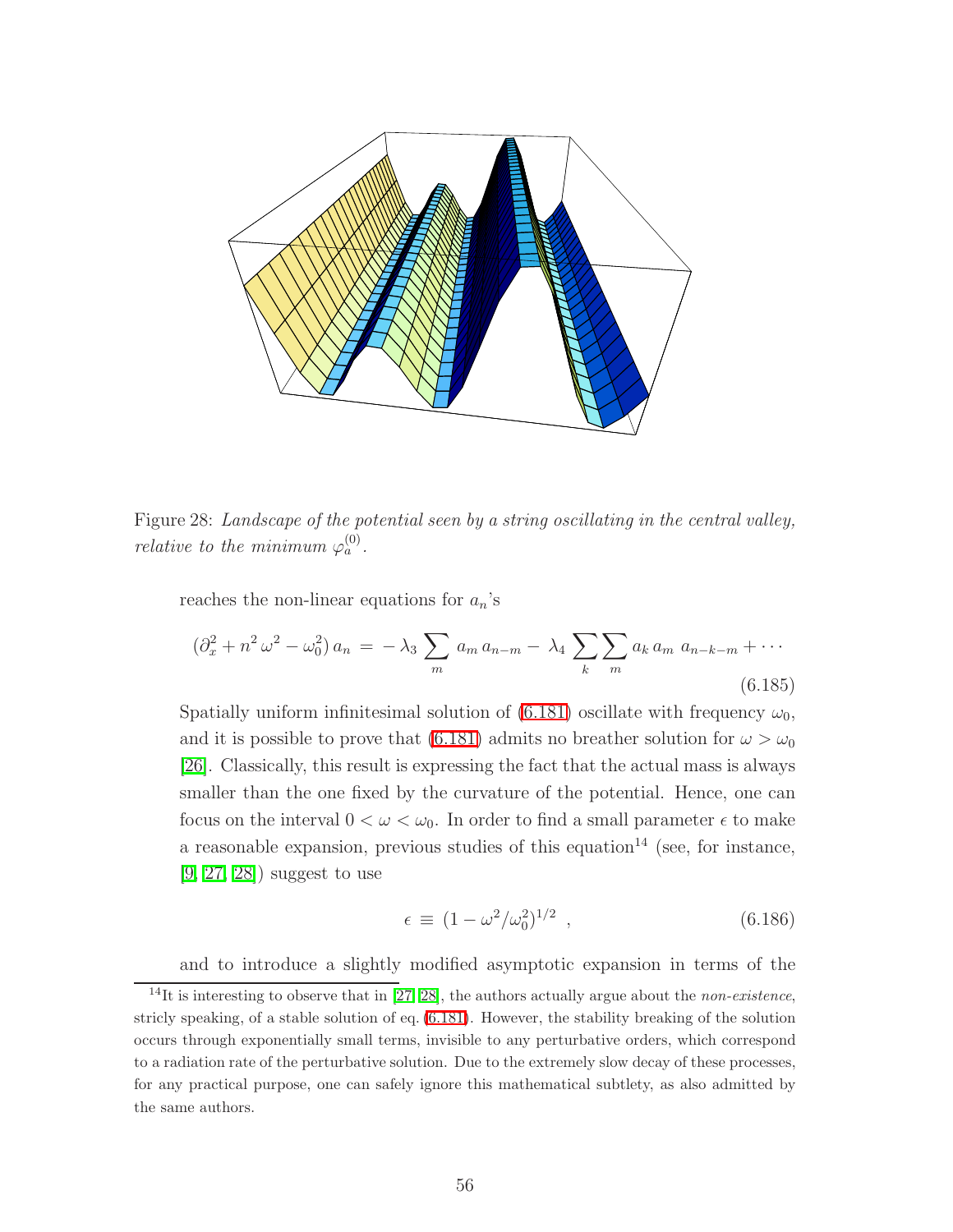Figure 28: *Landscape of the potential seen by a string oscillating in the central valley, relative to the minimum* $\varphi_a^{(0)}$.

reaches the non-linear equations for $a_n$'s

$$(\partial_x^2 + n^2\,\omega^2 - \omega_0^2)\,a_n \,=\, -\,\lambda_3 \sum_m a_m\,a_{n-m} - \,\lambda_4 \sum_k \sum_m a_k\,a_m\;a_{n-k-m} + \cdots \tag{6.185}$$

Spatially uniform infinitesimal solution of (6.181) oscillate with frequency $\omega_0$, and it is possible to prove that (6.181) admits no breather solution for $\omega > \omega_0$ [26]. Classically, this result is expressing the fact that the actual mass is always smaller than the one fixed by the curvature of the potential. Hence, one can focus on the interval $0 < \omega < \omega_0$. In order to find a small parameter $\epsilon$ to make a reasonable expansion, previous studies of this equation[14] (see, for instance, [9, 27, 28]) suggest to use

$$\epsilon \,\equiv\, (1 - \omega^2/\omega_0^2)^{1/2} \;\;, \tag{6.186}$$

and to introduce a slightly modified asymptotic expansion in terms of the

[14] It is interesting to observe that in [27, 28], the authors actually argue about the *non-existence*, stricly speaking, of a stable solution of eq. (6.181). However, the stability breaking of the solution occurs through exponentially small terms, invisible to any perturbative orders, which correspond to a radiation rate of the perturbative solution. Due to the extremely slow decay of these processes, for any practical purpose, one can safely ignore this mathematical subtlety, as also admitted by the same authors.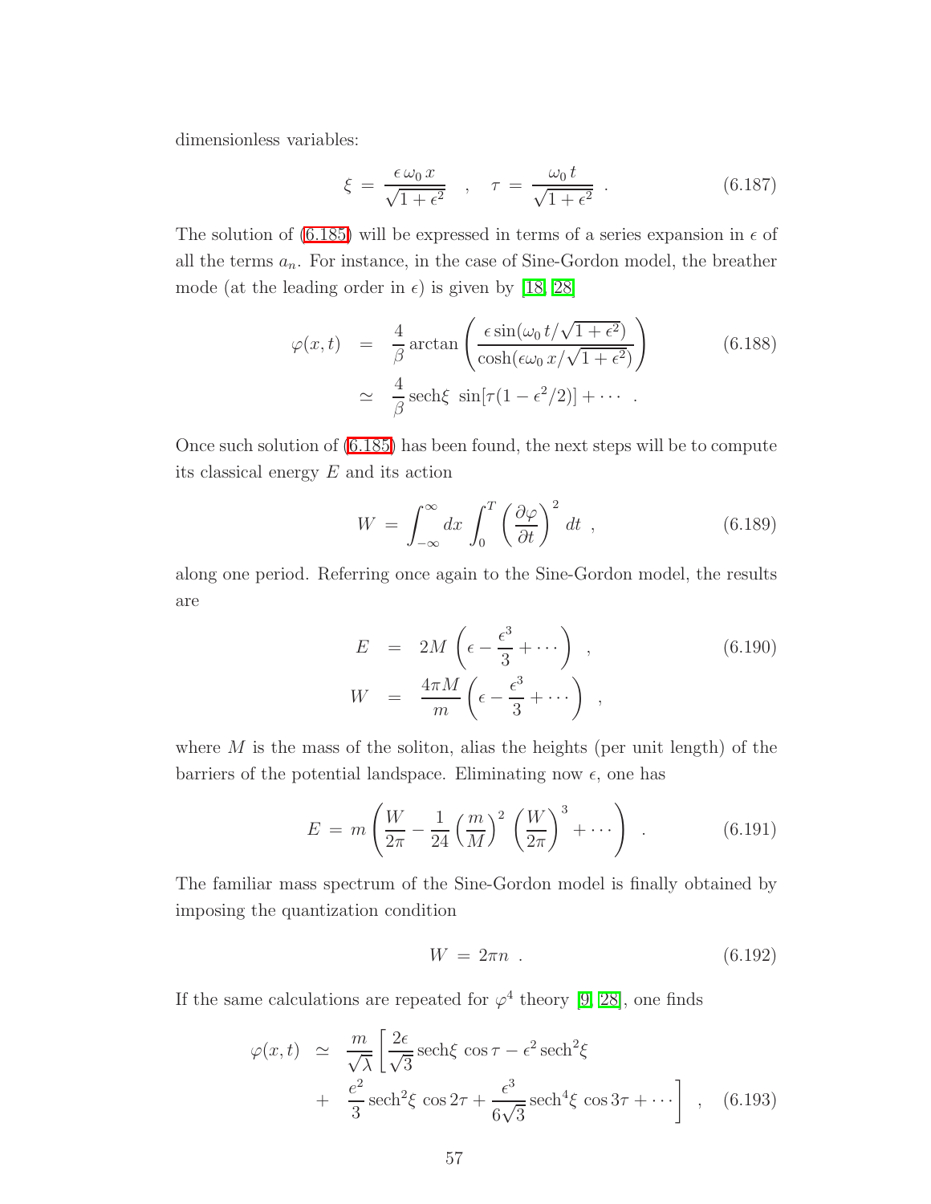dimensionless variables:

$$\xi = \frac{\epsilon\,\omega_0\,x}{\sqrt{1+\epsilon^2}} \quad , \quad \tau = \frac{\omega_0\,t}{\sqrt{1+\epsilon^2}} \quad . \tag{6.187}$$

The solution of (6.185) will be expressed in terms of a series expansion in $\epsilon$ of all the terms $a_n$. For instance, in the case of Sine-Gordon model, the breather mode (at the leading order in $\epsilon$) is given by [18, 28]

$$\begin{aligned} \varphi(x,t) &= \frac{4}{\beta}\arctan\left(\frac{\epsilon\sin(\omega_0\,t/\sqrt{1+\epsilon^2})}{\cosh(\epsilon\omega_0\,x/\sqrt{1+\epsilon^2})}\right) \\ &\simeq \frac{4}{\beta}\,\text{sech}\xi\;\sin[\tau(1-\epsilon^2/2)] + \cdots \quad . \end{aligned} \tag{6.188}$$

Once such solution of (6.185) has been found, the next steps will be to compute its classical energy $E$ and its action

$$W = \int_{-\infty}^{\infty} dx \int_0^T \left(\frac{\partial\varphi}{\partial t}\right)^2 dt \quad , \tag{6.189}$$

along one period. Referring once again to the Sine-Gordon model, the results are

$$\begin{aligned} E &= 2M\left(\epsilon - \frac{\epsilon^3}{3} + \cdots\right) \quad , \\ W &= \frac{4\pi M}{m}\left(\epsilon - \frac{\epsilon^3}{3} + \cdots\right) \quad , \end{aligned} \tag{6.190}$$

where $M$ is the mass of the soliton, alias the heights (per unit length) of the barriers of the potential landspace. Eliminating now $\epsilon$, one has

$$E = m\left(\frac{W}{2\pi} - \frac{1}{24}\left(\frac{m}{M}\right)^2\left(\frac{W}{2\pi}\right)^3 + \cdots\right) \quad . \tag{6.191}$$

The familiar mass spectrum of the Sine-Gordon model is finally obtained by imposing the quantization condition

$$W = 2\pi n \quad . \tag{6.192}$$

If the same calculations are repeated for $\varphi^4$ theory [9, 28], one finds

$$\begin{aligned} \varphi(x,t) \simeq\; & \frac{m}{\sqrt{\lambda}}\left[\frac{2\epsilon}{\sqrt{3}}\,\text{sech}\xi\;\cos\tau - \epsilon^2\,\text{sech}^2\xi \right. \\ +\; & \left. \frac{\epsilon^2}{3}\,\text{sech}^2\xi\;\cos 2\tau + \frac{\epsilon^3}{6\sqrt{3}}\,\text{sech}^4\xi\;\cos 3\tau + \cdots\right] \quad , \end{aligned} \tag{6.193}$$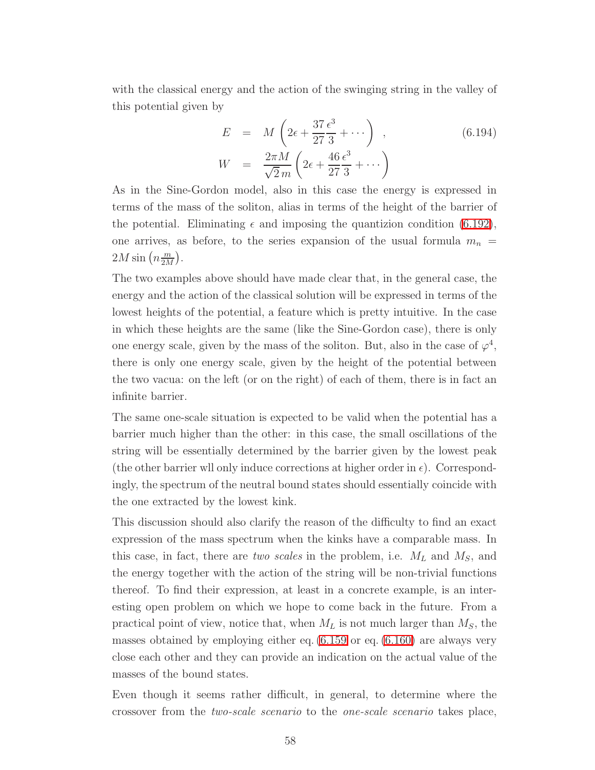with the classical energy and the action of the swinging string in the valley of this potential given by

$$
\begin{aligned}
E &= M\left(2\epsilon + \frac{37}{27}\frac{\epsilon^3}{3} + \cdots\right) \ , \qquad (6.194)\\
W &= \frac{2\pi M}{\sqrt{2}\, m}\left(2\epsilon + \frac{46}{27}\frac{\epsilon^3}{3} + \cdots\right)
\end{aligned}
$$

As in the Sine-Gordon model, also in this case the energy is expressed in terms of the mass of the soliton, alias in terms of the height of the barrier of the potential. Eliminating $\epsilon$ and imposing the quantizion condition (6.192), one arrives, as before, to the series expansion of the usual formula $m_n = 2M\sin\left(n\frac{m}{2M}\right)$.

The two examples above should have made clear that, in the general case, the energy and the action of the classical solution will be expressed in terms of the lowest heights of the potential, a feature which is pretty intuitive. In the case in which these heights are the same (like the Sine-Gordon case), there is only one energy scale, given by the mass of the soliton. But, also in the case of $\varphi^4$, there is only one energy scale, given by the height of the potential between the two vacua: on the left (or on the right) of each of them, there is in fact an infinite barrier.

The same one-scale situation is expected to be valid when the potential has a barrier much higher than the other: in this case, the small oscillations of the string will be essentially determined by the barrier given by the lowest peak (the other barrier wll only induce corrections at higher order in $\epsilon$). Correspondingly, the spectrum of the neutral bound states should essentially coincide with the one extracted by the lowest kink.

This discussion should also clarify the reason of the difficulty to find an exact expression of the mass spectrum when the kinks have a comparable mass. In this case, in fact, there are *two scales* in the problem, i.e. $M_L$ and $M_S$, and the energy together with the action of the string will be non-trivial functions thereof. To find their expression, at least in a concrete example, is an interesting open problem on which we hope to come back in the future. From a practical point of view, notice that, when $M_L$ is not much larger than $M_S$, the masses obtained by employing either eq. (6.159 or eq. (6.160) are always very close each other and they can provide an indication on the actual value of the masses of the bound states.

Even though it seems rather difficult, in general, to determine where the crossover from the *two-scale scenario* to the *one-scale scenario* takes place,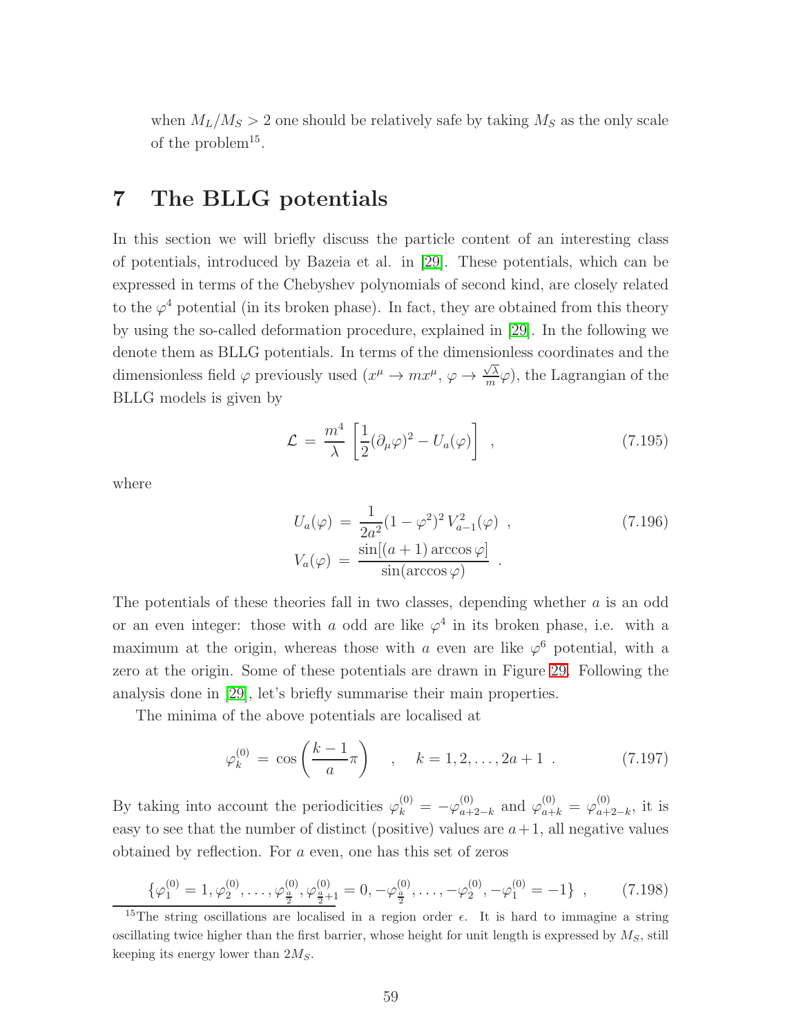when $M_L/M_S > 2$ one should be relatively safe by taking $M_S$ as the only scale of the problem[15].

# 7 The BLLG potentials

In this section we will briefly discuss the particle content of an interesting class of potentials, introduced by Bazeia et al. in [29]. These potentials, which can be expressed in terms of the Chebyshev polynomials of second kind, are closely related to the $\varphi^4$ potential (in its broken phase). In fact, they are obtained from this theory by using the so-called deformation procedure, explained in [29]. In the following we denote them as BLLG potentials. In terms of the dimensionless coordinates and the dimensionless field $\varphi$ previously used ($x^\mu \to m x^\mu$, $\varphi \to \frac{\sqrt{\lambda}}{m}\varphi$), the Lagrangian of the BLLG models is given by

$$
\mathcal{L} = \frac{m^4}{\lambda}\left[\frac{1}{2}(\partial_\mu \varphi)^2 - U_a(\varphi)\right] \ , \tag{7.195}
$$

where

$$
\begin{aligned}
U_a(\varphi) &= \frac{1}{2a^2}(1-\varphi^2)^2\, V_{a-1}^2(\varphi) \ , \\
V_a(\varphi) &= \frac{\sin[(a+1)\arccos\varphi]}{\sin(\arccos\varphi)} \ .
\end{aligned} \tag{7.196}
$$

The potentials of these theories fall in two classes, depending whether $a$ is an odd or an even integer: those with $a$ odd are like $\varphi^4$ in its broken phase, i.e. with a maximum at the origin, whereas those with $a$ even are like $\varphi^6$ potential, with a zero at the origin. Some of these potentials are drawn in Figure 29. Following the analysis done in [29], let's briefly summarise their main properties.

The minima of the above potentials are localised at

$$
\varphi_k^{(0)} = \cos\left(\frac{k-1}{a}\pi\right) \quad , \quad k = 1, 2, \ldots, 2a+1 \ . \tag{7.197}
$$

By taking into account the periodicities $\varphi_k^{(0)} = -\varphi_{a+2-k}^{(0)}$ and $\varphi_{a+k}^{(0)} = \varphi_{a+2-k}^{(0)}$, it is easy to see that the number of distinct (positive) values are $a+1$, all negative values obtained by reflection. For $a$ even, one has this set of zeros

$$
\{\varphi_1^{(0)} = 1, \varphi_2^{(0)}, \ldots, \varphi_{\frac{a}{2}}^{(0)}, \varphi_{\frac{a}{2}+1}^{(0)} = 0, -\varphi_{\frac{a}{2}}^{(0)}, \ldots, -\varphi_2^{(0)}, -\varphi_1^{(0)} = -1\} \ , \tag{7.198}
$$

[15] The string oscillations are localised in a region order $\epsilon$. It is hard to immagine a string oscillating twice higher than the first barrier, whose height for unit length is expressed by $M_S$, still keeping its energy lower than $2M_S$.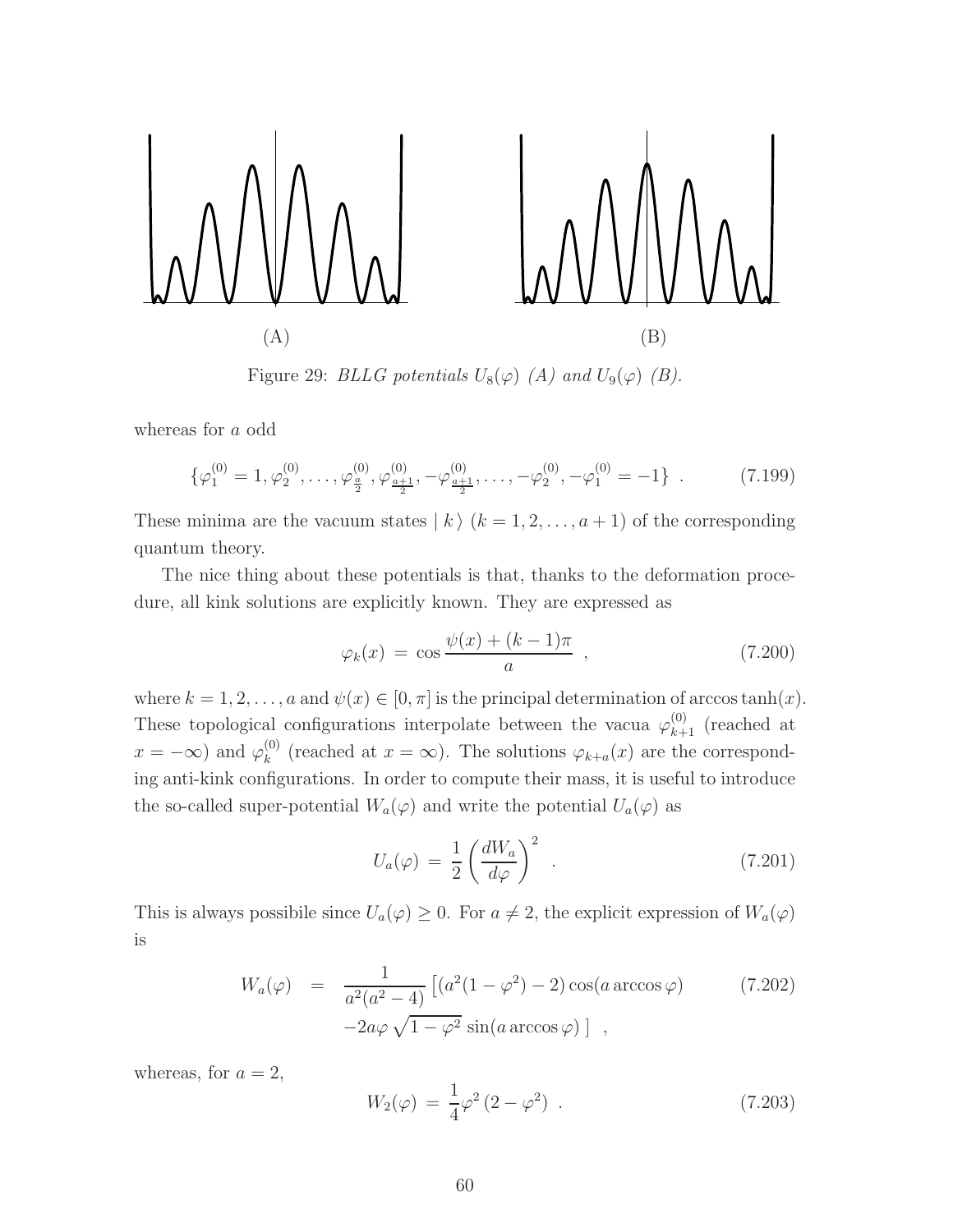(A) (B)

Figure 29: *BLLG potentials $U_8(\varphi)$ (A) and $U_9(\varphi)$ (B).*

whereas for $a$ odd

$$\{\varphi_1^{(0)} = 1, \varphi_2^{(0)}, \ldots, \varphi_{\frac{a}{2}}^{(0)}, \varphi_{\frac{a+1}{2}}^{(0)}, -\varphi_{\frac{a+1}{2}}^{(0)}, \ldots, -\varphi_2^{(0)}, -\varphi_1^{(0)} = -1\} \ . \tag{7.199}$$

These minima are the vacuum states $|\, k\,\rangle$ ($k = 1, 2, \ldots, a+1$) of the corresponding quantum theory.

The nice thing about these potentials is that, thanks to the deformation procedure, all kink solutions are explicitly known. They are expressed as

$$\varphi_k(x) \,=\, \cos\frac{\psi(x) + (k-1)\pi}{a} \ , \tag{7.200}$$

where $k = 1, 2, \ldots, a$ and $\psi(x) \in [0, \pi]$ is the principal determination of $\arccos\tanh(x)$. These topological configurations interpolate between the vacua $\varphi_{k+1}^{(0)}$ (reached at $x = -\infty$) and $\varphi_k^{(0)}$ (reached at $x = \infty$). The solutions $\varphi_{k+a}(x)$ are the corresponding anti-kink configurations. In order to compute their mass, it is useful to introduce the so-called super-potential $W_a(\varphi)$ and write the potential $U_a(\varphi)$ as

$$U_a(\varphi) \,=\, \frac{1}{2}\left(\frac{dW_a}{d\varphi}\right)^2 \ . \tag{7.201}$$

This is always possibile since $U_a(\varphi) \geq 0$. For $a \neq 2$, the explicit expression of $W_a(\varphi)$ is

$$\begin{aligned} W_a(\varphi) \;=\; & \frac{1}{a^2(a^2-4)}\left[(a^2(1-\varphi^2) - 2)\cos(a \arccos\varphi)\right. \\ & \left. -2a\varphi\sqrt{1-\varphi^2}\,\sin(a\arccos\varphi)\,\right] \ , \end{aligned} \tag{7.202}$$

whereas, for $a = 2$,

$$W_2(\varphi) \,=\, \frac{1}{4}\varphi^2\,(2 - \varphi^2) \ . \tag{7.203}$$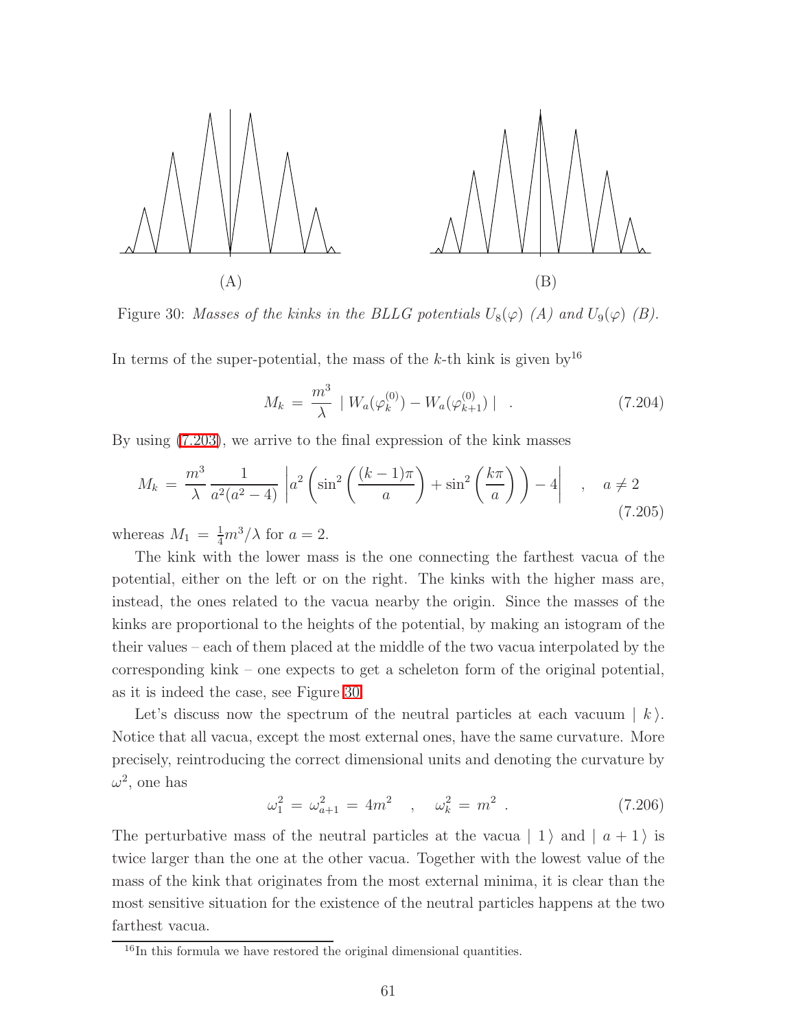(A) (B)

Figure 30: *Masses of the kinks in the BLLG potentials $U_8(\varphi)$ (A) and $U_9(\varphi)$ (B).*

In terms of the super-potential, the mass of the $k$-th kink is given by[16]

$$M_k = \frac{m^3}{\lambda} \mid W_a(\varphi_k^{(0)}) - W_a(\varphi_{k+1}^{(0)}) \mid \quad . \tag{7.204}$$

By using (7.203), we arrive to the final expression of the kink masses

$$M_k = \frac{m^3}{\lambda} \frac{1}{a^2(a^2-4)} \left| a^2 \left( \sin^2\left(\frac{(k-1)\pi}{a}\right) + \sin^2\left(\frac{k\pi}{a}\right)\right) - 4 \right| \quad , \quad a \neq 2 \tag{7.205}$$

whereas $M_1 = \frac{1}{4} m^3/\lambda$ for $a = 2$.

The kink with the lower mass is the one connecting the farthest vacua of the potential, either on the left or on the right. The kinks with the higher mass are, instead, the ones related to the vacua nearby the origin. Since the masses of the kinks are proportional to the heights of the potential, by making an istogram of the their values – each of them placed at the middle of the two vacua interpolated by the corresponding kink – one expects to get a scheleton form of the original potential, as it is indeed the case, see Figure 30.

Let's discuss now the spectrum of the neutral particles at each vacuum $\mid k \rangle$. Notice that all vacua, except the most external ones, have the same curvature. More precisely, reintroducing the correct dimensional units and denoting the curvature by $\omega^2$, one has

$$\omega_1^2 = \omega_{a+1}^2 = 4m^2 \quad , \quad \omega_k^2 = m^2 \ . \tag{7.206}$$

The perturbative mass of the neutral particles at the vacua $\mid 1 \rangle$ and $\mid a+1 \rangle$ is twice larger than the one at the other vacua. Together with the lowest value of the mass of the kink that originates from the most external minima, it is clear than the most sensitive situation for the existence of the neutral particles happens at the two farthest vacua.

[16] In this formula we have restored the original dimensional quantities.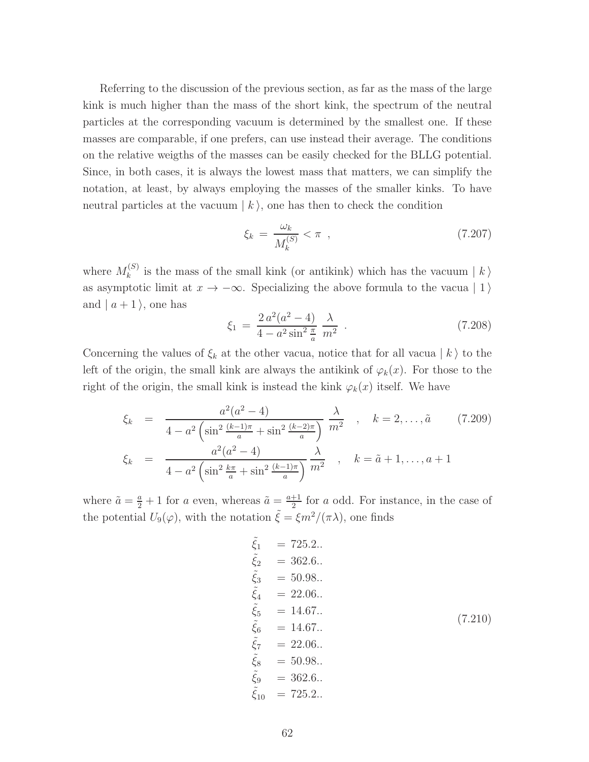Referring to the discussion of the previous section, as far as the mass of the large kink is much higher than the mass of the short kink, the spectrum of the neutral particles at the corresponding vacuum is determined by the smallest one. If these masses are comparable, if one prefers, can use instead their average. The conditions on the relative weigths of the masses can be easily checked for the BLLG potential. Since, in both cases, it is always the lowest mass that matters, we can simplify the notation, at least, by always employing the masses of the smaller kinks. To have neutral particles at the vacuum $\mid k \,\rangle$, one has then to check the condition

$$\xi_k \,=\, \frac{\omega_k}{M_k^{(S)}} < \pi \;\;, \tag{7.207}$$

where $M_k^{(S)}$ is the mass of the small kink (or antikink) which has the vacuum $\mid k \,\rangle$ as asymptotic limit at $x \to -\infty$. Specializing the above formula to the vacua $\mid 1 \,\rangle$ and $\mid a+1 \,\rangle$, one has

$$\xi_1 \,=\, \frac{2\,a^2(a^2-4)}{4 - a^2 \sin^2 \frac{\pi}{a}} \;\frac{\lambda}{m^2} \;\;. \tag{7.208}$$

Concerning the values of $\xi_k$ at the other vacua, notice that for all vacua $\mid k \,\rangle$ to the left of the origin, the small kink are always the antikink of $\varphi_k(x)$. For those to the right of the origin, the small kink is instead the kink $\varphi_k(x)$ itself. We have

$$\begin{aligned}
\xi_k &= \frac{a^2(a^2-4)}{4 - a^2\left(\sin^2 \frac{(k-1)\pi}{a} + \sin^2 \frac{(k-2)\pi}{a}\right)} \;\frac{\lambda}{m^2} \quad , \quad k = 2, \ldots, \tilde{a} \\
\xi_k &= \frac{a^2(a^2-4)}{4 - a^2\left(\sin^2 \frac{k\pi}{a} + \sin^2 \frac{(k-1)\pi}{a}\right)} \;\frac{\lambda}{m^2} \quad , \quad k = \tilde{a}+1, \ldots, a+1
\end{aligned} \tag{7.209}$$

where $\tilde{a} = \frac{a}{2} + 1$ for $a$ even, whereas $\tilde{a} = \frac{a+1}{2}$ for $a$ odd. For instance, in the case of the potential $U_9(\varphi)$, with the notation $\tilde{\xi} = \xi m^2/(\pi\lambda)$, one finds

$$\begin{aligned}
\tilde{\xi}_1 &= 725.2.. \\
\tilde{\xi}_2 &= 362.6.. \\
\tilde{\xi}_3 &= 50.98.. \\
\tilde{\xi}_4 &= 22.06.. \\
\tilde{\xi}_5 &= 14.67.. \\
\tilde{\xi}_6 &= 14.67.. \\
\tilde{\xi}_7 &= 22.06.. \\
\tilde{\xi}_8 &= 50.98.. \\
\tilde{\xi}_9 &= 362.6.. \\
\tilde{\xi}_{10} &= 725.2..
\end{aligned} \tag{7.210}$$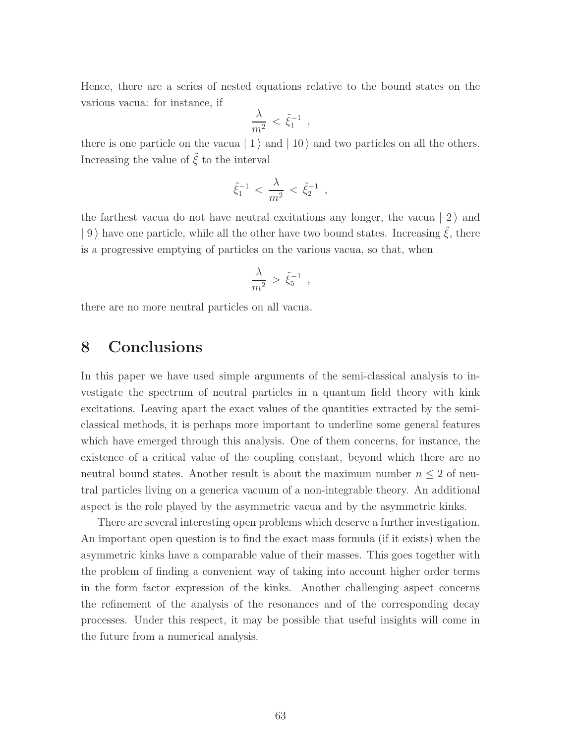Hence, there are a series of nested equations relative to the bound states on the various vacua: for instance, if

$$\frac{\lambda}{m^2} < \tilde{\xi}_1^{-1} ,$$

there is one particle on the vacua $| \, 1 \, \rangle$ and $| \, 10 \, \rangle$ and two particles on all the others. Increasing the value of $\tilde{\xi}$ to the interval

$$\tilde{\xi}_1^{-1} < \frac{\lambda}{m^2} < \tilde{\xi}_2^{-1} ,$$

the farthest vacua do not have neutral excitations any longer, the vacua $| \, 2 \, \rangle$ and $| \, 9 \, \rangle$ have one particle, while all the other have two bound states. Increasing $\tilde{\xi}$, there is a progressive emptying of particles on the various vacua, so that, when

$$\frac{\lambda}{m^2} > \tilde{\xi}_5^{-1} ,$$

there are no more neutral particles on all vacua.

# 8 Conclusions

In this paper we have used simple arguments of the semi-classical analysis to investigate the spectrum of neutral particles in a quantum field theory with kink excitations. Leaving apart the exact values of the quantities extracted by the semi-classical methods, it is perhaps more important to underline some general features which have emerged through this analysis. One of them concerns, for instance, the existence of a critical value of the coupling constant, beyond which there are no neutral bound states. Another result is about the maximum number $n \leq 2$ of neutral particles living on a generica vacuum of a non-integrable theory. An additional aspect is the role played by the asymmetric vacua and by the asymmetric kinks.

There are several interesting open problems which deserve a further investigation. An important open question is to find the exact mass formula (if it exists) when the asymmetric kinks have a comparable value of their masses. This goes together with the problem of finding a convenient way of taking into account higher order terms in the form factor expression of the kinks. Another challenging aspect concerns the refinement of the analysis of the resonances and of the corresponding decay processes. Under this respect, it may be possible that useful insights will come in the future from a numerical analysis.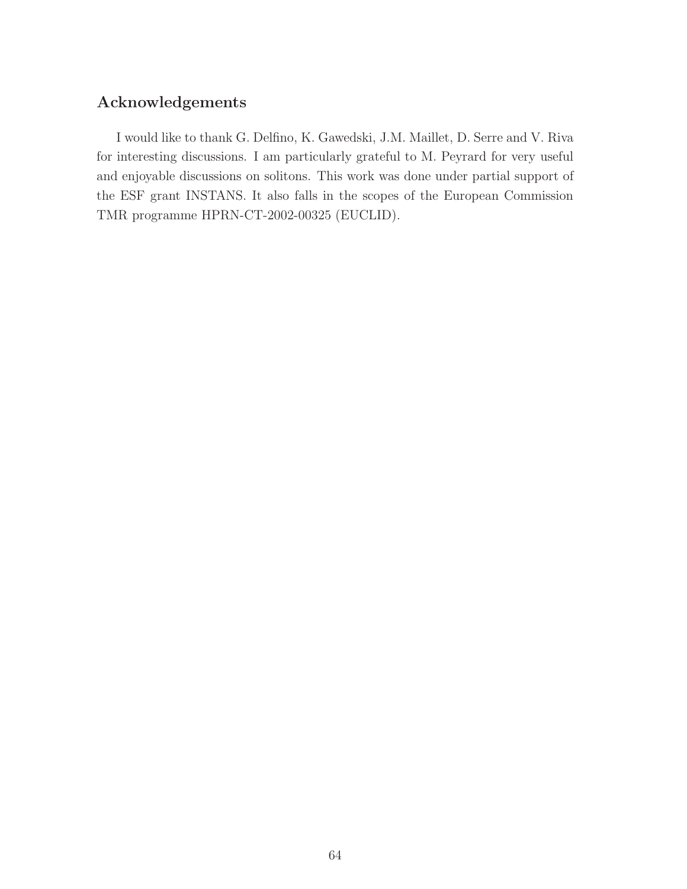## Acknowledgements

I would like to thank G. Delfino, K. Gawedski, J.M. Maillet, D. Serre and V. Riva for interesting discussions. I am particularly grateful to M. Peyrard for very useful and enjoyable discussions on solitons. This work was done under partial support of the ESF grant INSTANS. It also falls in the scopes of the European Commission TMR programme HPRN-CT-2002-00325 (EUCLID).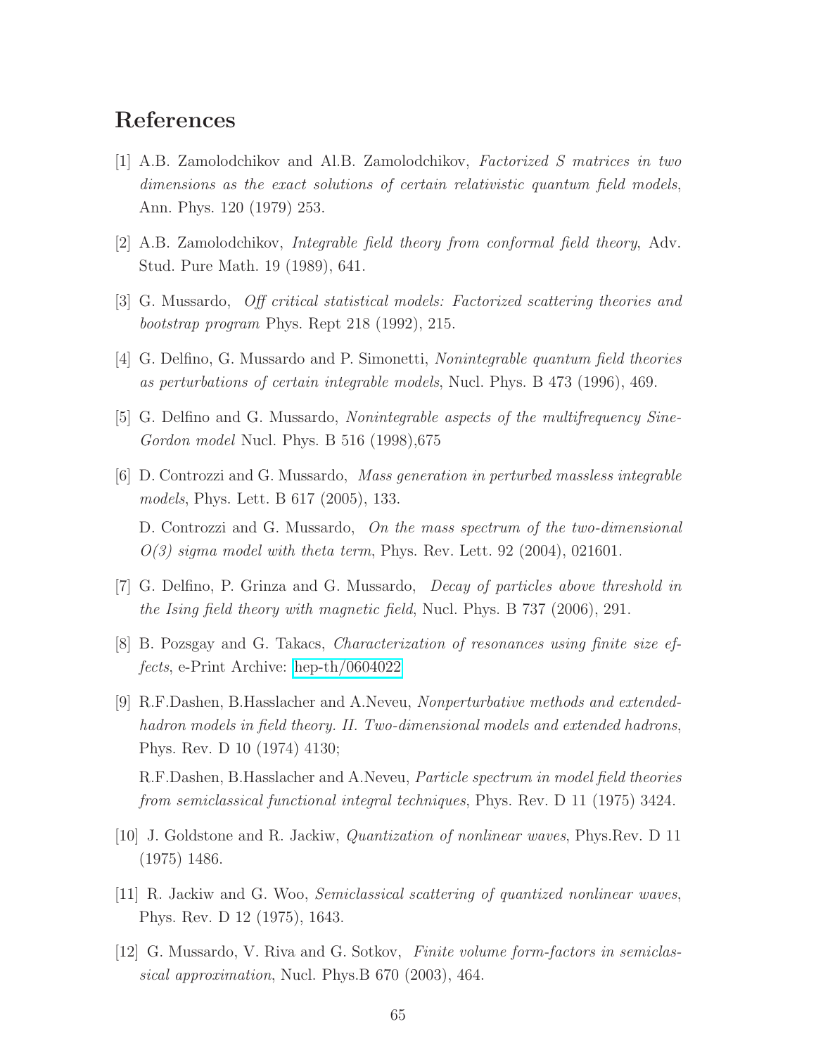# References

[1] A.B. Zamolodchikov and Al.B. Zamolodchikov, *Factorized S matrices in two dimensions as the exact solutions of certain relativistic quantum field models*, Ann. Phys. 120 (1979) 253.

[2] A.B. Zamolodchikov, *Integrable field theory from conformal field theory*, Adv. Stud. Pure Math. 19 (1989), 641.

[3] G. Mussardo, *Off critical statistical models: Factorized scattering theories and bootstrap program* Phys. Rept 218 (1992), 215.

[4] G. Delfino, G. Mussardo and P. Simonetti, *Nonintegrable quantum field theories as perturbations of certain integrable models*, Nucl. Phys. B 473 (1996), 469.

[5] G. Delfino and G. Mussardo, *Nonintegrable aspects of the multifrequency Sine-Gordon model* Nucl. Phys. B 516 (1998),675

[6] D. Controzzi and G. Mussardo, *Mass generation in perturbed massless integrable models*, Phys. Lett. B 617 (2005), 133.

D. Controzzi and G. Mussardo, *On the mass spectrum of the two-dimensional O(3) sigma model with theta term*, Phys. Rev. Lett. 92 (2004), 021601.

[7] G. Delfino, P. Grinza and G. Mussardo, *Decay of particles above threshold in the Ising field theory with magnetic field*, Nucl. Phys. B 737 (2006), 291.

[8] B. Pozsgay and G. Takacs, *Characterization of resonances using finite size effects*, e-Print Archive: hep-th/0604022

[9] R.F.Dashen, B.Hasslacher and A.Neveu, *Nonperturbative methods and extended-hadron models in field theory. II. Two-dimensional models and extended hadrons*, Phys. Rev. D 10 (1974) 4130;

R.F.Dashen, B.Hasslacher and A.Neveu, *Particle spectrum in model field theories from semiclassical functional integral techniques*, Phys. Rev. D 11 (1975) 3424.

[10] J. Goldstone and R. Jackiw, *Quantization of nonlinear waves*, Phys.Rev. D 11 (1975) 1486.

[11] R. Jackiw and G. Woo, *Semiclassical scattering of quantized nonlinear waves*, Phys. Rev. D 12 (1975), 1643.

[12] G. Mussardo, V. Riva and G. Sotkov, *Finite volume form-factors in semiclassical approximation*, Nucl. Phys.B 670 (2003), 464.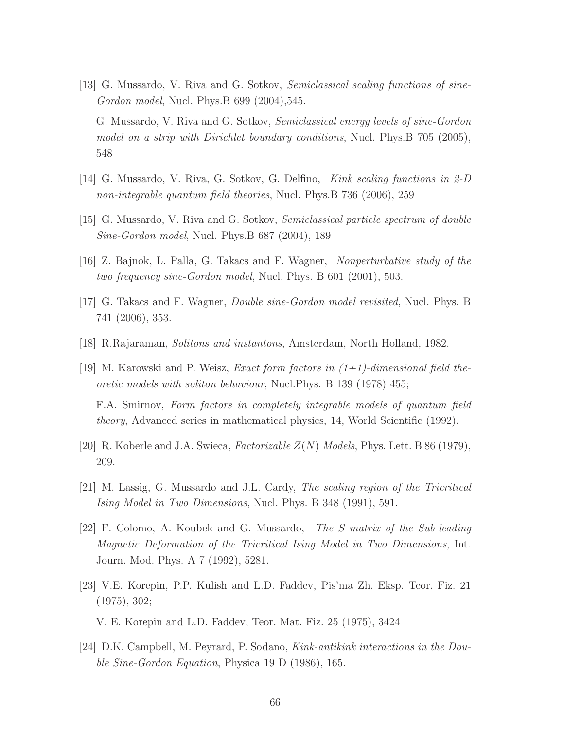[13] G. Mussardo, V. Riva and G. Sotkov, *Semiclassical scaling functions of sine-Gordon model*, Nucl. Phys.B 699 (2004),545.

G. Mussardo, V. Riva and G. Sotkov, *Semiclassical energy levels of sine-Gordon model on a strip with Dirichlet boundary conditions*, Nucl. Phys.B 705 (2005), 548

[14] G. Mussardo, V. Riva, G. Sotkov, G. Delfino, *Kink scaling functions in 2-D non-integrable quantum field theories*, Nucl. Phys.B 736 (2006), 259

[15] G. Mussardo, V. Riva and G. Sotkov, *Semiclassical particle spectrum of double Sine-Gordon model*, Nucl. Phys.B 687 (2004), 189

[16] Z. Bajnok, L. Palla, G. Takacs and F. Wagner, *Nonperturbative study of the two frequency sine-Gordon model*, Nucl. Phys. B 601 (2001), 503.

[17] G. Takacs and F. Wagner, *Double sine-Gordon model revisited*, Nucl. Phys. B 741 (2006), 353.

[18] R.Rajaraman, *Solitons and instantons*, Amsterdam, North Holland, 1982.

[19] M. Karowski and P. Weisz, *Exact form factors in (1+1)-dimensional field theoretic models with soliton behaviour*, Nucl.Phys. B 139 (1978) 455;

F.A. Smirnov, *Form factors in completely integrable models of quantum field theory*, Advanced series in mathematical physics, 14, World Scientific (1992).

[20] R. Koberle and J.A. Swieca, *Factorizable $Z(N)$ Models*, Phys. Lett. B 86 (1979), 209.

[21] M. Lassig, G. Mussardo and J.L. Cardy, *The scaling region of the Tricritical Ising Model in Two Dimensions*, Nucl. Phys. B 348 (1991), 591.

[22] F. Colomo, A. Koubek and G. Mussardo, *The S-matrix of the Sub-leading Magnetic Deformation of the Tricritical Ising Model in Two Dimensions*, Int. Journ. Mod. Phys. A 7 (1992), 5281.

[23] V.E. Korepin, P.P. Kulish and L.D. Faddev, Pis'ma Zh. Eksp. Teor. Fiz. 21 (1975), 302;

V. E. Korepin and L.D. Faddev, Teor. Mat. Fiz. 25 (1975), 3424

[24] D.K. Campbell, M. Peyrard, P. Sodano, *Kink-antikink interactions in the Double Sine-Gordon Equation*, Physica 19 D (1986), 165.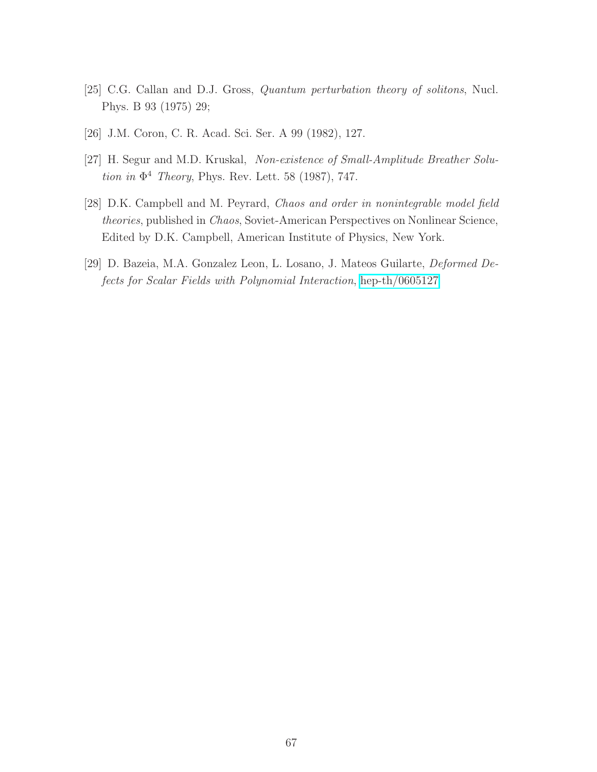[25] C.G. Callan and D.J. Gross, *Quantum perturbation theory of solitons*, Nucl. Phys. B 93 (1975) 29;

[26] J.M. Coron, C. R. Acad. Sci. Ser. A 99 (1982), 127.

[27] H. Segur and M.D. Kruskal, *Non-existence of Small-Amplitude Breather Solution in $\Phi^4$ Theory*, Phys. Rev. Lett. 58 (1987), 747.

[28] D.K. Campbell and M. Peyrard, *Chaos and order in nonintegrable model field theories*, published in *Chaos*, Soviet-American Perspectives on Nonlinear Science, Edited by D.K. Campbell, American Institute of Physics, New York.

[29] D. Bazeia, M.A. Gonzalez Leon, L. Losano, J. Mateos Guilarte, *Deformed Defects for Scalar Fields with Polynomial Interaction*, hep-th/0605127